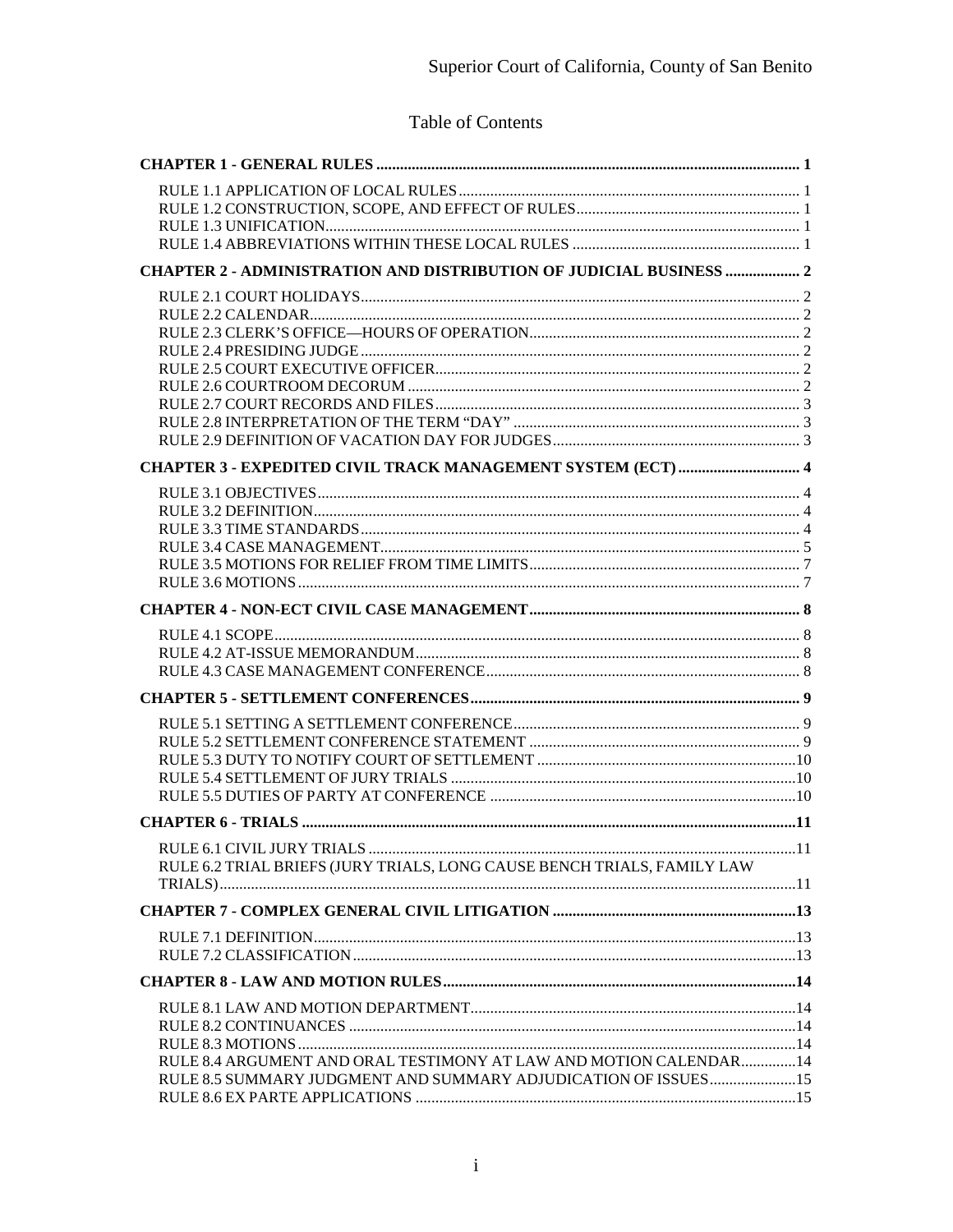# Table of Contents

**CHAPTER 1 - GENERAL RULES** ..... 1

- RULE 1.1 APPLICATION OF LOCAL RULES ..... 1
- RULE 1.2 CONSTRUCTION, SCOPE, AND EFFECT OF RULES ..... 1
- RULE 1.3 UNIFICATION ..... 1
- RULE 1.4 ABBREVIATIONS WITHIN THESE LOCAL RULES ..... 1

**CHAPTER 2 - ADMINISTRATION AND DISTRIBUTION OF JUDICIAL BUSINESS** ..... 2

- RULE 2.1 COURT HOLIDAYS ..... 2
- RULE 2.2 CALENDAR ..... 2
- RULE 2.3 CLERK'S OFFICE—HOURS OF OPERATION ..... 2
- RULE 2.4 PRESIDING JUDGE ..... 2
- RULE 2.5 COURT EXECUTIVE OFFICER ..... 2
- RULE 2.6 COURTROOM DECORUM ..... 2
- RULE 2.7 COURT RECORDS AND FILES ..... 3
- RULE 2.8 INTERPRETATION OF THE TERM "DAY" ..... 3
- RULE 2.9 DEFINITION OF VACATION DAY FOR JUDGES ..... 3

**CHAPTER 3 - EXPEDITED CIVIL TRACK MANAGEMENT SYSTEM (ECT)** ..... 4

- RULE 3.1 OBJECTIVES ..... 4
- RULE 3.2 DEFINITION ..... 4
- RULE 3.3 TIME STANDARDS ..... 4
- RULE 3.4 CASE MANAGEMENT ..... 5
- RULE 3.5 MOTIONS FOR RELIEF FROM TIME LIMITS ..... 7
- RULE 3.6 MOTIONS ..... 7

**CHAPTER 4 - NON-ECT CIVIL CASE MANAGEMENT** ..... 8

- RULE 4.1 SCOPE ..... 8
- RULE 4.2 AT-ISSUE MEMORANDUM ..... 8
- RULE 4.3 CASE MANAGEMENT CONFERENCE ..... 8

**CHAPTER 5 - SETTLEMENT CONFERENCES** ..... 9

- RULE 5.1 SETTING A SETTLEMENT CONFERENCE ..... 9
- RULE 5.2 SETTLEMENT CONFERENCE STATEMENT ..... 9
- RULE 5.3 DUTY TO NOTIFY COURT OF SETTLEMENT ..... 10
- RULE 5.4 SETTLEMENT OF JURY TRIALS ..... 10
- RULE 5.5 DUTIES OF PARTY AT CONFERENCE ..... 10

**CHAPTER 6 - TRIALS** ..... 11

- RULE 6.1 CIVIL JURY TRIALS ..... 11
- RULE 6.2 TRIAL BRIEFS (JURY TRIALS, LONG CAUSE BENCH TRIALS, FAMILY LAW TRIALS) ..... 11

**CHAPTER 7 - COMPLEX GENERAL CIVIL LITIGATION** ..... 13

- RULE 7.1 DEFINITION ..... 13
- RULE 7.2 CLASSIFICATION ..... 13

**CHAPTER 8 - LAW AND MOTION RULES** ..... 14

- RULE 8.1 LAW AND MOTION DEPARTMENT ..... 14
- RULE 8.2 CONTINUANCES ..... 14
- RULE 8.3 MOTIONS ..... 14
- RULE 8.4 ARGUMENT AND ORAL TESTIMONY AT LAW AND MOTION CALENDAR ..... 14
- RULE 8.5 SUMMARY JUDGMENT AND SUMMARY ADJUDICATION OF ISSUES ..... 15
- RULE 8.6 EX PARTE APPLICATIONS ..... 15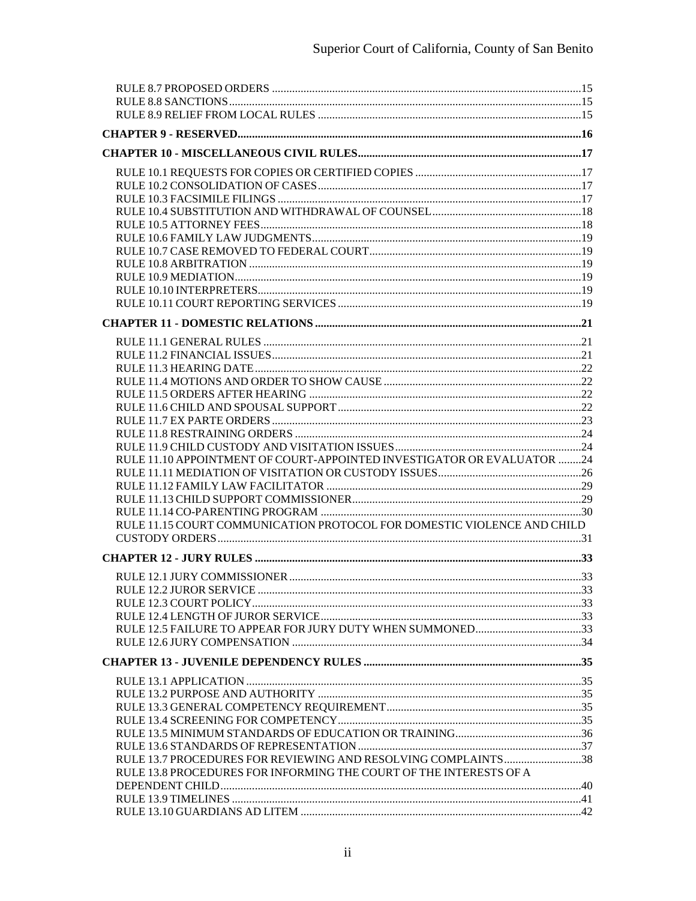RULE 8.7 PROPOSED ORDERS ....15
RULE 8.8 SANCTIONS....15
RULE 8.9 RELIEF FROM LOCAL RULES ....15

**CHAPTER 9 - RESERVED....16**

**CHAPTER 10 - MISCELLANEOUS CIVIL RULES....17**

RULE 10.1 REQUESTS FOR COPIES OR CERTIFIED COPIES ....17
RULE 10.2 CONSOLIDATION OF CASES....17
RULE 10.3 FACSIMILE FILINGS ....17
RULE 10.4 SUBSTITUTION AND WITHDRAWAL OF COUNSEL....18
RULE 10.5 ATTORNEY FEES....18
RULE 10.6 FAMILY LAW JUDGMENTS....19
RULE 10.7 CASE REMOVED TO FEDERAL COURT....19
RULE 10.8 ARBITRATION ....19
RULE 10.9 MEDIATION....19
RULE 10.10 INTERPRETERS....19
RULE 10.11 COURT REPORTING SERVICES ....19

**CHAPTER 11 - DOMESTIC RELATIONS ....21**

RULE 11.1 GENERAL RULES ....21
RULE 11.2 FINANCIAL ISSUES....21
RULE 11.3 HEARING DATE....22
RULE 11.4 MOTIONS AND ORDER TO SHOW CAUSE ....22
RULE 11.5 ORDERS AFTER HEARING ....22
RULE 11.6 CHILD AND SPOUSAL SUPPORT....22
RULE 11.7 EX PARTE ORDERS....23
RULE 11.8 RESTRAINING ORDERS ....24
RULE 11.9 CHILD CUSTODY AND VISITATION ISSUES....24
RULE 11.10 APPOINTMENT OF COURT-APPOINTED INVESTIGATOR OR EVALUATOR ....24
RULE 11.11 MEDIATION OF VISITATION OR CUSTODY ISSUES....26
RULE 11.12 FAMILY LAW FACILITATOR ....29
RULE 11.13 CHILD SUPPORT COMMISSIONER....29
RULE 11.14 CO-PARENTING PROGRAM ....30
RULE 11.15 COURT COMMUNICATION PROTOCOL FOR DOMESTIC VIOLENCE AND CHILD CUSTODY ORDERS....31

**CHAPTER 12 - JURY RULES ....33**

RULE 12.1 JURY COMMISSIONER....33
RULE 12.2 JUROR SERVICE ....33
RULE 12.3 COURT POLICY....33
RULE 12.4 LENGTH OF JUROR SERVICE....33
RULE 12.5 FAILURE TO APPEAR FOR JURY DUTY WHEN SUMMONED....33
RULE 12.6 JURY COMPENSATION ....34

**CHAPTER 13 - JUVENILE DEPENDENCY RULES ....35**

RULE 13.1 APPLICATION....35
RULE 13.2 PURPOSE AND AUTHORITY ....35
RULE 13.3 GENERAL COMPETENCY REQUIREMENT....35
RULE 13.4 SCREENING FOR COMPETENCY....35
RULE 13.5 MINIMUM STANDARDS OF EDUCATION OR TRAINING....36
RULE 13.6 STANDARDS OF REPRESENTATION....37
RULE 13.7 PROCEDURES FOR REVIEWING AND RESOLVING COMPLAINTS....38
RULE 13.8 PROCEDURES FOR INFORMING THE COURT OF THE INTERESTS OF A DEPENDENT CHILD....40
RULE 13.9 TIMELINES ....41
RULE 13.10 GUARDIANS AD LITEM ....42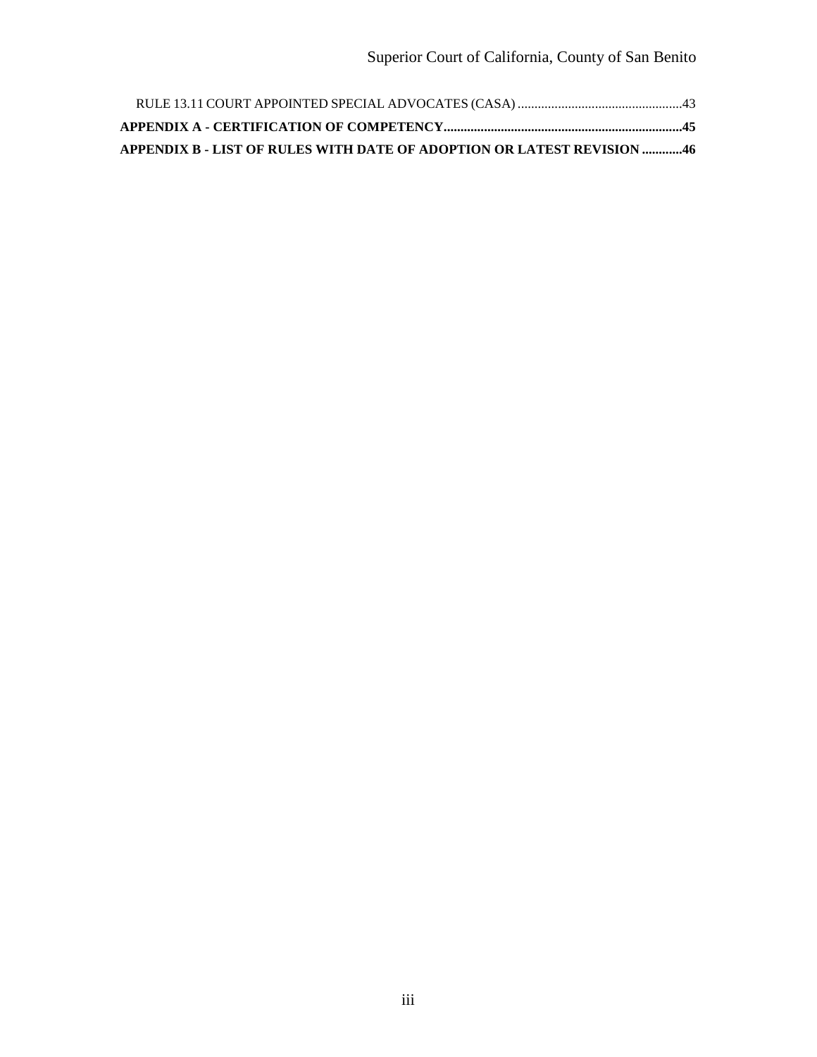RULE 13.11 COURT APPOINTED SPECIAL ADVOCATES (CASA) ....................................................43

**APPENDIX A - CERTIFICATION OF COMPETENCY.......................................................................45**

**APPENDIX B - LIST OF RULES WITH DATE OF ADOPTION OR LATEST REVISION ............46**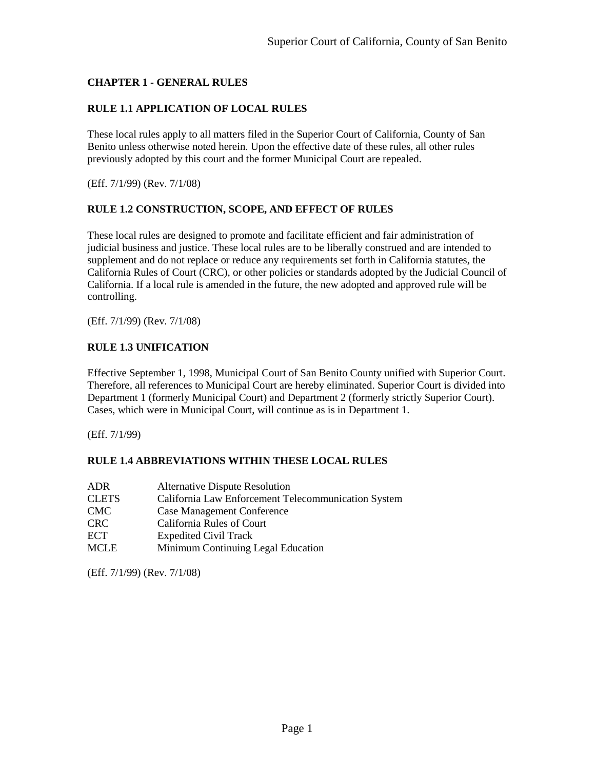## CHAPTER 1 - GENERAL RULES

### RULE 1.1 APPLICATION OF LOCAL RULES

These local rules apply to all matters filed in the Superior Court of California, County of San Benito unless otherwise noted herein. Upon the effective date of these rules, all other rules previously adopted by this court and the former Municipal Court are repealed.

(Eff. 7/1/99) (Rev. 7/1/08)

### RULE 1.2 CONSTRUCTION, SCOPE, AND EFFECT OF RULES

These local rules are designed to promote and facilitate efficient and fair administration of judicial business and justice. These local rules are to be liberally construed and are intended to supplement and do not replace or reduce any requirements set forth in California statutes, the California Rules of Court (CRC), or other policies or standards adopted by the Judicial Council of California. If a local rule is amended in the future, the new adopted and approved rule will be controlling.

(Eff. 7/1/99) (Rev. 7/1/08)

### RULE 1.3 UNIFICATION

Effective September 1, 1998, Municipal Court of San Benito County unified with Superior Court. Therefore, all references to Municipal Court are hereby eliminated. Superior Court is divided into Department 1 (formerly Municipal Court) and Department 2 (formerly strictly Superior Court). Cases, which were in Municipal Court, will continue as is in Department 1.

(Eff. 7/1/99)

### RULE 1.4 ABBREVIATIONS WITHIN THESE LOCAL RULES

| | |
|---|---|
| ADR | Alternative Dispute Resolution |
| CLETS | California Law Enforcement Telecommunication System |
| CMC | Case Management Conference |
| CRC | California Rules of Court |
| ECT | Expedited Civil Track |
| MCLE | Minimum Continuing Legal Education |

(Eff. 7/1/99) (Rev. 7/1/08)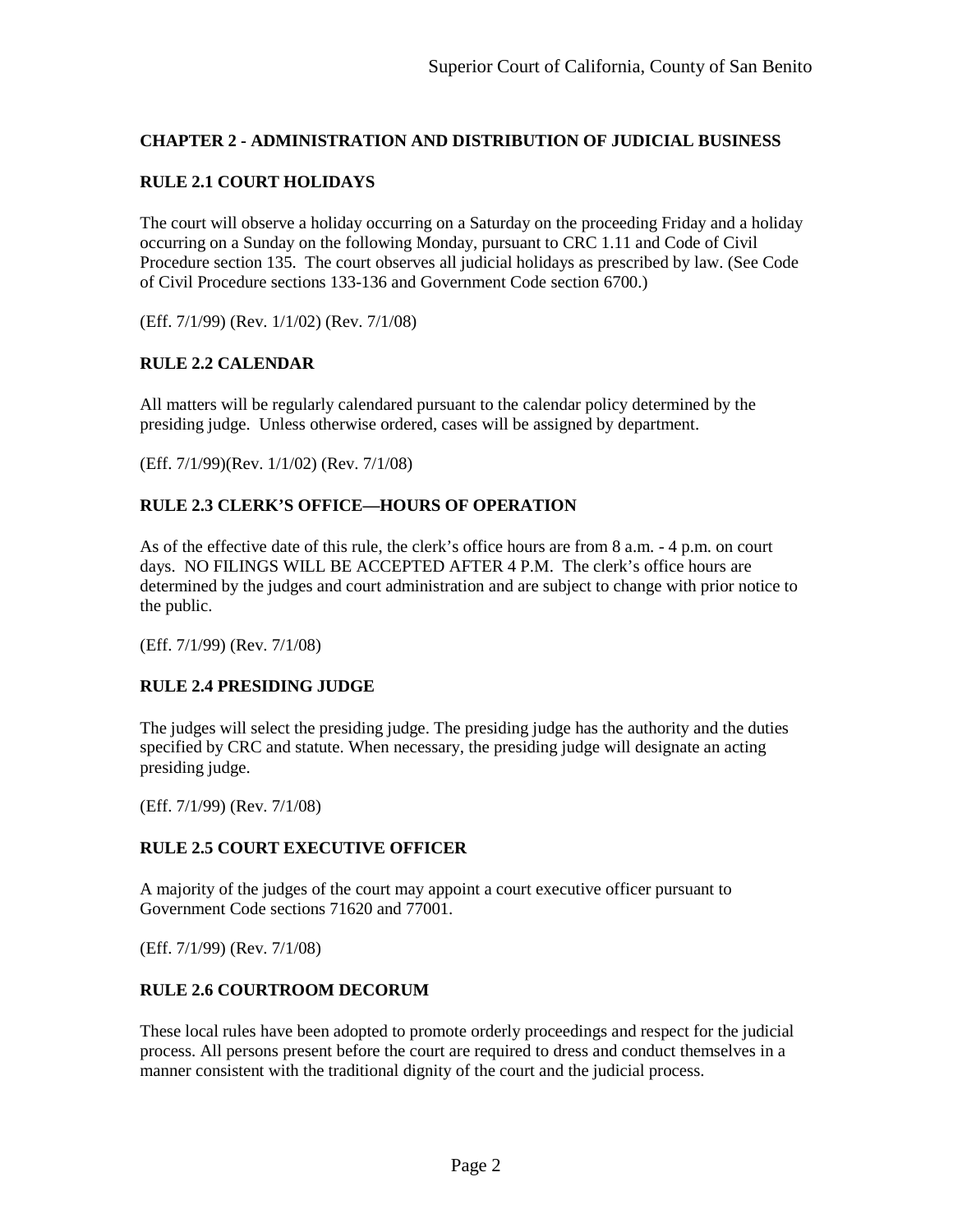## CHAPTER 2 - ADMINISTRATION AND DISTRIBUTION OF JUDICIAL BUSINESS

### RULE 2.1 COURT HOLIDAYS

The court will observe a holiday occurring on a Saturday on the proceeding Friday and a holiday occurring on a Sunday on the following Monday, pursuant to CRC 1.11 and Code of Civil Procedure section 135. The court observes all judicial holidays as prescribed by law. (See Code of Civil Procedure sections 133-136 and Government Code section 6700.)

(Eff. 7/1/99) (Rev. 1/1/02) (Rev. 7/1/08)

### RULE 2.2 CALENDAR

All matters will be regularly calendared pursuant to the calendar policy determined by the presiding judge. Unless otherwise ordered, cases will be assigned by department.

(Eff. 7/1/99)(Rev. 1/1/02) (Rev. 7/1/08)

### RULE 2.3 CLERK'S OFFICE—HOURS OF OPERATION

As of the effective date of this rule, the clerk's office hours are from 8 a.m. - 4 p.m. on court days. NO FILINGS WILL BE ACCEPTED AFTER 4 P.M. The clerk's office hours are determined by the judges and court administration and are subject to change with prior notice to the public.

(Eff. 7/1/99) (Rev. 7/1/08)

### RULE 2.4 PRESIDING JUDGE

The judges will select the presiding judge. The presiding judge has the authority and the duties specified by CRC and statute. When necessary, the presiding judge will designate an acting presiding judge.

(Eff. 7/1/99) (Rev. 7/1/08)

### RULE 2.5 COURT EXECUTIVE OFFICER

A majority of the judges of the court may appoint a court executive officer pursuant to Government Code sections 71620 and 77001.

(Eff. 7/1/99) (Rev. 7/1/08)

### RULE 2.6 COURTROOM DECORUM

These local rules have been adopted to promote orderly proceedings and respect for the judicial process. All persons present before the court are required to dress and conduct themselves in a manner consistent with the traditional dignity of the court and the judicial process.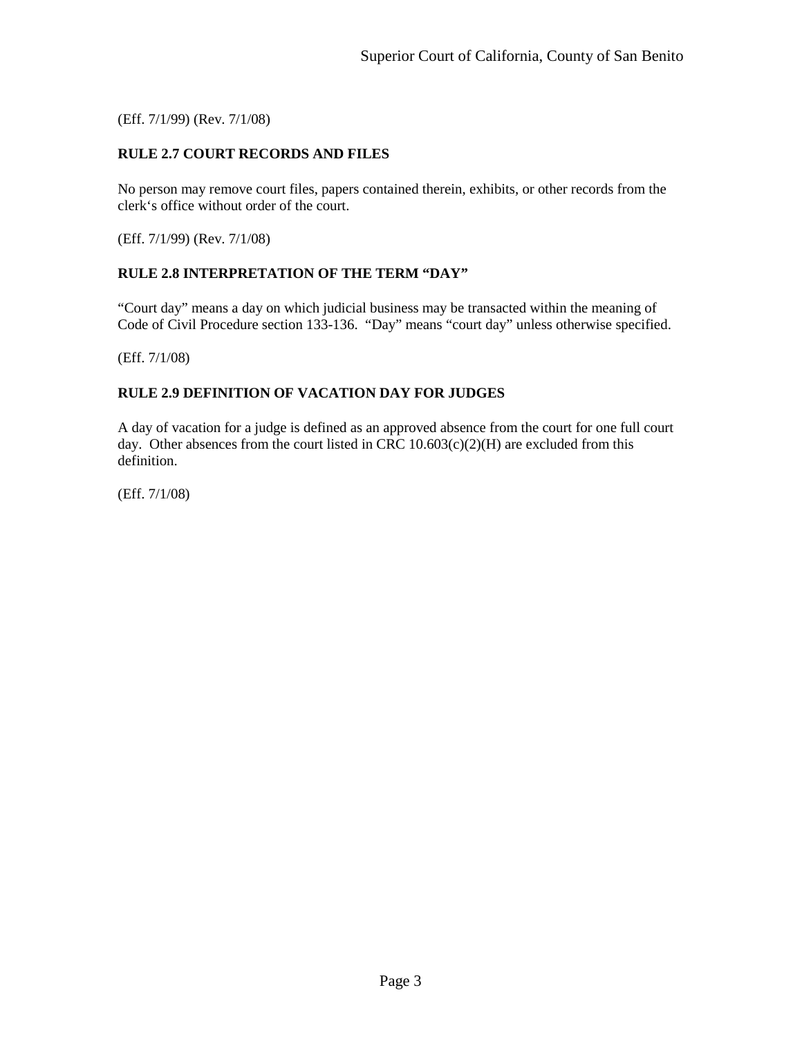(Eff. 7/1/99) (Rev. 7/1/08)

### RULE 2.7 COURT RECORDS AND FILES

No person may remove court files, papers contained therein, exhibits, or other records from the clerk's office without order of the court.

(Eff. 7/1/99) (Rev. 7/1/08)

### RULE 2.8 INTERPRETATION OF THE TERM "DAY"

"Court day" means a day on which judicial business may be transacted within the meaning of Code of Civil Procedure section 133-136. "Day" means "court day" unless otherwise specified.

(Eff. 7/1/08)

### RULE 2.9 DEFINITION OF VACATION DAY FOR JUDGES

A day of vacation for a judge is defined as an approved absence from the court for one full court day. Other absences from the court listed in CRC 10.603(c)(2)(H) are excluded from this definition.

(Eff. 7/1/08)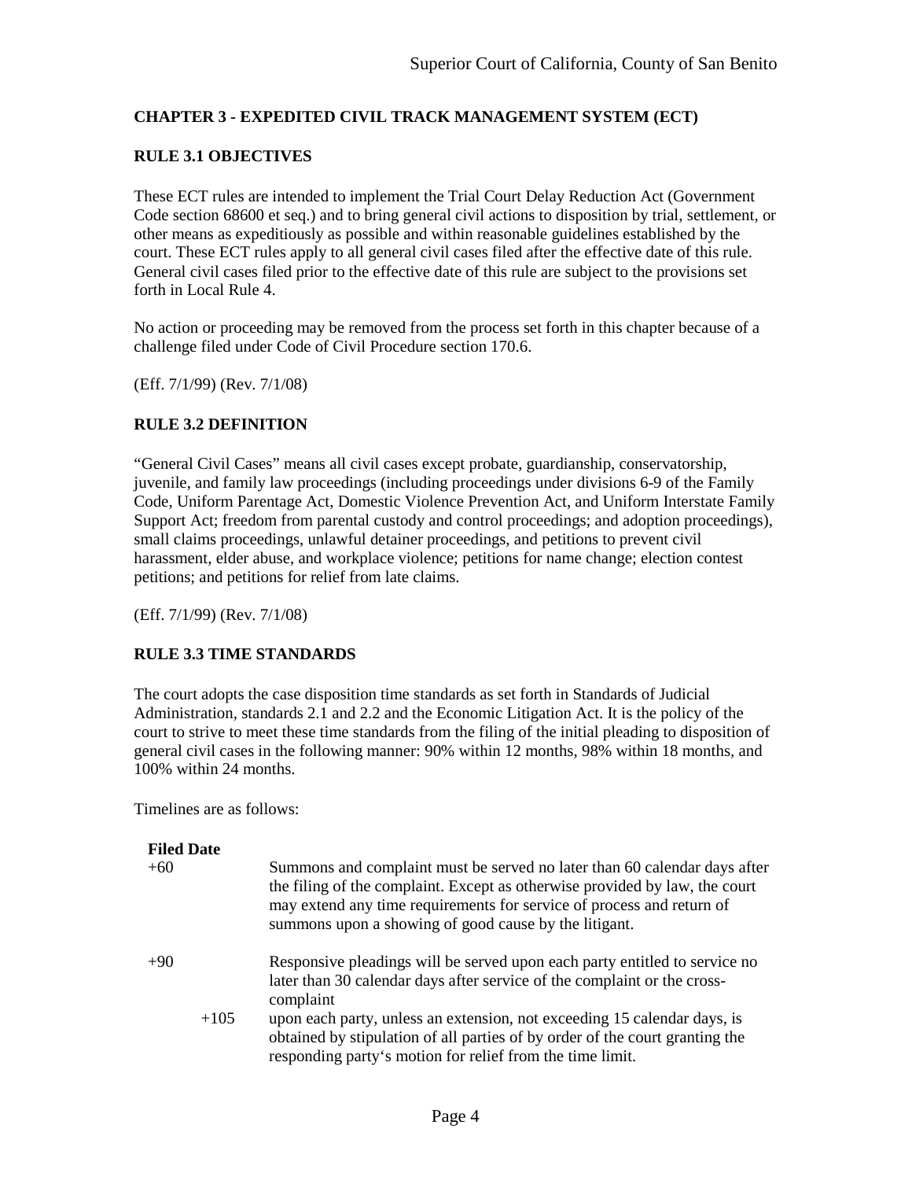## CHAPTER 3 - EXPEDITED CIVIL TRACK MANAGEMENT SYSTEM (ECT)

### RULE 3.1 OBJECTIVES

These ECT rules are intended to implement the Trial Court Delay Reduction Act (Government Code section 68600 et seq.) and to bring general civil actions to disposition by trial, settlement, or other means as expeditiously as possible and within reasonable guidelines established by the court. These ECT rules apply to all general civil cases filed after the effective date of this rule. General civil cases filed prior to the effective date of this rule are subject to the provisions set forth in Local Rule 4.

No action or proceeding may be removed from the process set forth in this chapter because of a challenge filed under Code of Civil Procedure section 170.6.

(Eff. 7/1/99) (Rev. 7/1/08)

### RULE 3.2 DEFINITION

"General Civil Cases" means all civil cases except probate, guardianship, conservatorship, juvenile, and family law proceedings (including proceedings under divisions 6-9 of the Family Code, Uniform Parentage Act, Domestic Violence Prevention Act, and Uniform Interstate Family Support Act; freedom from parental custody and control proceedings; and adoption proceedings), small claims proceedings, unlawful detainer proceedings, and petitions to prevent civil harassment, elder abuse, and workplace violence; petitions for name change; election contest petitions; and petitions for relief from late claims.

(Eff. 7/1/99) (Rev. 7/1/08)

### RULE 3.3 TIME STANDARDS

The court adopts the case disposition time standards as set forth in Standards of Judicial Administration, standards 2.1 and 2.2 and the Economic Litigation Act. It is the policy of the court to strive to meet these time standards from the filing of the initial pleading to disposition of general civil cases in the following manner: 90% within 12 months, 98% within 18 months, and 100% within 24 months.

Timelines are as follows:

| Filed Date | |
|---|---|
| +60 | Summons and complaint must be served no later than 60 calendar days after the filing of the complaint. Except as otherwise provided by law, the court may extend any time requirements for service of process and return of summons upon a showing of good cause by the litigant. |
| +90 | Responsive pleadings will be served upon each party entitled to service no later than 30 calendar days after service of the complaint or the cross-complaint |
| +105 | upon each party, unless an extension, not exceeding 15 calendar days, is obtained by stipulation of all parties of by order of the court granting the responding party's motion for relief from the time limit. |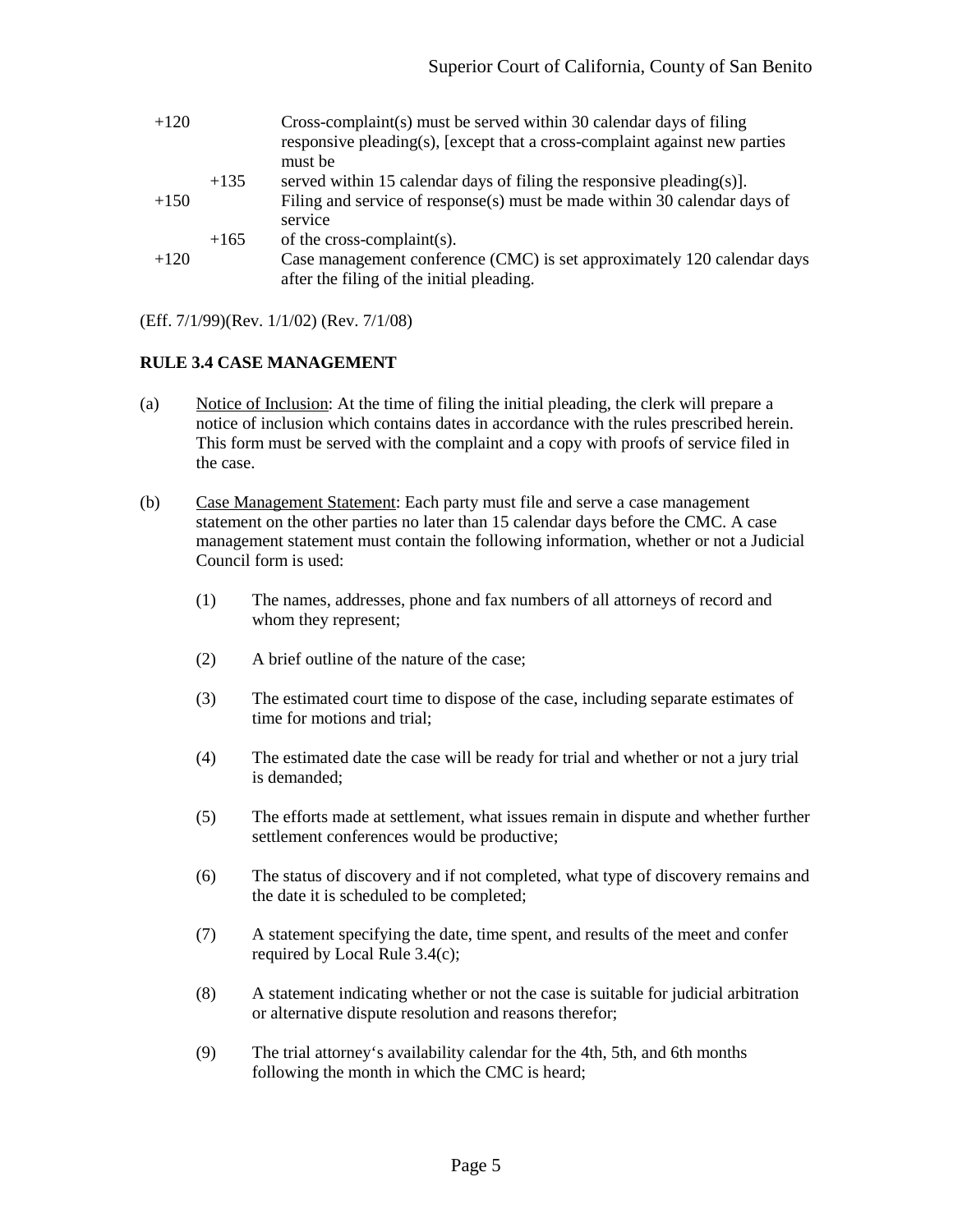| | | |
|---|---|---|
| +120 | | Cross-complaint(s) must be served within 30 calendar days of filing responsive pleading(s), [except that a cross-complaint against new parties must be |
| | +135 | served within 15 calendar days of filing the responsive pleading(s)]. |
| +150 | | Filing and service of response(s) must be made within 30 calendar days of service |
| | +165 | of the cross-complaint(s). |
| +120 | | Case management conference (CMC) is set approximately 120 calendar days after the filing of the initial pleading. |

(Eff. 7/1/99)(Rev. 1/1/02) (Rev. 7/1/08)

**RULE 3.4 CASE MANAGEMENT**

(a) Notice of Inclusion: At the time of filing the initial pleading, the clerk will prepare a notice of inclusion which contains dates in accordance with the rules prescribed herein. This form must be served with the complaint and a copy with proofs of service filed in the case.

(b) Case Management Statement: Each party must file and serve a case management statement on the other parties no later than 15 calendar days before the CMC. A case management statement must contain the following information, whether or not a Judicial Council form is used:

(1) The names, addresses, phone and fax numbers of all attorneys of record and whom they represent;

(2) A brief outline of the nature of the case;

(3) The estimated court time to dispose of the case, including separate estimates of time for motions and trial;

(4) The estimated date the case will be ready for trial and whether or not a jury trial is demanded;

(5) The efforts made at settlement, what issues remain in dispute and whether further settlement conferences would be productive;

(6) The status of discovery and if not completed, what type of discovery remains and the date it is scheduled to be completed;

(7) A statement specifying the date, time spent, and results of the meet and confer required by Local Rule 3.4(c);

(8) A statement indicating whether or not the case is suitable for judicial arbitration or alternative dispute resolution and reasons therefor;

(9) The trial attorney's availability calendar for the 4th, 5th, and 6th months following the month in which the CMC is heard;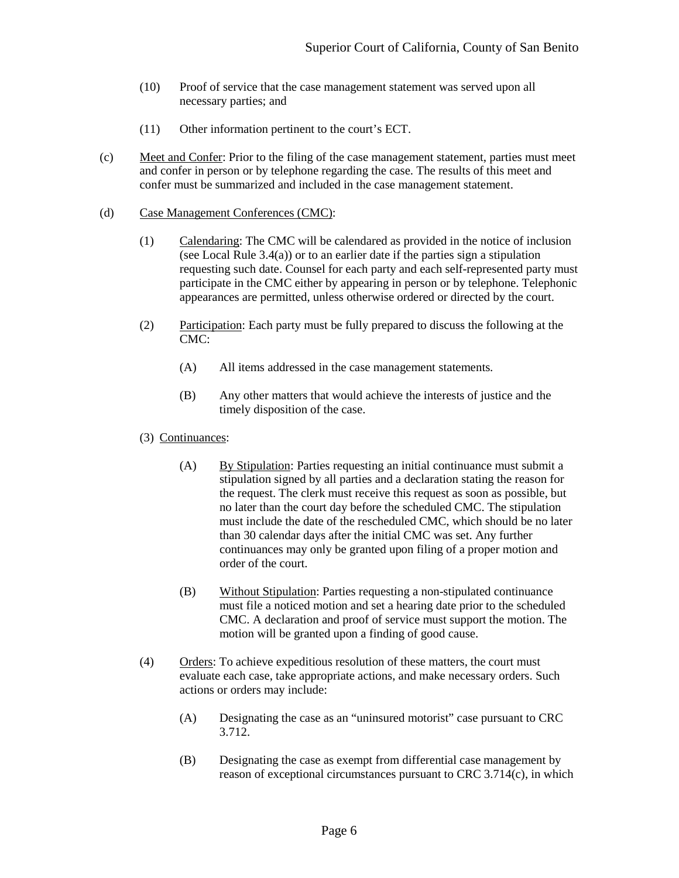(10) Proof of service that the case management statement was served upon all necessary parties; and

(11) Other information pertinent to the court's ECT.

(c) Meet and Confer: Prior to the filing of the case management statement, parties must meet and confer in person or by telephone regarding the case. The results of this meet and confer must be summarized and included in the case management statement.

(d) Case Management Conferences (CMC):

(1) Calendaring: The CMC will be calendared as provided in the notice of inclusion (see Local Rule 3.4(a)) or to an earlier date if the parties sign a stipulation requesting such date. Counsel for each party and each self-represented party must participate in the CMC either by appearing in person or by telephone. Telephonic appearances are permitted, unless otherwise ordered or directed by the court.

(2) Participation: Each party must be fully prepared to discuss the following at the CMC:

(A) All items addressed in the case management statements.

(B) Any other matters that would achieve the interests of justice and the timely disposition of the case.

(3) Continuances:

(A) By Stipulation: Parties requesting an initial continuance must submit a stipulation signed by all parties and a declaration stating the reason for the request. The clerk must receive this request as soon as possible, but no later than the court day before the scheduled CMC. The stipulation must include the date of the rescheduled CMC, which should be no later than 30 calendar days after the initial CMC was set. Any further continuances may only be granted upon filing of a proper motion and order of the court.

(B) Without Stipulation: Parties requesting a non-stipulated continuance must file a noticed motion and set a hearing date prior to the scheduled CMC. A declaration and proof of service must support the motion. The motion will be granted upon a finding of good cause.

(4) Orders: To achieve expeditious resolution of these matters, the court must evaluate each case, take appropriate actions, and make necessary orders. Such actions or orders may include:

(A) Designating the case as an "uninsured motorist" case pursuant to CRC 3.712.

(B) Designating the case as exempt from differential case management by reason of exceptional circumstances pursuant to CRC 3.714(c), in which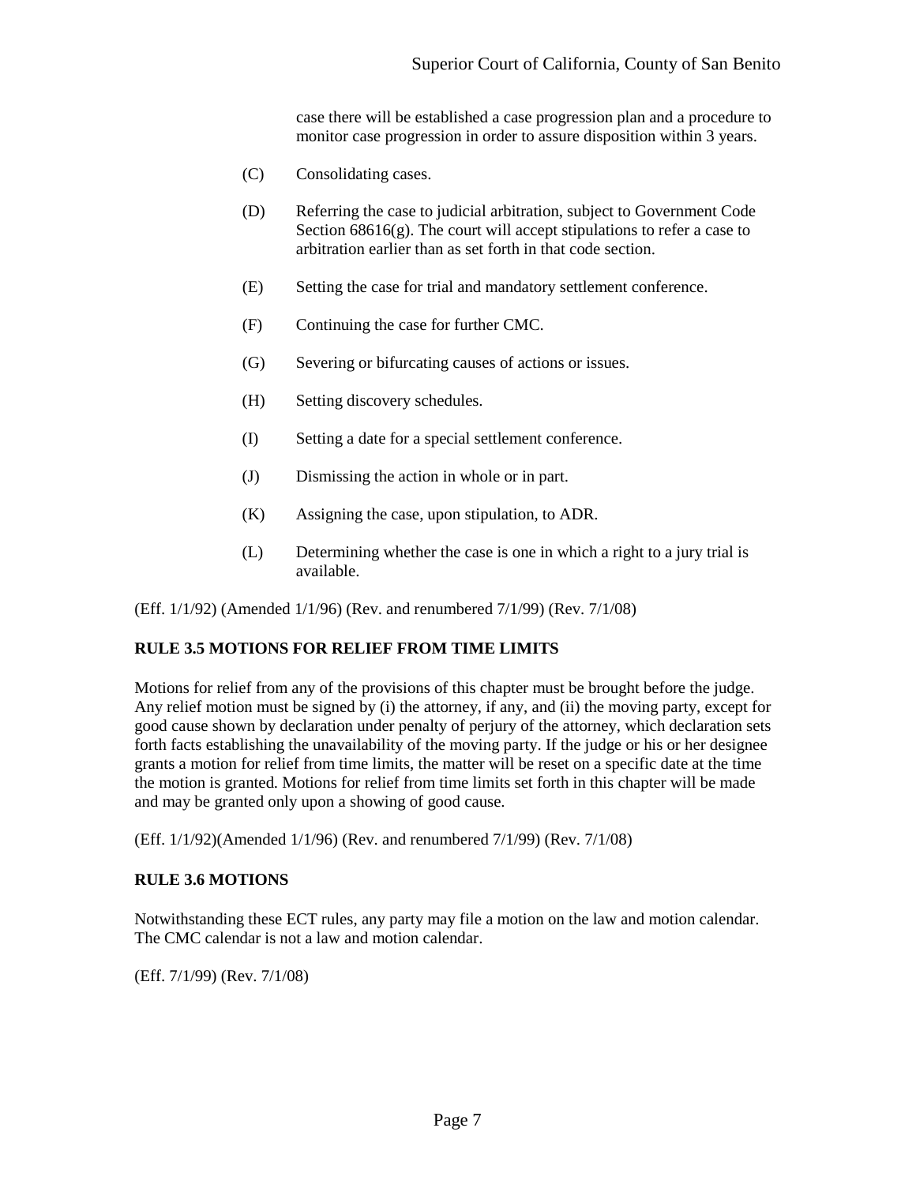case there will be established a case progression plan and a procedure to monitor case progression in order to assure disposition within 3 years.

(C) Consolidating cases.

(D) Referring the case to judicial arbitration, subject to Government Code Section 68616(g). The court will accept stipulations to refer a case to arbitration earlier than as set forth in that code section.

(E) Setting the case for trial and mandatory settlement conference.

(F) Continuing the case for further CMC.

(G) Severing or bifurcating causes of actions or issues.

(H) Setting discovery schedules.

(I) Setting a date for a special settlement conference.

(J) Dismissing the action in whole or in part.

(K) Assigning the case, upon stipulation, to ADR.

(L) Determining whether the case is one in which a right to a jury trial is available.

(Eff. 1/1/92) (Amended 1/1/96) (Rev. and renumbered 7/1/99) (Rev. 7/1/08)

**RULE 3.5 MOTIONS FOR RELIEF FROM TIME LIMITS**

Motions for relief from any of the provisions of this chapter must be brought before the judge. Any relief motion must be signed by (i) the attorney, if any, and (ii) the moving party, except for good cause shown by declaration under penalty of perjury of the attorney, which declaration sets forth facts establishing the unavailability of the moving party. If the judge or his or her designee grants a motion for relief from time limits, the matter will be reset on a specific date at the time the motion is granted. Motions for relief from time limits set forth in this chapter will be made and may be granted only upon a showing of good cause.

(Eff. 1/1/92)(Amended 1/1/96) (Rev. and renumbered 7/1/99) (Rev. 7/1/08)

**RULE 3.6 MOTIONS**

Notwithstanding these ECT rules, any party may file a motion on the law and motion calendar. The CMC calendar is not a law and motion calendar.

(Eff. 7/1/99) (Rev. 7/1/08)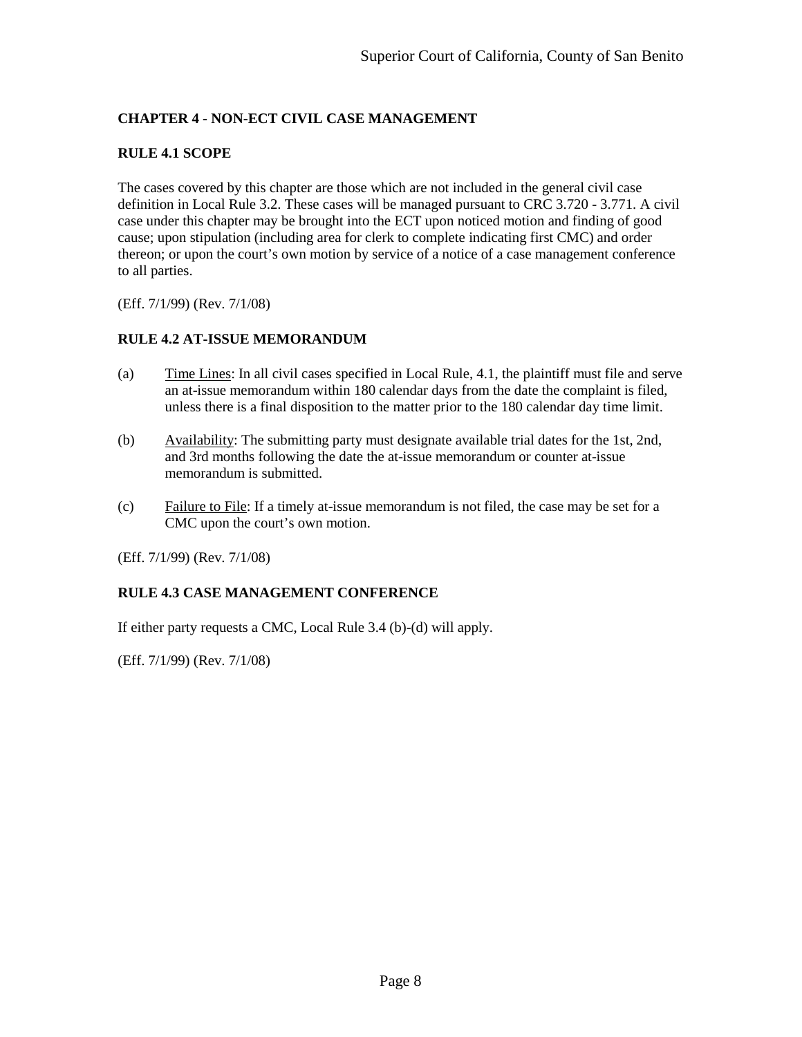## CHAPTER 4 - NON-ECT CIVIL CASE MANAGEMENT

### RULE 4.1 SCOPE

The cases covered by this chapter are those which are not included in the general civil case definition in Local Rule 3.2. These cases will be managed pursuant to CRC 3.720 - 3.771. A civil case under this chapter may be brought into the ECT upon noticed motion and finding of good cause; upon stipulation (including area for clerk to complete indicating first CMC) and order thereon; or upon the court's own motion by service of a notice of a case management conference to all parties.

(Eff. 7/1/99) (Rev. 7/1/08)

### RULE 4.2 AT-ISSUE MEMORANDUM

(a) Time Lines: In all civil cases specified in Local Rule, 4.1, the plaintiff must file and serve an at-issue memorandum within 180 calendar days from the date the complaint is filed, unless there is a final disposition to the matter prior to the 180 calendar day time limit.

(b) Availability: The submitting party must designate available trial dates for the 1st, 2nd, and 3rd months following the date the at-issue memorandum or counter at-issue memorandum is submitted.

(c) Failure to File: If a timely at-issue memorandum is not filed, the case may be set for a CMC upon the court's own motion.

(Eff. 7/1/99) (Rev. 7/1/08)

### RULE 4.3 CASE MANAGEMENT CONFERENCE

If either party requests a CMC, Local Rule 3.4 (b)-(d) will apply.

(Eff. 7/1/99) (Rev. 7/1/08)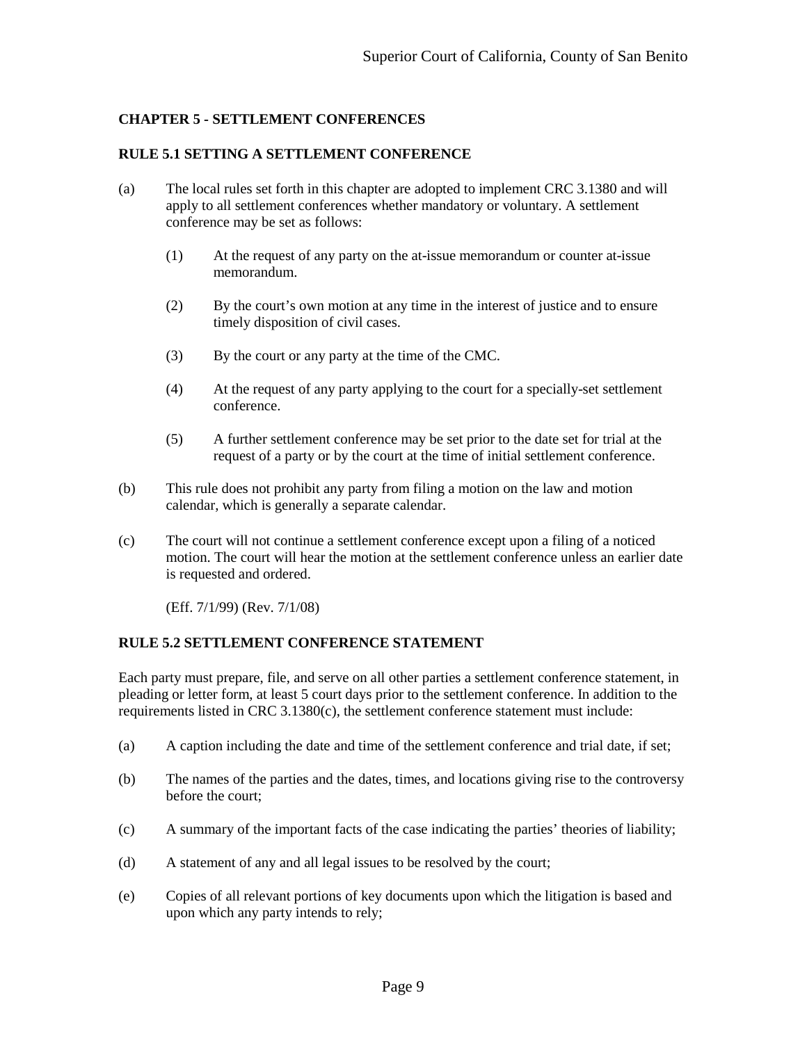## CHAPTER 5 - SETTLEMENT CONFERENCES

### RULE 5.1 SETTING A SETTLEMENT CONFERENCE

(a) The local rules set forth in this chapter are adopted to implement CRC 3.1380 and will apply to all settlement conferences whether mandatory or voluntary. A settlement conference may be set as follows:

  (1) At the request of any party on the at-issue memorandum or counter at-issue memorandum.

  (2) By the court's own motion at any time in the interest of justice and to ensure timely disposition of civil cases.

  (3) By the court or any party at the time of the CMC.

  (4) At the request of any party applying to the court for a specially-set settlement conference.

  (5) A further settlement conference may be set prior to the date set for trial at the request of a party or by the court at the time of initial settlement conference.

(b) This rule does not prohibit any party from filing a motion on the law and motion calendar, which is generally a separate calendar.

(c) The court will not continue a settlement conference except upon a filing of a noticed motion. The court will hear the motion at the settlement conference unless an earlier date is requested and ordered.

(Eff. 7/1/99) (Rev. 7/1/08)

### RULE 5.2 SETTLEMENT CONFERENCE STATEMENT

Each party must prepare, file, and serve on all other parties a settlement conference statement, in pleading or letter form, at least 5 court days prior to the settlement conference. In addition to the requirements listed in CRC 3.1380(c), the settlement conference statement must include:

(a) A caption including the date and time of the settlement conference and trial date, if set;

(b) The names of the parties and the dates, times, and locations giving rise to the controversy before the court;

(c) A summary of the important facts of the case indicating the parties' theories of liability;

(d) A statement of any and all legal issues to be resolved by the court;

(e) Copies of all relevant portions of key documents upon which the litigation is based and upon which any party intends to rely;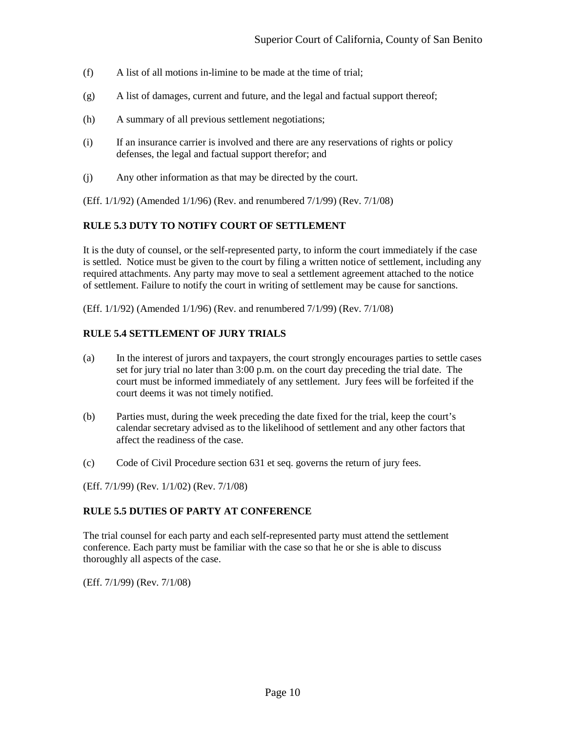(f) A list of all motions in-limine to be made at the time of trial;

(g) A list of damages, current and future, and the legal and factual support thereof;

(h) A summary of all previous settlement negotiations;

(i) If an insurance carrier is involved and there are any reservations of rights or policy defenses, the legal and factual support therefor; and

(j) Any other information as that may be directed by the court.

(Eff. 1/1/92) (Amended 1/1/96) (Rev. and renumbered 7/1/99) (Rev. 7/1/08)

**RULE 5.3 DUTY TO NOTIFY COURT OF SETTLEMENT**

It is the duty of counsel, or the self-represented party, to inform the court immediately if the case is settled. Notice must be given to the court by filing a written notice of settlement, including any required attachments. Any party may move to seal a settlement agreement attached to the notice of settlement. Failure to notify the court in writing of settlement may be cause for sanctions.

(Eff. 1/1/92) (Amended 1/1/96) (Rev. and renumbered 7/1/99) (Rev. 7/1/08)

**RULE 5.4 SETTLEMENT OF JURY TRIALS**

(a) In the interest of jurors and taxpayers, the court strongly encourages parties to settle cases set for jury trial no later than 3:00 p.m. on the court day preceding the trial date. The court must be informed immediately of any settlement. Jury fees will be forfeited if the court deems it was not timely notified.

(b) Parties must, during the week preceding the date fixed for the trial, keep the court's calendar secretary advised as to the likelihood of settlement and any other factors that affect the readiness of the case.

(c) Code of Civil Procedure section 631 et seq. governs the return of jury fees.

(Eff. 7/1/99) (Rev. 1/1/02) (Rev. 7/1/08)

**RULE 5.5 DUTIES OF PARTY AT CONFERENCE**

The trial counsel for each party and each self-represented party must attend the settlement conference. Each party must be familiar with the case so that he or she is able to discuss thoroughly all aspects of the case.

(Eff. 7/1/99) (Rev. 7/1/08)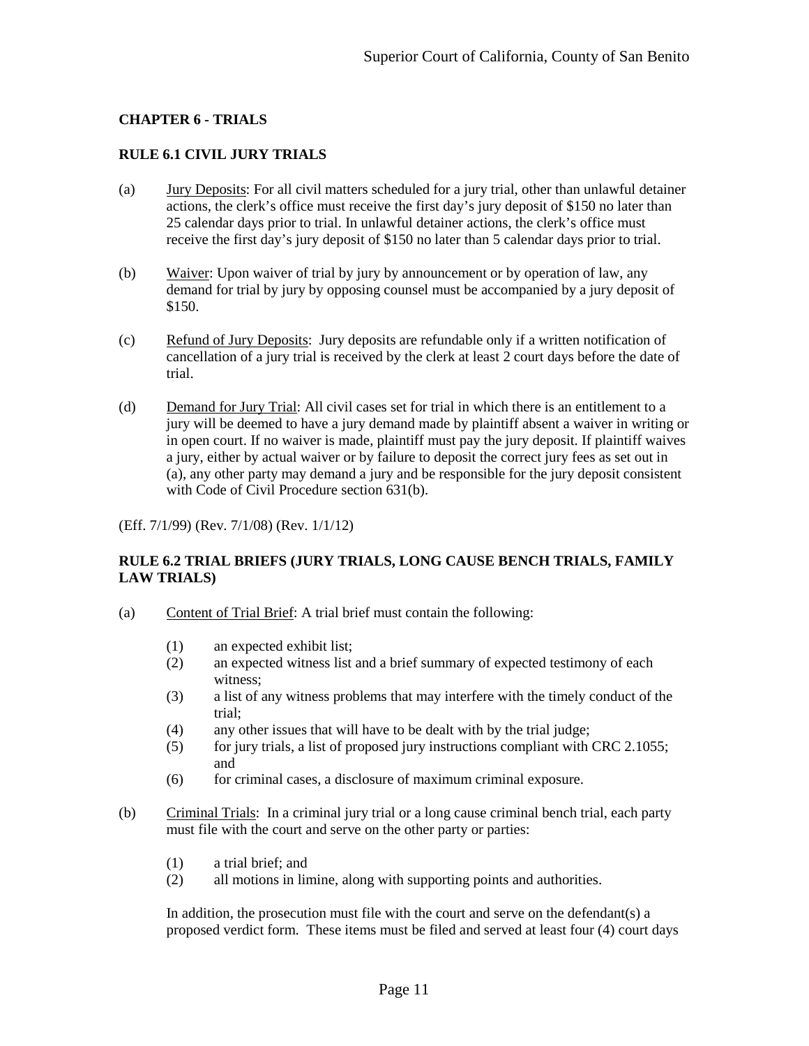## CHAPTER 6 - TRIALS

### RULE 6.1 CIVIL JURY TRIALS

(a) Jury Deposits: For all civil matters scheduled for a jury trial, other than unlawful detainer actions, the clerk's office must receive the first day's jury deposit of $150 no later than 25 calendar days prior to trial. In unlawful detainer actions, the clerk's office must receive the first day's jury deposit of $150 no later than 5 calendar days prior to trial.

(b) Waiver: Upon waiver of trial by jury by announcement or by operation of law, any demand for trial by jury by opposing counsel must be accompanied by a jury deposit of $150.

(c) Refund of Jury Deposits: Jury deposits are refundable only if a written notification of cancellation of a jury trial is received by the clerk at least 2 court days before the date of trial.

(d) Demand for Jury Trial: All civil cases set for trial in which there is an entitlement to a jury will be deemed to have a jury demand made by plaintiff absent a waiver in writing or in open court. If no waiver is made, plaintiff must pay the jury deposit. If plaintiff waives a jury, either by actual waiver or by failure to deposit the correct jury fees as set out in (a), any other party may demand a jury and be responsible for the jury deposit consistent with Code of Civil Procedure section 631(b).

(Eff. 7/1/99) (Rev. 7/1/08) (Rev. 1/1/12)

### RULE 6.2 TRIAL BRIEFS (JURY TRIALS, LONG CAUSE BENCH TRIALS, FAMILY LAW TRIALS)

(a) Content of Trial Brief: A trial brief must contain the following:

(1) an expected exhibit list;
(2) an expected witness list and a brief summary of expected testimony of each witness;
(3) a list of any witness problems that may interfere with the timely conduct of the trial;
(4) any other issues that will have to be dealt with by the trial judge;
(5) for jury trials, a list of proposed jury instructions compliant with CRC 2.1055; and
(6) for criminal cases, a disclosure of maximum criminal exposure.

(b) Criminal Trials: In a criminal jury trial or a long cause criminal bench trial, each party must file with the court and serve on the other party or parties:

(1) a trial brief; and
(2) all motions in limine, along with supporting points and authorities.

In addition, the prosecution must file with the court and serve on the defendant(s) a proposed verdict form. These items must be filed and served at least four (4) court days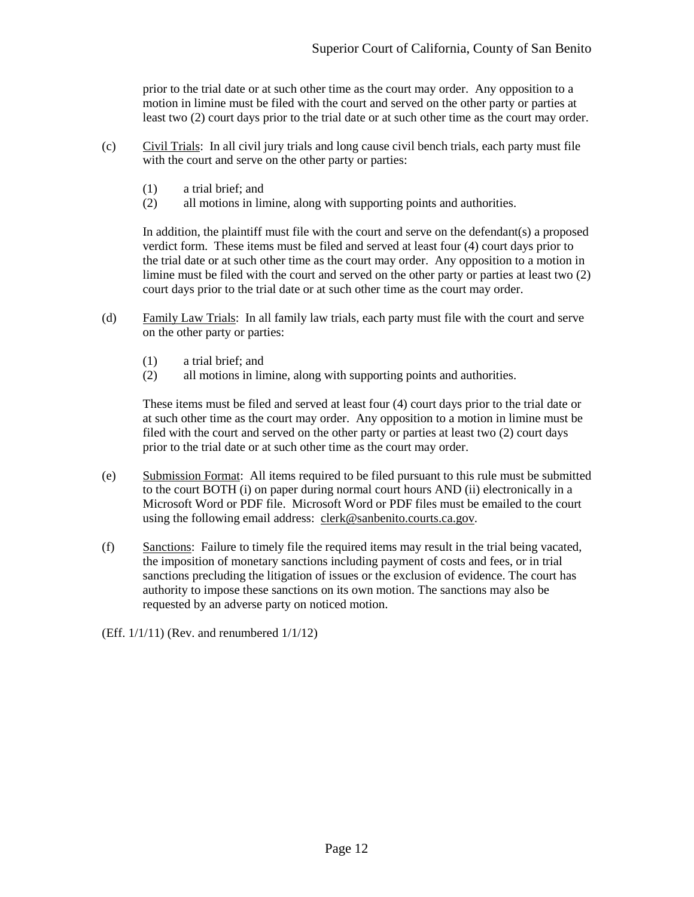prior to the trial date or at such other time as the court may order. Any opposition to a motion in limine must be filed with the court and served on the other party or parties at least two (2) court days prior to the trial date or at such other time as the court may order.

(c) Civil Trials: In all civil jury trials and long cause civil bench trials, each party must file with the court and serve on the other party or parties:

(1) a trial brief; and
(2) all motions in limine, along with supporting points and authorities.

In addition, the plaintiff must file with the court and serve on the defendant(s) a proposed verdict form. These items must be filed and served at least four (4) court days prior to the trial date or at such other time as the court may order. Any opposition to a motion in limine must be filed with the court and served on the other party or parties at least two (2) court days prior to the trial date or at such other time as the court may order.

(d) Family Law Trials: In all family law trials, each party must file with the court and serve on the other party or parties:

(1) a trial brief; and
(2) all motions in limine, along with supporting points and authorities.

These items must be filed and served at least four (4) court days prior to the trial date or at such other time as the court may order. Any opposition to a motion in limine must be filed with the court and served on the other party or parties at least two (2) court days prior to the trial date or at such other time as the court may order.

(e) Submission Format: All items required to be filed pursuant to this rule must be submitted to the court BOTH (i) on paper during normal court hours AND (ii) electronically in a Microsoft Word or PDF file. Microsoft Word or PDF files must be emailed to the court using the following email address: clerk@sanbenito.courts.ca.gov.

(f) Sanctions: Failure to timely file the required items may result in the trial being vacated, the imposition of monetary sanctions including payment of costs and fees, or in trial sanctions precluding the litigation of issues or the exclusion of evidence. The court has authority to impose these sanctions on its own motion. The sanctions may also be requested by an adverse party on noticed motion.

(Eff. 1/1/11) (Rev. and renumbered 1/1/12)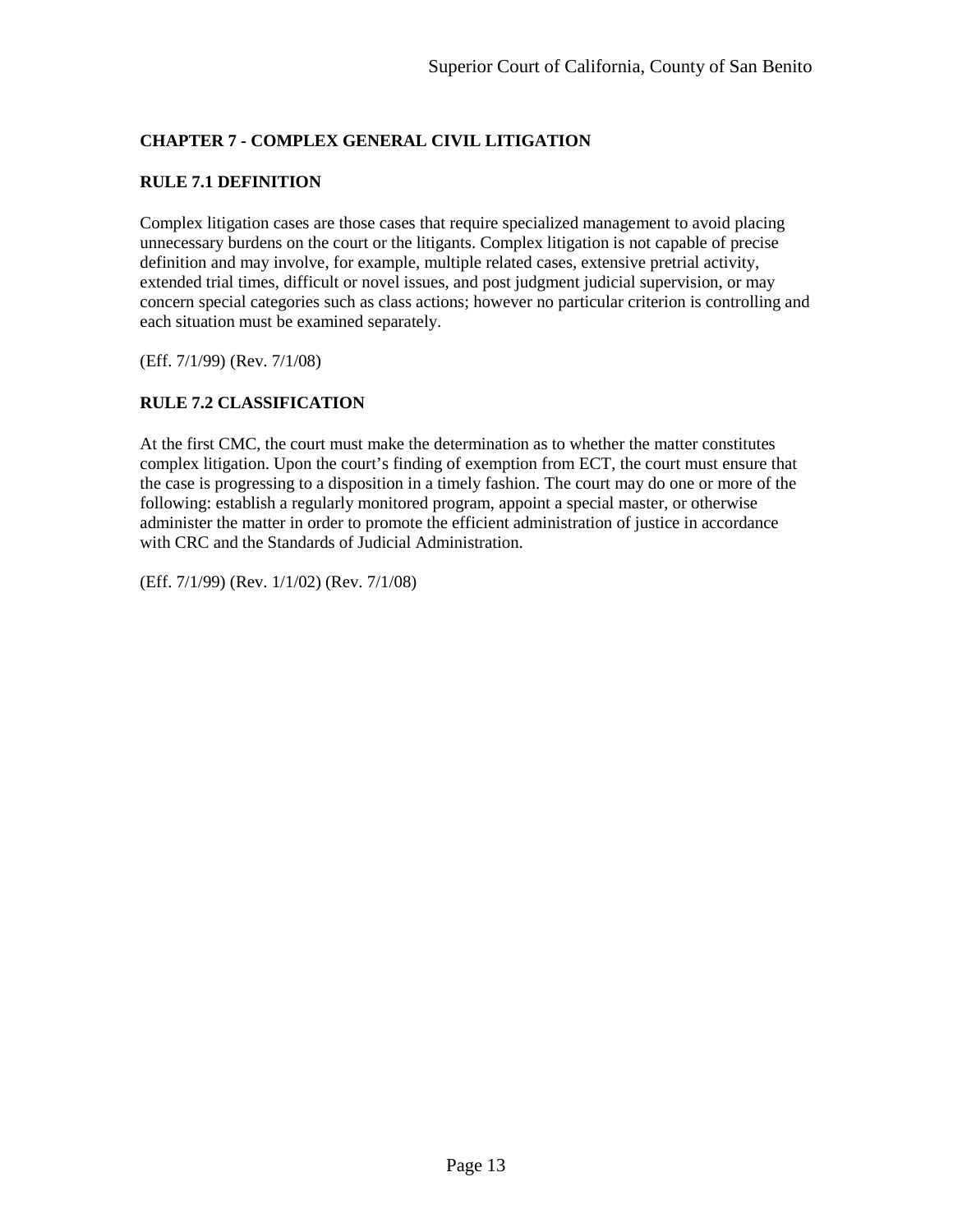## CHAPTER 7 - COMPLEX GENERAL CIVIL LITIGATION

### RULE 7.1 DEFINITION

Complex litigation cases are those cases that require specialized management to avoid placing unnecessary burdens on the court or the litigants. Complex litigation is not capable of precise definition and may involve, for example, multiple related cases, extensive pretrial activity, extended trial times, difficult or novel issues, and post judgment judicial supervision, or may concern special categories such as class actions; however no particular criterion is controlling and each situation must be examined separately.

(Eff. 7/1/99) (Rev. 7/1/08)

### RULE 7.2 CLASSIFICATION

At the first CMC, the court must make the determination as to whether the matter constitutes complex litigation. Upon the court's finding of exemption from ECT, the court must ensure that the case is progressing to a disposition in a timely fashion. The court may do one or more of the following: establish a regularly monitored program, appoint a special master, or otherwise administer the matter in order to promote the efficient administration of justice in accordance with CRC and the Standards of Judicial Administration.

(Eff. 7/1/99) (Rev. 1/1/02) (Rev. 7/1/08)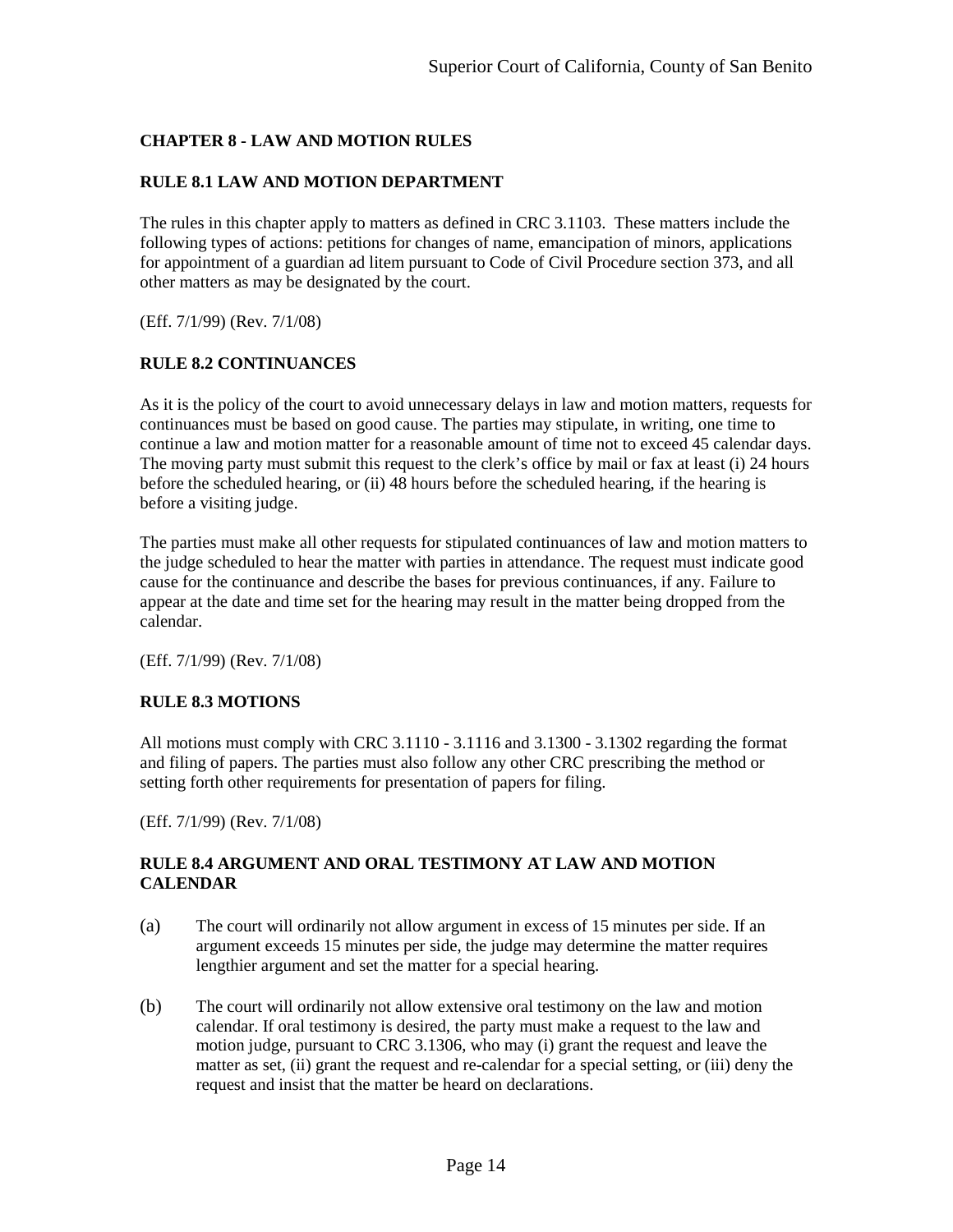## CHAPTER 8 - LAW AND MOTION RULES

### RULE 8.1 LAW AND MOTION DEPARTMENT

The rules in this chapter apply to matters as defined in CRC 3.1103. These matters include the following types of actions: petitions for changes of name, emancipation of minors, applications for appointment of a guardian ad litem pursuant to Code of Civil Procedure section 373, and all other matters as may be designated by the court.

(Eff. 7/1/99) (Rev. 7/1/08)

### RULE 8.2 CONTINUANCES

As it is the policy of the court to avoid unnecessary delays in law and motion matters, requests for continuances must be based on good cause. The parties may stipulate, in writing, one time to continue a law and motion matter for a reasonable amount of time not to exceed 45 calendar days. The moving party must submit this request to the clerk's office by mail or fax at least (i) 24 hours before the scheduled hearing, or (ii) 48 hours before the scheduled hearing, if the hearing is before a visiting judge.

The parties must make all other requests for stipulated continuances of law and motion matters to the judge scheduled to hear the matter with parties in attendance. The request must indicate good cause for the continuance and describe the bases for previous continuances, if any. Failure to appear at the date and time set for the hearing may result in the matter being dropped from the calendar.

(Eff. 7/1/99) (Rev. 7/1/08)

### RULE 8.3 MOTIONS

All motions must comply with CRC 3.1110 - 3.1116 and 3.1300 - 3.1302 regarding the format and filing of papers. The parties must also follow any other CRC prescribing the method or setting forth other requirements for presentation of papers for filing.

(Eff. 7/1/99) (Rev. 7/1/08)

### RULE 8.4 ARGUMENT AND ORAL TESTIMONY AT LAW AND MOTION CALENDAR

(a) The court will ordinarily not allow argument in excess of 15 minutes per side. If an argument exceeds 15 minutes per side, the judge may determine the matter requires lengthier argument and set the matter for a special hearing.

(b) The court will ordinarily not allow extensive oral testimony on the law and motion calendar. If oral testimony is desired, the party must make a request to the law and motion judge, pursuant to CRC 3.1306, who may (i) grant the request and leave the matter as set, (ii) grant the request and re-calendar for a special setting, or (iii) deny the request and insist that the matter be heard on declarations.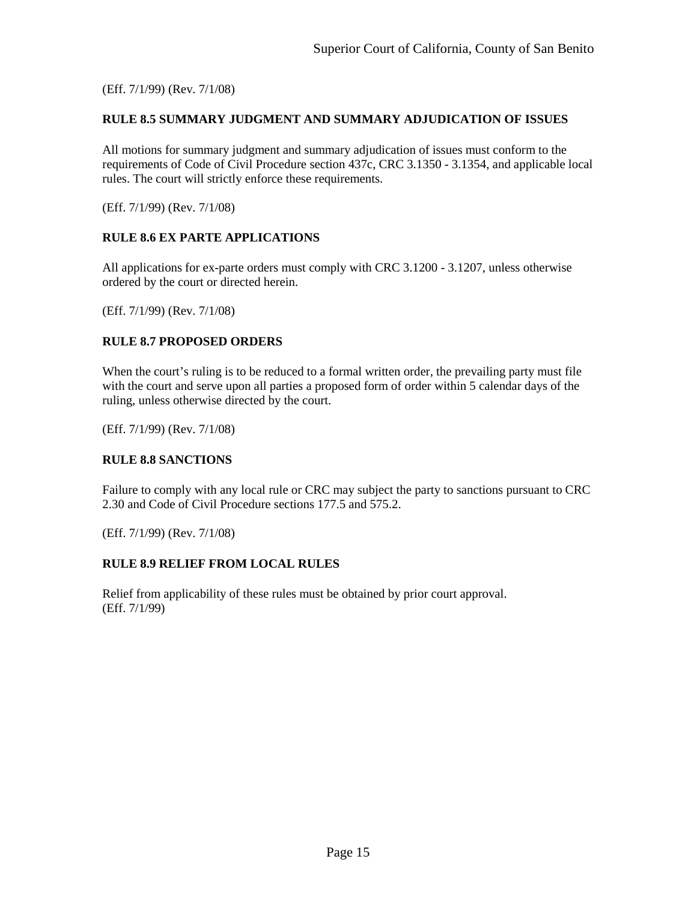(Eff. 7/1/99) (Rev. 7/1/08)

### RULE 8.5 SUMMARY JUDGMENT AND SUMMARY ADJUDICATION OF ISSUES

All motions for summary judgment and summary adjudication of issues must conform to the requirements of Code of Civil Procedure section 437c, CRC 3.1350 - 3.1354, and applicable local rules. The court will strictly enforce these requirements.

(Eff. 7/1/99) (Rev. 7/1/08)

### RULE 8.6 EX PARTE APPLICATIONS

All applications for ex-parte orders must comply with CRC 3.1200 - 3.1207, unless otherwise ordered by the court or directed herein.

(Eff. 7/1/99) (Rev. 7/1/08)

### RULE 8.7 PROPOSED ORDERS

When the court's ruling is to be reduced to a formal written order, the prevailing party must file with the court and serve upon all parties a proposed form of order within 5 calendar days of the ruling, unless otherwise directed by the court.

(Eff. 7/1/99) (Rev. 7/1/08)

### RULE 8.8 SANCTIONS

Failure to comply with any local rule or CRC may subject the party to sanctions pursuant to CRC 2.30 and Code of Civil Procedure sections 177.5 and 575.2.

(Eff. 7/1/99) (Rev. 7/1/08)

### RULE 8.9 RELIEF FROM LOCAL RULES

Relief from applicability of these rules must be obtained by prior court approval.
(Eff. 7/1/99)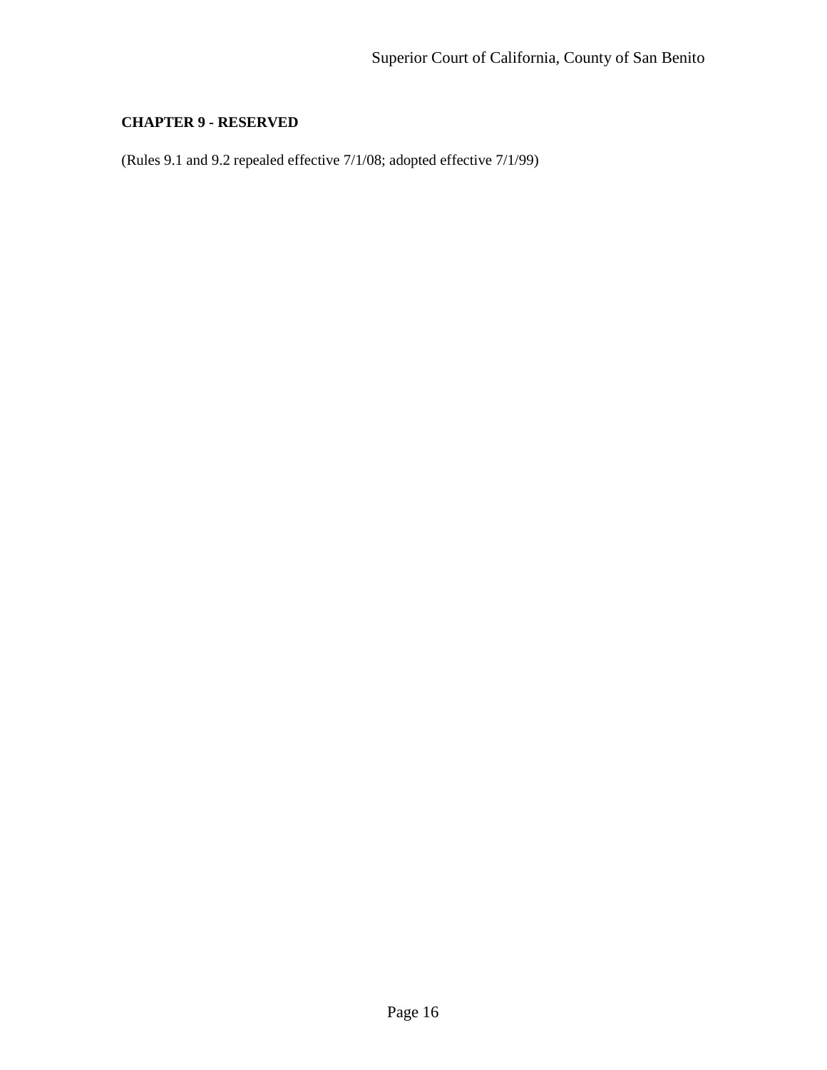**CHAPTER 9 - RESERVED**

(Rules 9.1 and 9.2 repealed effective 7/1/08; adopted effective 7/1/99)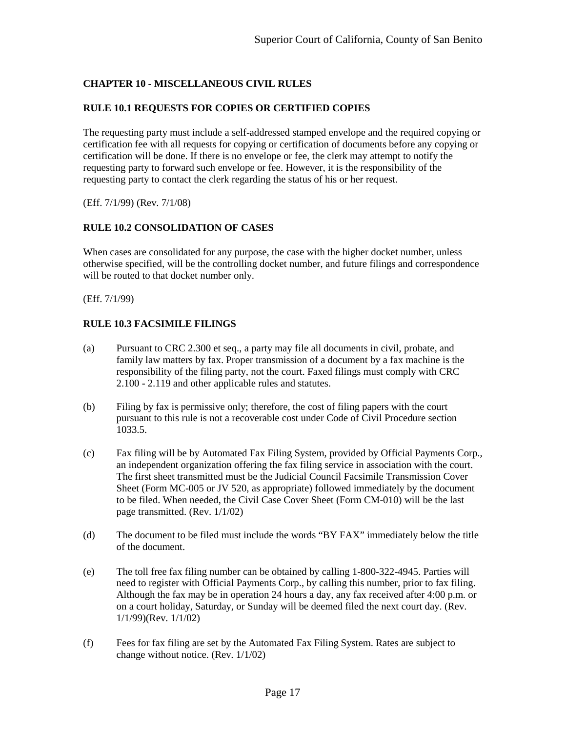## CHAPTER 10 - MISCELLANEOUS CIVIL RULES

### RULE 10.1 REQUESTS FOR COPIES OR CERTIFIED COPIES

The requesting party must include a self-addressed stamped envelope and the required copying or certification fee with all requests for copying or certification of documents before any copying or certification will be done. If there is no envelope or fee, the clerk may attempt to notify the requesting party to forward such envelope or fee. However, it is the responsibility of the requesting party to contact the clerk regarding the status of his or her request.

(Eff. 7/1/99) (Rev. 7/1/08)

### RULE 10.2 CONSOLIDATION OF CASES

When cases are consolidated for any purpose, the case with the higher docket number, unless otherwise specified, will be the controlling docket number, and future filings and correspondence will be routed to that docket number only.

(Eff. 7/1/99)

### RULE 10.3 FACSIMILE FILINGS

(a) Pursuant to CRC 2.300 et seq., a party may file all documents in civil, probate, and family law matters by fax. Proper transmission of a document by a fax machine is the responsibility of the filing party, not the court. Faxed filings must comply with CRC 2.100 - 2.119 and other applicable rules and statutes.

(b) Filing by fax is permissive only; therefore, the cost of filing papers with the court pursuant to this rule is not a recoverable cost under Code of Civil Procedure section 1033.5.

(c) Fax filing will be by Automated Fax Filing System, provided by Official Payments Corp., an independent organization offering the fax filing service in association with the court. The first sheet transmitted must be the Judicial Council Facsimile Transmission Cover Sheet (Form MC-005 or JV 520, as appropriate) followed immediately by the document to be filed. When needed, the Civil Case Cover Sheet (Form CM-010) will be the last page transmitted. (Rev. 1/1/02)

(d) The document to be filed must include the words "BY FAX" immediately below the title of the document.

(e) The toll free fax filing number can be obtained by calling 1-800-322-4945. Parties will need to register with Official Payments Corp., by calling this number, prior to fax filing. Although the fax may be in operation 24 hours a day, any fax received after 4:00 p.m. or on a court holiday, Saturday, or Sunday will be deemed filed the next court day. (Rev. 1/1/99)(Rev. 1/1/02)

(f) Fees for fax filing are set by the Automated Fax Filing System. Rates are subject to change without notice. (Rev. 1/1/02)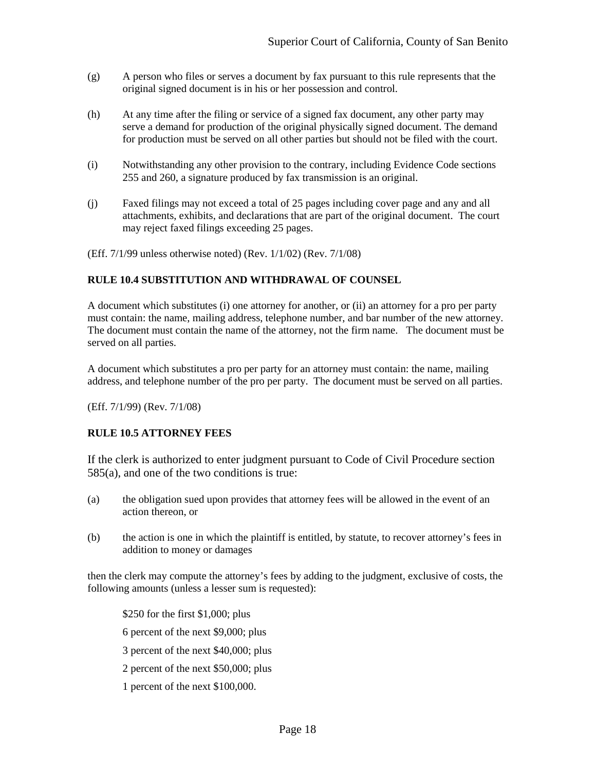(g) A person who files or serves a document by fax pursuant to this rule represents that the original signed document is in his or her possession and control.

(h) At any time after the filing or service of a signed fax document, any other party may serve a demand for production of the original physically signed document. The demand for production must be served on all other parties but should not be filed with the court.

(i) Notwithstanding any other provision to the contrary, including Evidence Code sections 255 and 260, a signature produced by fax transmission is an original.

(j) Faxed filings may not exceed a total of 25 pages including cover page and any and all attachments, exhibits, and declarations that are part of the original document. The court may reject faxed filings exceeding 25 pages.

(Eff. 7/1/99 unless otherwise noted) (Rev. 1/1/02) (Rev. 7/1/08)

**RULE 10.4 SUBSTITUTION AND WITHDRAWAL OF COUNSEL**

A document which substitutes (i) one attorney for another, or (ii) an attorney for a pro per party must contain: the name, mailing address, telephone number, and bar number of the new attorney. The document must contain the name of the attorney, not the firm name. The document must be served on all parties.

A document which substitutes a pro per party for an attorney must contain: the name, mailing address, and telephone number of the pro per party. The document must be served on all parties.

(Eff. 7/1/99) (Rev. 7/1/08)

**RULE 10.5 ATTORNEY FEES**

If the clerk is authorized to enter judgment pursuant to Code of Civil Procedure section 585(a), and one of the two conditions is true:

(a) the obligation sued upon provides that attorney fees will be allowed in the event of an action thereon, or

(b) the action is one in which the plaintiff is entitled, by statute, to recover attorney's fees in addition to money or damages

then the clerk may compute the attorney's fees by adding to the judgment, exclusive of costs, the following amounts (unless a lesser sum is requested):

$250 for the first $1,000; plus

6 percent of the next $9,000; plus

3 percent of the next $40,000; plus

2 percent of the next $50,000; plus

1 percent of the next $100,000.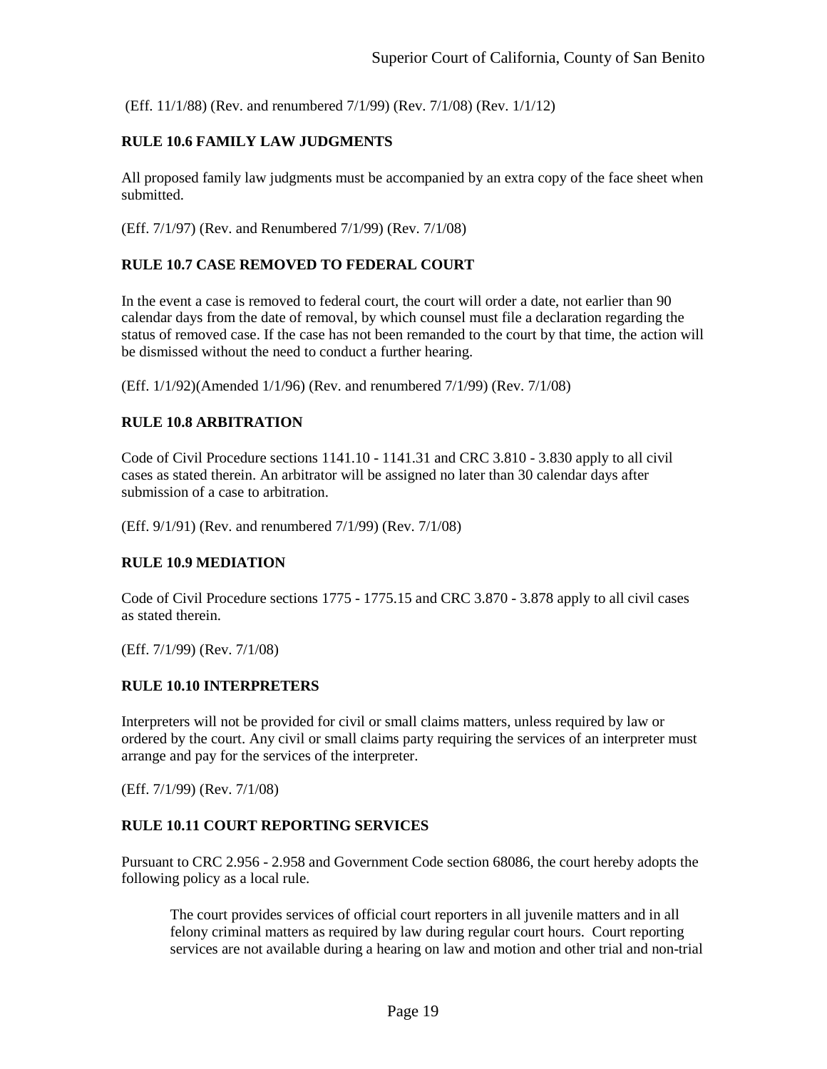(Eff. 11/1/88) (Rev. and renumbered 7/1/99) (Rev. 7/1/08) (Rev. 1/1/12)

### RULE 10.6 FAMILY LAW JUDGMENTS

All proposed family law judgments must be accompanied by an extra copy of the face sheet when submitted.

(Eff. 7/1/97) (Rev. and Renumbered 7/1/99) (Rev. 7/1/08)

### RULE 10.7 CASE REMOVED TO FEDERAL COURT

In the event a case is removed to federal court, the court will order a date, not earlier than 90 calendar days from the date of removal, by which counsel must file a declaration regarding the status of removed case. If the case has not been remanded to the court by that time, the action will be dismissed without the need to conduct a further hearing.

(Eff. 1/1/92)(Amended 1/1/96) (Rev. and renumbered 7/1/99) (Rev. 7/1/08)

### RULE 10.8 ARBITRATION

Code of Civil Procedure sections 1141.10 - 1141.31 and CRC 3.810 - 3.830 apply to all civil cases as stated therein. An arbitrator will be assigned no later than 30 calendar days after submission of a case to arbitration.

(Eff. 9/1/91) (Rev. and renumbered 7/1/99) (Rev. 7/1/08)

### RULE 10.9 MEDIATION

Code of Civil Procedure sections 1775 - 1775.15 and CRC 3.870 - 3.878 apply to all civil cases as stated therein.

(Eff. 7/1/99) (Rev. 7/1/08)

### RULE 10.10 INTERPRETERS

Interpreters will not be provided for civil or small claims matters, unless required by law or ordered by the court. Any civil or small claims party requiring the services of an interpreter must arrange and pay for the services of the interpreter.

(Eff. 7/1/99) (Rev. 7/1/08)

### RULE 10.11 COURT REPORTING SERVICES

Pursuant to CRC 2.956 - 2.958 and Government Code section 68086, the court hereby adopts the following policy as a local rule.

> The court provides services of official court reporters in all juvenile matters and in all felony criminal matters as required by law during regular court hours. Court reporting services are not available during a hearing on law and motion and other trial and non-trial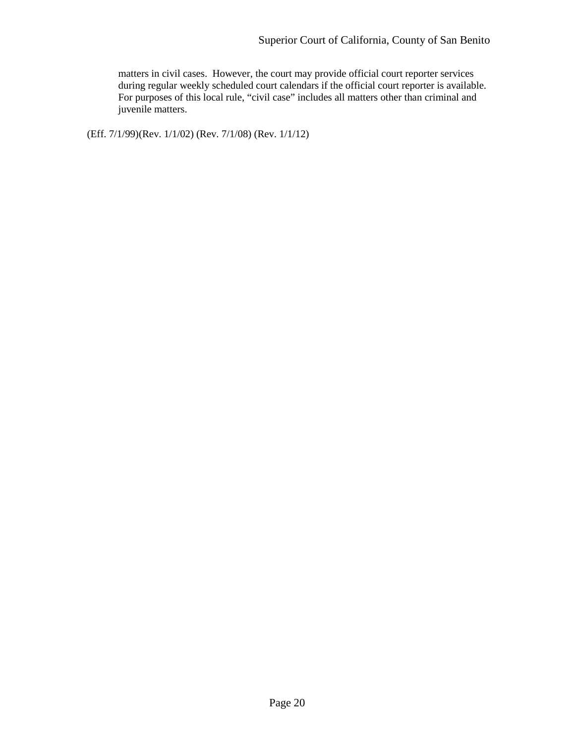matters in civil cases. However, the court may provide official court reporter services during regular weekly scheduled court calendars if the official court reporter is available. For purposes of this local rule, "civil case" includes all matters other than criminal and juvenile matters.

(Eff. 7/1/99)(Rev. 1/1/02) (Rev. 7/1/08) (Rev. 1/1/12)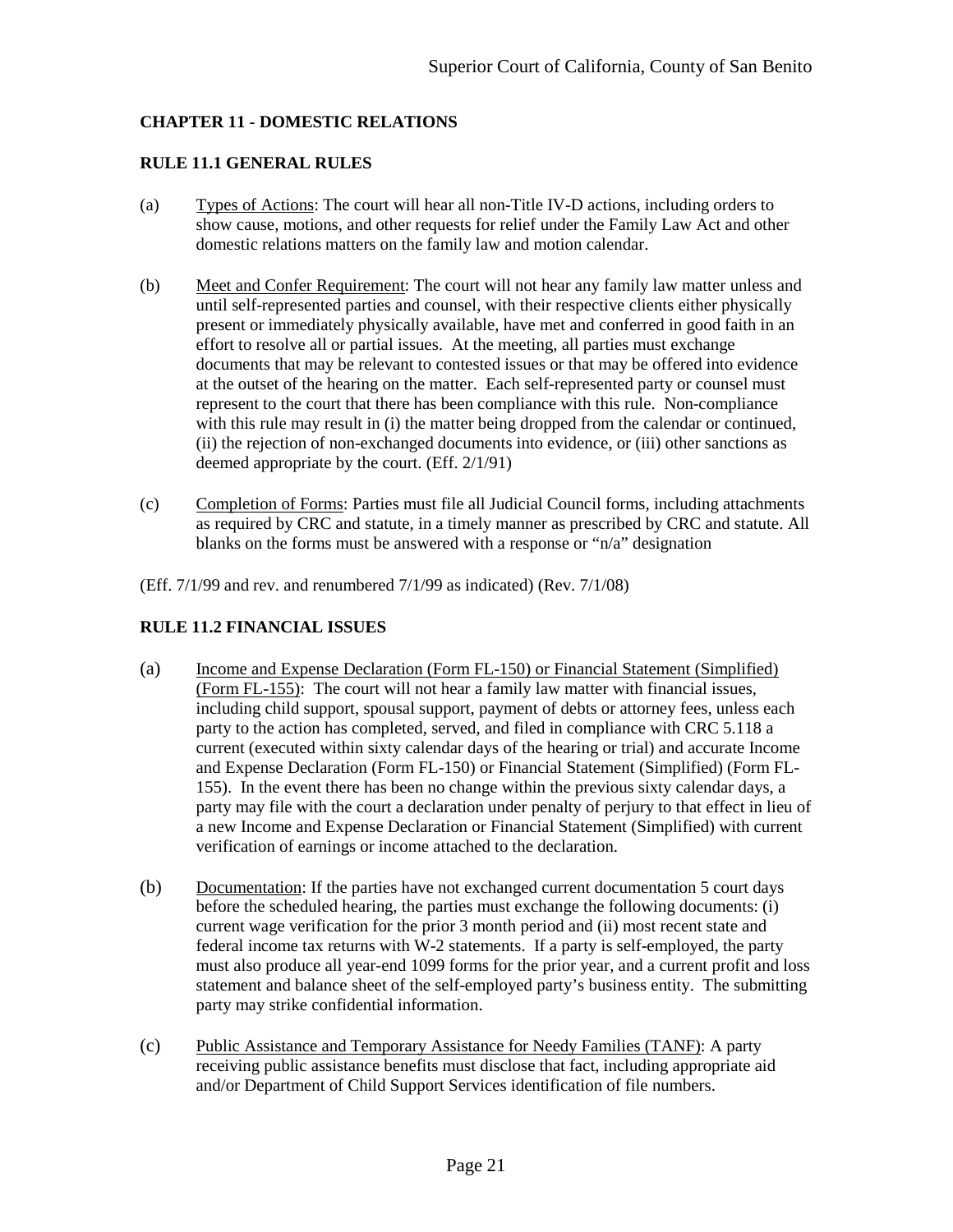## CHAPTER 11 - DOMESTIC RELATIONS

### RULE 11.1 GENERAL RULES

(a) Types of Actions: The court will hear all non-Title IV-D actions, including orders to show cause, motions, and other requests for relief under the Family Law Act and other domestic relations matters on the family law and motion calendar.

(b) Meet and Confer Requirement: The court will not hear any family law matter unless and until self-represented parties and counsel, with their respective clients either physically present or immediately physically available, have met and conferred in good faith in an effort to resolve all or partial issues. At the meeting, all parties must exchange documents that may be relevant to contested issues or that may be offered into evidence at the outset of the hearing on the matter. Each self-represented party or counsel must represent to the court that there has been compliance with this rule. Non-compliance with this rule may result in (i) the matter being dropped from the calendar or continued, (ii) the rejection of non-exchanged documents into evidence, or (iii) other sanctions as deemed appropriate by the court. (Eff. 2/1/91)

(c) Completion of Forms: Parties must file all Judicial Council forms, including attachments as required by CRC and statute, in a timely manner as prescribed by CRC and statute. All blanks on the forms must be answered with a response or "n/a" designation

(Eff. 7/1/99 and rev. and renumbered 7/1/99 as indicated) (Rev. 7/1/08)

### RULE 11.2 FINANCIAL ISSUES

(a) Income and Expense Declaration (Form FL-150) or Financial Statement (Simplified) (Form FL-155): The court will not hear a family law matter with financial issues, including child support, spousal support, payment of debts or attorney fees, unless each party to the action has completed, served, and filed in compliance with CRC 5.118 a current (executed within sixty calendar days of the hearing or trial) and accurate Income and Expense Declaration (Form FL-150) or Financial Statement (Simplified) (Form FL-155). In the event there has been no change within the previous sixty calendar days, a party may file with the court a declaration under penalty of perjury to that effect in lieu of a new Income and Expense Declaration or Financial Statement (Simplified) with current verification of earnings or income attached to the declaration.

(b) Documentation: If the parties have not exchanged current documentation 5 court days before the scheduled hearing, the parties must exchange the following documents: (i) current wage verification for the prior 3 month period and (ii) most recent state and federal income tax returns with W-2 statements. If a party is self-employed, the party must also produce all year-end 1099 forms for the prior year, and a current profit and loss statement and balance sheet of the self-employed party's business entity. The submitting party may strike confidential information.

(c) Public Assistance and Temporary Assistance for Needy Families (TANF): A party receiving public assistance benefits must disclose that fact, including appropriate aid and/or Department of Child Support Services identification of file numbers.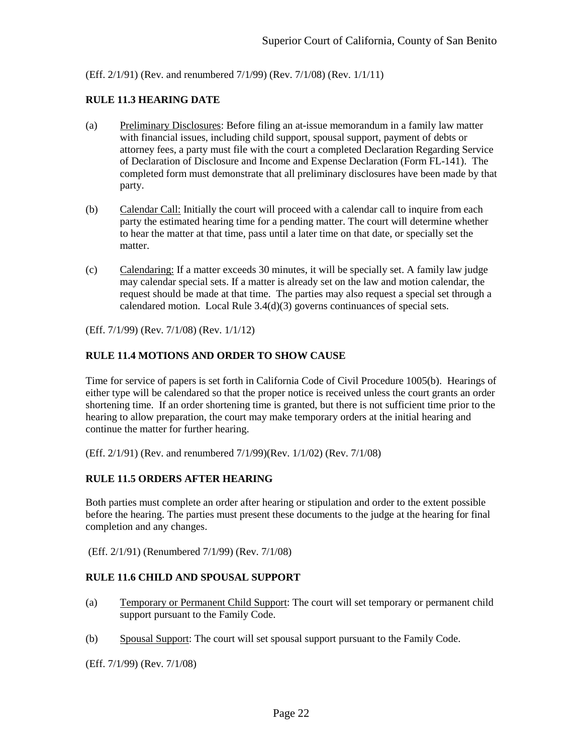(Eff. 2/1/91) (Rev. and renumbered 7/1/99) (Rev. 7/1/08) (Rev. 1/1/11)

## RULE 11.3 HEARING DATE

(a) Preliminary Disclosures: Before filing an at-issue memorandum in a family law matter with financial issues, including child support, spousal support, payment of debts or attorney fees, a party must file with the court a completed Declaration Regarding Service of Declaration of Disclosure and Income and Expense Declaration (Form FL-141). The completed form must demonstrate that all preliminary disclosures have been made by that party.

(b) Calendar Call: Initially the court will proceed with a calendar call to inquire from each party the estimated hearing time for a pending matter. The court will determine whether to hear the matter at that time, pass until a later time on that date, or specially set the matter.

(c) Calendaring: If a matter exceeds 30 minutes, it will be specially set. A family law judge may calendar special sets. If a matter is already set on the law and motion calendar, the request should be made at that time. The parties may also request a special set through a calendared motion. Local Rule 3.4(d)(3) governs continuances of special sets.

(Eff. 7/1/99) (Rev. 7/1/08) (Rev. 1/1/12)

## RULE 11.4 MOTIONS AND ORDER TO SHOW CAUSE

Time for service of papers is set forth in California Code of Civil Procedure 1005(b). Hearings of either type will be calendared so that the proper notice is received unless the court grants an order shortening time. If an order shortening time is granted, but there is not sufficient time prior to the hearing to allow preparation, the court may make temporary orders at the initial hearing and continue the matter for further hearing.

(Eff. 2/1/91) (Rev. and renumbered 7/1/99)(Rev. 1/1/02) (Rev. 7/1/08)

## RULE 11.5 ORDERS AFTER HEARING

Both parties must complete an order after hearing or stipulation and order to the extent possible before the hearing. The parties must present these documents to the judge at the hearing for final completion and any changes.

(Eff. 2/1/91) (Renumbered 7/1/99) (Rev. 7/1/08)

## RULE 11.6 CHILD AND SPOUSAL SUPPORT

(a) Temporary or Permanent Child Support: The court will set temporary or permanent child support pursuant to the Family Code.

(b) Spousal Support: The court will set spousal support pursuant to the Family Code.

(Eff. 7/1/99) (Rev. 7/1/08)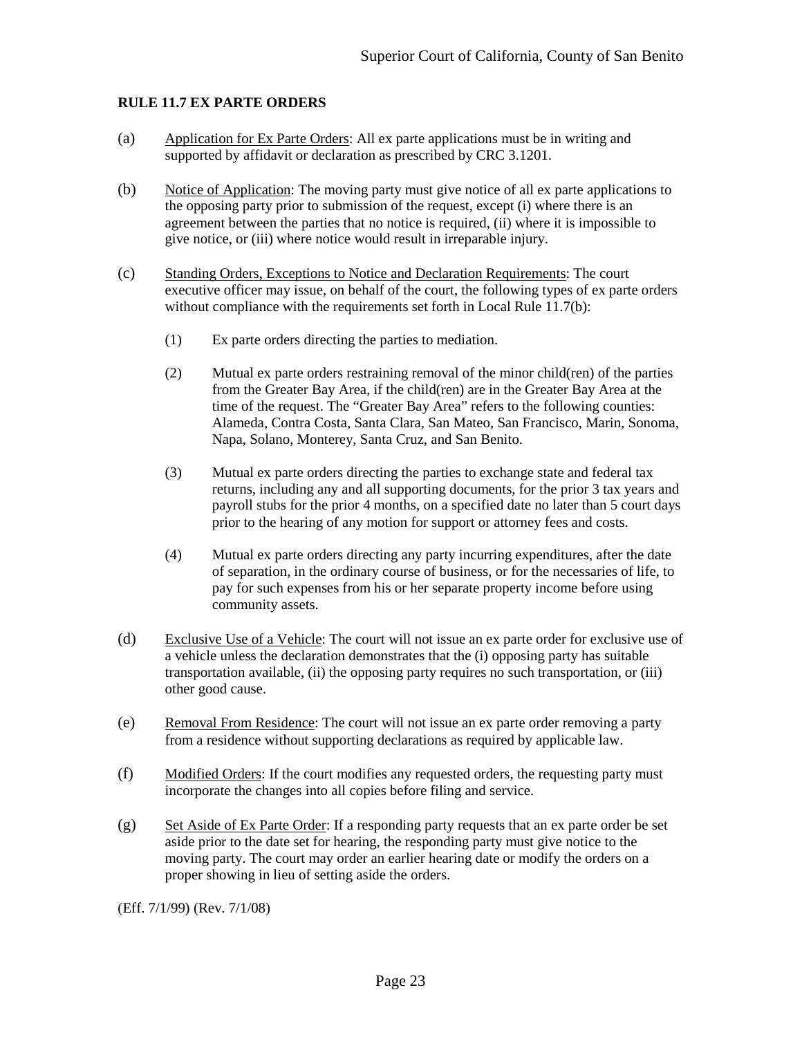## RULE 11.7 EX PARTE ORDERS

(a) Application for Ex Parte Orders: All ex parte applications must be in writing and supported by affidavit or declaration as prescribed by CRC 3.1201.

(b) Notice of Application: The moving party must give notice of all ex parte applications to the opposing party prior to submission of the request, except (i) where there is an agreement between the parties that no notice is required, (ii) where it is impossible to give notice, or (iii) where notice would result in irreparable injury.

(c) Standing Orders, Exceptions to Notice and Declaration Requirements: The court executive officer may issue, on behalf of the court, the following types of ex parte orders without compliance with the requirements set forth in Local Rule 11.7(b):

   (1) Ex parte orders directing the parties to mediation.

   (2) Mutual ex parte orders restraining removal of the minor child(ren) of the parties from the Greater Bay Area, if the child(ren) are in the Greater Bay Area at the time of the request. The "Greater Bay Area" refers to the following counties: Alameda, Contra Costa, Santa Clara, San Mateo, San Francisco, Marin, Sonoma, Napa, Solano, Monterey, Santa Cruz, and San Benito.

   (3) Mutual ex parte orders directing the parties to exchange state and federal tax returns, including any and all supporting documents, for the prior 3 tax years and payroll stubs for the prior 4 months, on a specified date no later than 5 court days prior to the hearing of any motion for support or attorney fees and costs.

   (4) Mutual ex parte orders directing any party incurring expenditures, after the date of separation, in the ordinary course of business, or for the necessaries of life, to pay for such expenses from his or her separate property income before using community assets.

(d) Exclusive Use of a Vehicle: The court will not issue an ex parte order for exclusive use of a vehicle unless the declaration demonstrates that the (i) opposing party has suitable transportation available, (ii) the opposing party requires no such transportation, or (iii) other good cause.

(e) Removal From Residence: The court will not issue an ex parte order removing a party from a residence without supporting declarations as required by applicable law.

(f) Modified Orders: If the court modifies any requested orders, the requesting party must incorporate the changes into all copies before filing and service.

(g) Set Aside of Ex Parte Order: If a responding party requests that an ex parte order be set aside prior to the date set for hearing, the responding party must give notice to the moving party. The court may order an earlier hearing date or modify the orders on a proper showing in lieu of setting aside the orders.

(Eff. 7/1/99) (Rev. 7/1/08)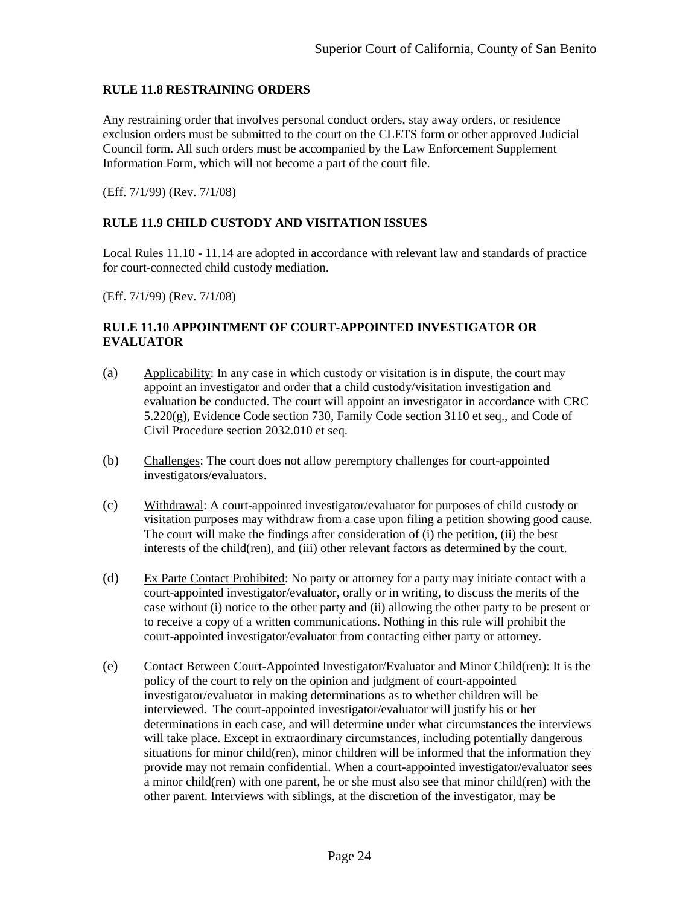### RULE 11.8 RESTRAINING ORDERS

Any restraining order that involves personal conduct orders, stay away orders, or residence exclusion orders must be submitted to the court on the CLETS form or other approved Judicial Council form. All such orders must be accompanied by the Law Enforcement Supplement Information Form, which will not become a part of the court file.

(Eff. 7/1/99) (Rev. 7/1/08)

### RULE 11.9 CHILD CUSTODY AND VISITATION ISSUES

Local Rules 11.10 - 11.14 are adopted in accordance with relevant law and standards of practice for court-connected child custody mediation.

(Eff. 7/1/99) (Rev. 7/1/08)

### RULE 11.10 APPOINTMENT OF COURT-APPOINTED INVESTIGATOR OR EVALUATOR

(a) Applicability: In any case in which custody or visitation is in dispute, the court may appoint an investigator and order that a child custody/visitation investigation and evaluation be conducted. The court will appoint an investigator in accordance with CRC 5.220(g), Evidence Code section 730, Family Code section 3110 et seq., and Code of Civil Procedure section 2032.010 et seq.

(b) Challenges: The court does not allow peremptory challenges for court-appointed investigators/evaluators.

(c) Withdrawal: A court-appointed investigator/evaluator for purposes of child custody or visitation purposes may withdraw from a case upon filing a petition showing good cause. The court will make the findings after consideration of (i) the petition, (ii) the best interests of the child(ren), and (iii) other relevant factors as determined by the court.

(d) Ex Parte Contact Prohibited: No party or attorney for a party may initiate contact with a court-appointed investigator/evaluator, orally or in writing, to discuss the merits of the case without (i) notice to the other party and (ii) allowing the other party to be present or to receive a copy of a written communications. Nothing in this rule will prohibit the court-appointed investigator/evaluator from contacting either party or attorney.

(e) Contact Between Court-Appointed Investigator/Evaluator and Minor Child(ren): It is the policy of the court to rely on the opinion and judgment of court-appointed investigator/evaluator in making determinations as to whether children will be interviewed. The court-appointed investigator/evaluator will justify his or her determinations in each case, and will determine under what circumstances the interviews will take place. Except in extraordinary circumstances, including potentially dangerous situations for minor child(ren), minor children will be informed that the information they provide may not remain confidential. When a court-appointed investigator/evaluator sees a minor child(ren) with one parent, he or she must also see that minor child(ren) with the other parent. Interviews with siblings, at the discretion of the investigator, may be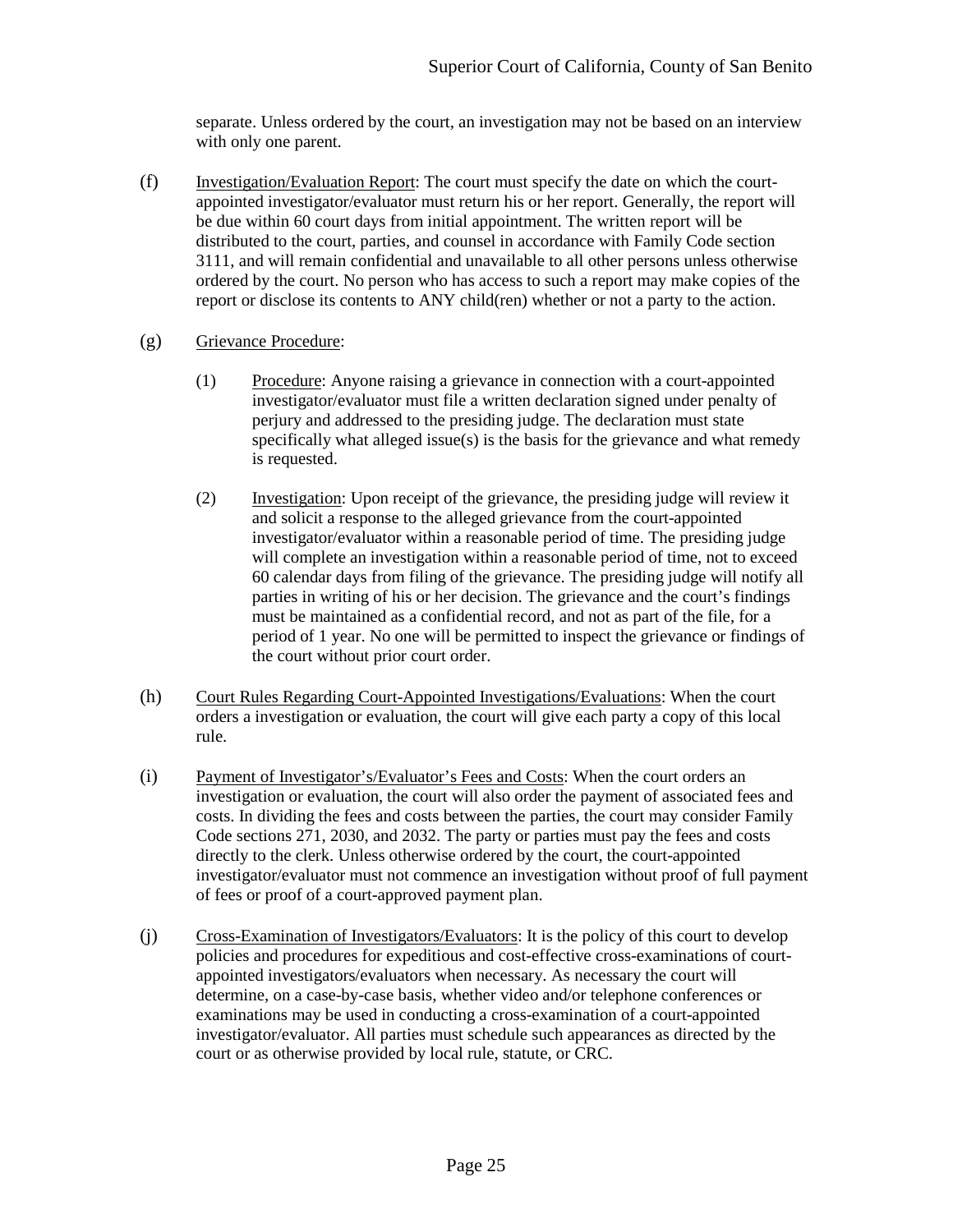separate. Unless ordered by the court, an investigation may not be based on an interview with only one parent.

(f) Investigation/Evaluation Report: The court must specify the date on which the court-appointed investigator/evaluator must return his or her report. Generally, the report will be due within 60 court days from initial appointment. The written report will be distributed to the court, parties, and counsel in accordance with Family Code section 3111, and will remain confidential and unavailable to all other persons unless otherwise ordered by the court. No person who has access to such a report may make copies of the report or disclose its contents to ANY child(ren) whether or not a party to the action.

(g) Grievance Procedure:

(1) Procedure: Anyone raising a grievance in connection with a court-appointed investigator/evaluator must file a written declaration signed under penalty of perjury and addressed to the presiding judge. The declaration must state specifically what alleged issue(s) is the basis for the grievance and what remedy is requested.

(2) Investigation: Upon receipt of the grievance, the presiding judge will review it and solicit a response to the alleged grievance from the court-appointed investigator/evaluator within a reasonable period of time. The presiding judge will complete an investigation within a reasonable period of time, not to exceed 60 calendar days from filing of the grievance. The presiding judge will notify all parties in writing of his or her decision. The grievance and the court's findings must be maintained as a confidential record, and not as part of the file, for a period of 1 year. No one will be permitted to inspect the grievance or findings of the court without prior court order.

(h) Court Rules Regarding Court-Appointed Investigations/Evaluations: When the court orders a investigation or evaluation, the court will give each party a copy of this local rule.

(i) Payment of Investigator's/Evaluator's Fees and Costs: When the court orders an investigation or evaluation, the court will also order the payment of associated fees and costs. In dividing the fees and costs between the parties, the court may consider Family Code sections 271, 2030, and 2032. The party or parties must pay the fees and costs directly to the clerk. Unless otherwise ordered by the court, the court-appointed investigator/evaluator must not commence an investigation without proof of full payment of fees or proof of a court-approved payment plan.

(j) Cross-Examination of Investigators/Evaluators: It is the policy of this court to develop policies and procedures for expeditious and cost-effective cross-examinations of court-appointed investigators/evaluators when necessary. As necessary the court will determine, on a case-by-case basis, whether video and/or telephone conferences or examinations may be used in conducting a cross-examination of a court-appointed investigator/evaluator. All parties must schedule such appearances as directed by the court or as otherwise provided by local rule, statute, or CRC.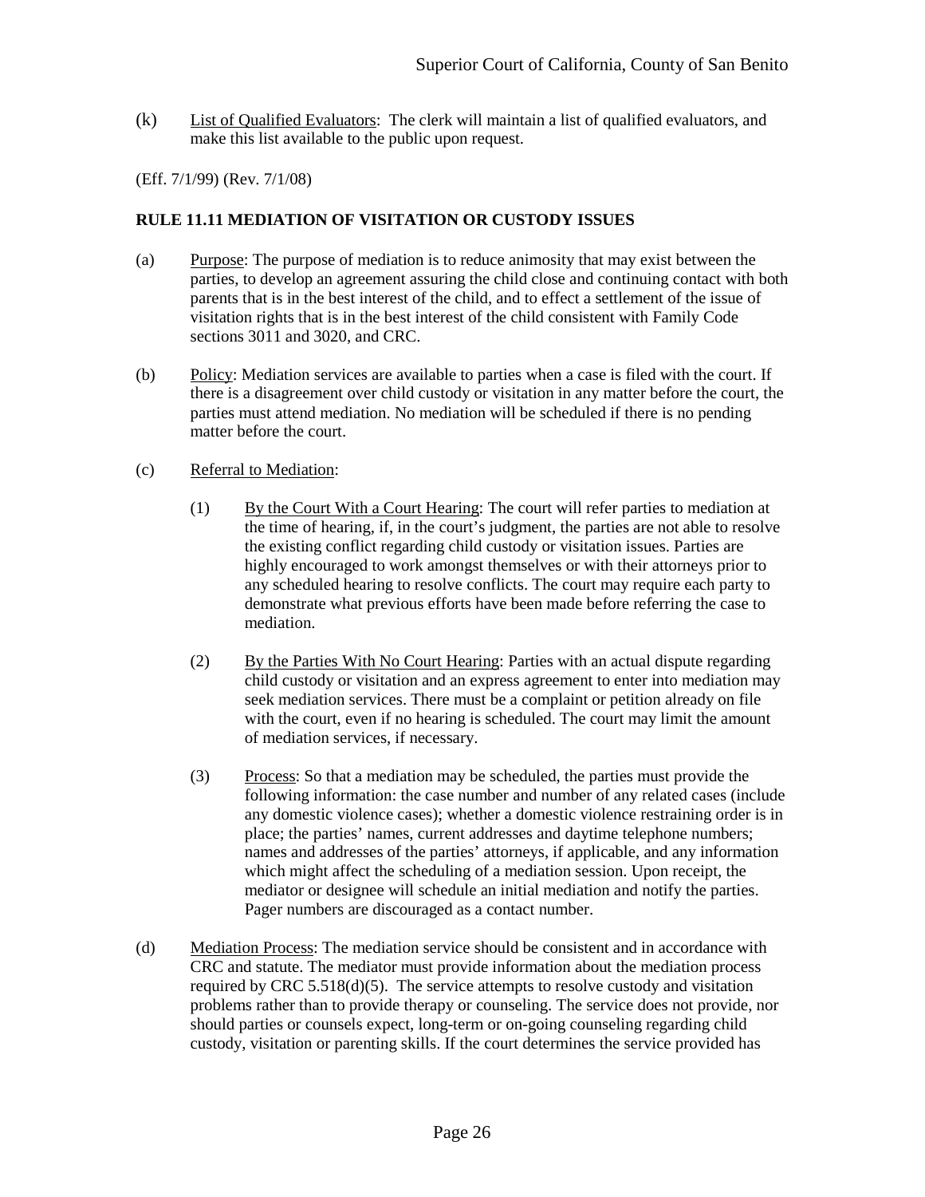(k) List of Qualified Evaluators: The clerk will maintain a list of qualified evaluators, and make this list available to the public upon request.

(Eff. 7/1/99) (Rev. 7/1/08)

## RULE 11.11 MEDIATION OF VISITATION OR CUSTODY ISSUES

(a) Purpose: The purpose of mediation is to reduce animosity that may exist between the parties, to develop an agreement assuring the child close and continuing contact with both parents that is in the best interest of the child, and to effect a settlement of the issue of visitation rights that is in the best interest of the child consistent with Family Code sections 3011 and 3020, and CRC.

(b) Policy: Mediation services are available to parties when a case is filed with the court. If there is a disagreement over child custody or visitation in any matter before the court, the parties must attend mediation. No mediation will be scheduled if there is no pending matter before the court.

(c) Referral to Mediation:

(1) By the Court With a Court Hearing: The court will refer parties to mediation at the time of hearing, if, in the court's judgment, the parties are not able to resolve the existing conflict regarding child custody or visitation issues. Parties are highly encouraged to work amongst themselves or with their attorneys prior to any scheduled hearing to resolve conflicts. The court may require each party to demonstrate what previous efforts have been made before referring the case to mediation.

(2) By the Parties With No Court Hearing: Parties with an actual dispute regarding child custody or visitation and an express agreement to enter into mediation may seek mediation services. There must be a complaint or petition already on file with the court, even if no hearing is scheduled. The court may limit the amount of mediation services, if necessary.

(3) Process: So that a mediation may be scheduled, the parties must provide the following information: the case number and number of any related cases (include any domestic violence cases); whether a domestic violence restraining order is in place; the parties' names, current addresses and daytime telephone numbers; names and addresses of the parties' attorneys, if applicable, and any information which might affect the scheduling of a mediation session. Upon receipt, the mediator or designee will schedule an initial mediation and notify the parties. Pager numbers are discouraged as a contact number.

(d) Mediation Process: The mediation service should be consistent and in accordance with CRC and statute. The mediator must provide information about the mediation process required by CRC 5.518(d)(5). The service attempts to resolve custody and visitation problems rather than to provide therapy or counseling. The service does not provide, nor should parties or counsels expect, long-term or on-going counseling regarding child custody, visitation or parenting skills. If the court determines the service provided has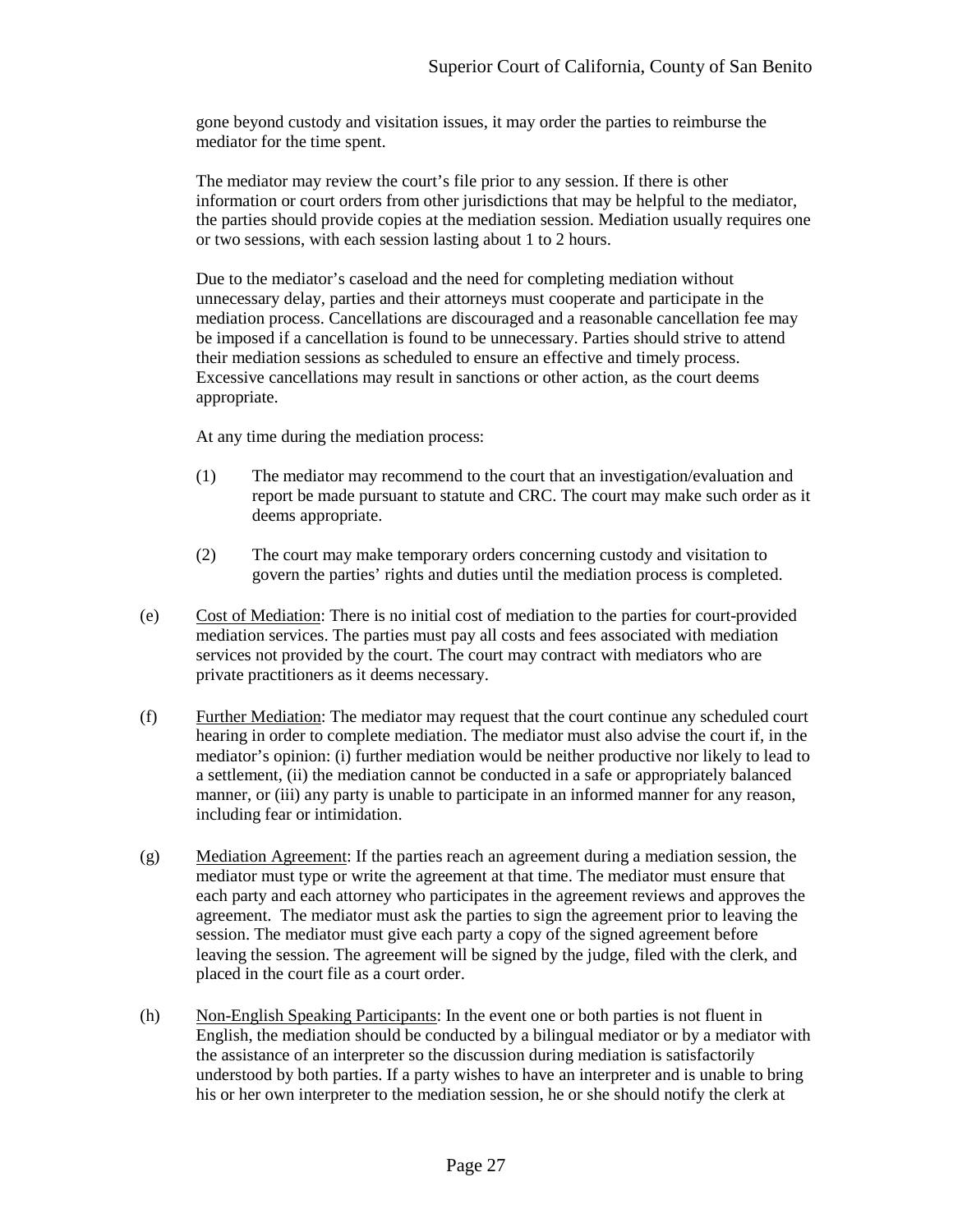gone beyond custody and visitation issues, it may order the parties to reimburse the mediator for the time spent.

The mediator may review the court's file prior to any session. If there is other information or court orders from other jurisdictions that may be helpful to the mediator, the parties should provide copies at the mediation session. Mediation usually requires one or two sessions, with each session lasting about 1 to 2 hours.

Due to the mediator's caseload and the need for completing mediation without unnecessary delay, parties and their attorneys must cooperate and participate in the mediation process. Cancellations are discouraged and a reasonable cancellation fee may be imposed if a cancellation is found to be unnecessary. Parties should strive to attend their mediation sessions as scheduled to ensure an effective and timely process. Excessive cancellations may result in sanctions or other action, as the court deems appropriate.

At any time during the mediation process:

(1) The mediator may recommend to the court that an investigation/evaluation and report be made pursuant to statute and CRC. The court may make such order as it deems appropriate.

(2) The court may make temporary orders concerning custody and visitation to govern the parties' rights and duties until the mediation process is completed.

(e) Cost of Mediation: There is no initial cost of mediation to the parties for court-provided mediation services. The parties must pay all costs and fees associated with mediation services not provided by the court. The court may contract with mediators who are private practitioners as it deems necessary.

(f) Further Mediation: The mediator may request that the court continue any scheduled court hearing in order to complete mediation. The mediator must also advise the court if, in the mediator's opinion: (i) further mediation would be neither productive nor likely to lead to a settlement, (ii) the mediation cannot be conducted in a safe or appropriately balanced manner, or (iii) any party is unable to participate in an informed manner for any reason, including fear or intimidation.

(g) Mediation Agreement: If the parties reach an agreement during a mediation session, the mediator must type or write the agreement at that time. The mediator must ensure that each party and each attorney who participates in the agreement reviews and approves the agreement. The mediator must ask the parties to sign the agreement prior to leaving the session. The mediator must give each party a copy of the signed agreement before leaving the session. The agreement will be signed by the judge, filed with the clerk, and placed in the court file as a court order.

(h) Non-English Speaking Participants: In the event one or both parties is not fluent in English, the mediation should be conducted by a bilingual mediator or by a mediator with the assistance of an interpreter so the discussion during mediation is satisfactorily understood by both parties. If a party wishes to have an interpreter and is unable to bring his or her own interpreter to the mediation session, he or she should notify the clerk at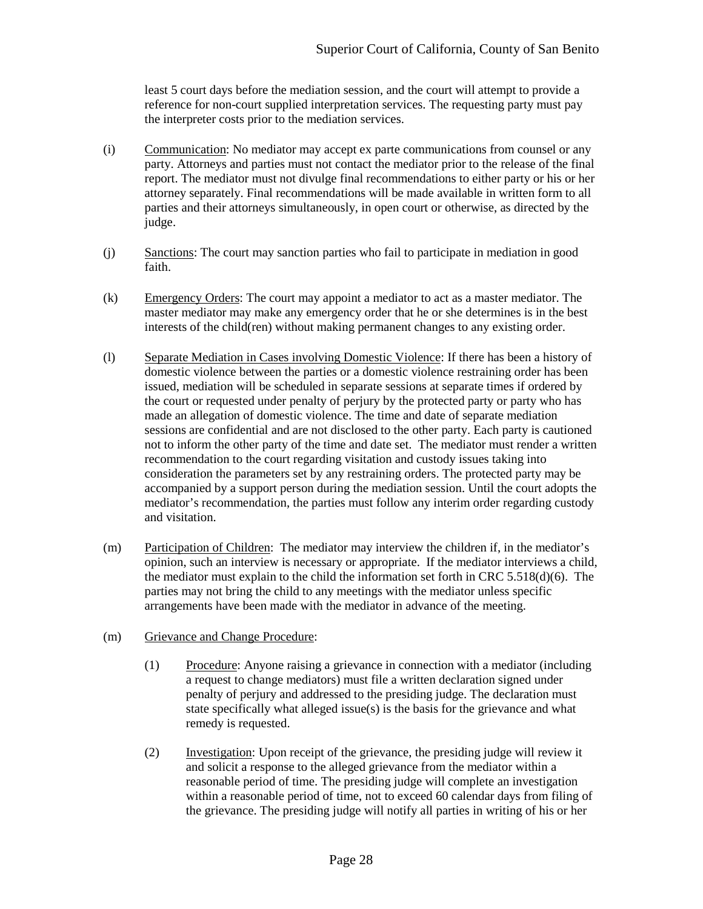least 5 court days before the mediation session, and the court will attempt to provide a reference for non-court supplied interpretation services. The requesting party must pay the interpreter costs prior to the mediation services.

(i) Communication: No mediator may accept ex parte communications from counsel or any party. Attorneys and parties must not contact the mediator prior to the release of the final report. The mediator must not divulge final recommendations to either party or his or her attorney separately. Final recommendations will be made available in written form to all parties and their attorneys simultaneously, in open court or otherwise, as directed by the judge.

(j) Sanctions: The court may sanction parties who fail to participate in mediation in good faith.

(k) Emergency Orders: The court may appoint a mediator to act as a master mediator. The master mediator may make any emergency order that he or she determines is in the best interests of the child(ren) without making permanent changes to any existing order.

(l) Separate Mediation in Cases involving Domestic Violence: If there has been a history of domestic violence between the parties or a domestic violence restraining order has been issued, mediation will be scheduled in separate sessions at separate times if ordered by the court or requested under penalty of perjury by the protected party or party who has made an allegation of domestic violence. The time and date of separate mediation sessions are confidential and are not disclosed to the other party. Each party is cautioned not to inform the other party of the time and date set. The mediator must render a written recommendation to the court regarding visitation and custody issues taking into consideration the parameters set by any restraining orders. The protected party may be accompanied by a support person during the mediation session. Until the court adopts the mediator's recommendation, the parties must follow any interim order regarding custody and visitation.

(m) Participation of Children: The mediator may interview the children if, in the mediator's opinion, such an interview is necessary or appropriate. If the mediator interviews a child, the mediator must explain to the child the information set forth in CRC 5.518(d)(6). The parties may not bring the child to any meetings with the mediator unless specific arrangements have been made with the mediator in advance of the meeting.

(m) Grievance and Change Procedure:

(1) Procedure: Anyone raising a grievance in connection with a mediator (including a request to change mediators) must file a written declaration signed under penalty of perjury and addressed to the presiding judge. The declaration must state specifically what alleged issue(s) is the basis for the grievance and what remedy is requested.

(2) Investigation: Upon receipt of the grievance, the presiding judge will review it and solicit a response to the alleged grievance from the mediator within a reasonable period of time. The presiding judge will complete an investigation within a reasonable period of time, not to exceed 60 calendar days from filing of the grievance. The presiding judge will notify all parties in writing of his or her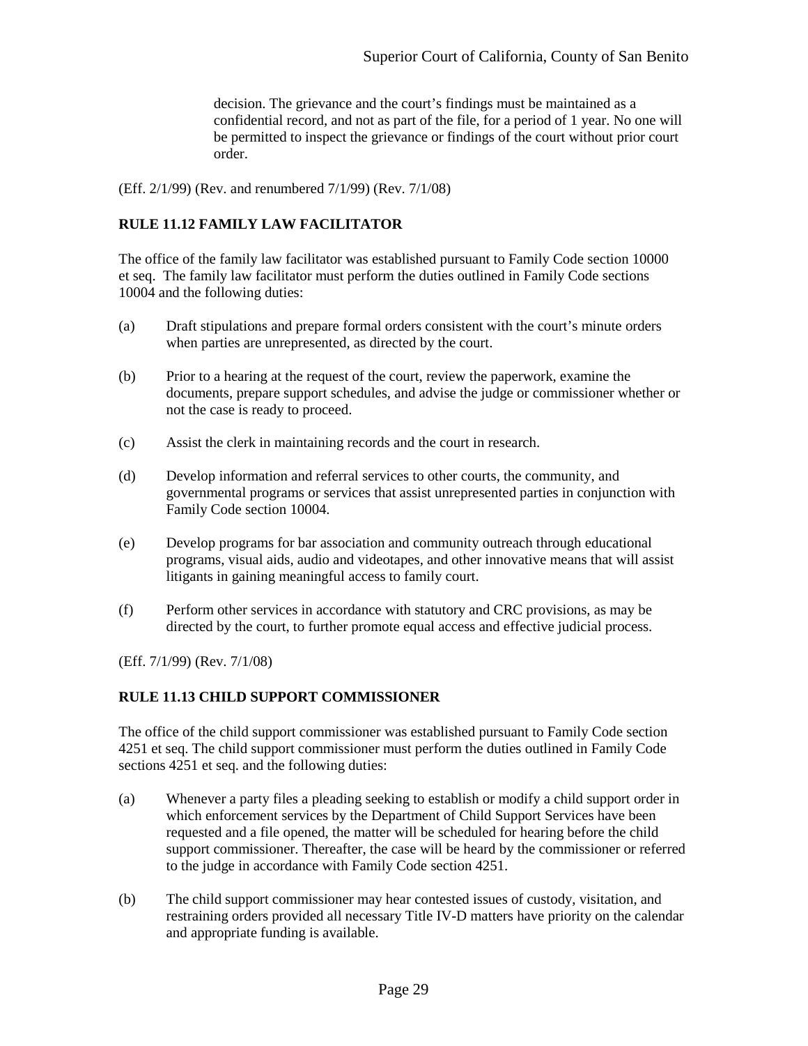decision. The grievance and the court's findings must be maintained as a confidential record, and not as part of the file, for a period of 1 year. No one will be permitted to inspect the grievance or findings of the court without prior court order.

(Eff. 2/1/99) (Rev. and renumbered 7/1/99) (Rev. 7/1/08)

**RULE 11.12 FAMILY LAW FACILITATOR**

The office of the family law facilitator was established pursuant to Family Code section 10000 et seq. The family law facilitator must perform the duties outlined in Family Code sections 10004 and the following duties:

(a) Draft stipulations and prepare formal orders consistent with the court's minute orders when parties are unrepresented, as directed by the court.

(b) Prior to a hearing at the request of the court, review the paperwork, examine the documents, prepare support schedules, and advise the judge or commissioner whether or not the case is ready to proceed.

(c) Assist the clerk in maintaining records and the court in research.

(d) Develop information and referral services to other courts, the community, and governmental programs or services that assist unrepresented parties in conjunction with Family Code section 10004.

(e) Develop programs for bar association and community outreach through educational programs, visual aids, audio and videotapes, and other innovative means that will assist litigants in gaining meaningful access to family court.

(f) Perform other services in accordance with statutory and CRC provisions, as may be directed by the court, to further promote equal access and effective judicial process.

(Eff. 7/1/99) (Rev. 7/1/08)

**RULE 11.13 CHILD SUPPORT COMMISSIONER**

The office of the child support commissioner was established pursuant to Family Code section 4251 et seq. The child support commissioner must perform the duties outlined in Family Code sections 4251 et seq. and the following duties:

(a) Whenever a party files a pleading seeking to establish or modify a child support order in which enforcement services by the Department of Child Support Services have been requested and a file opened, the matter will be scheduled for hearing before the child support commissioner. Thereafter, the case will be heard by the commissioner or referred to the judge in accordance with Family Code section 4251.

(b) The child support commissioner may hear contested issues of custody, visitation, and restraining orders provided all necessary Title IV-D matters have priority on the calendar and appropriate funding is available.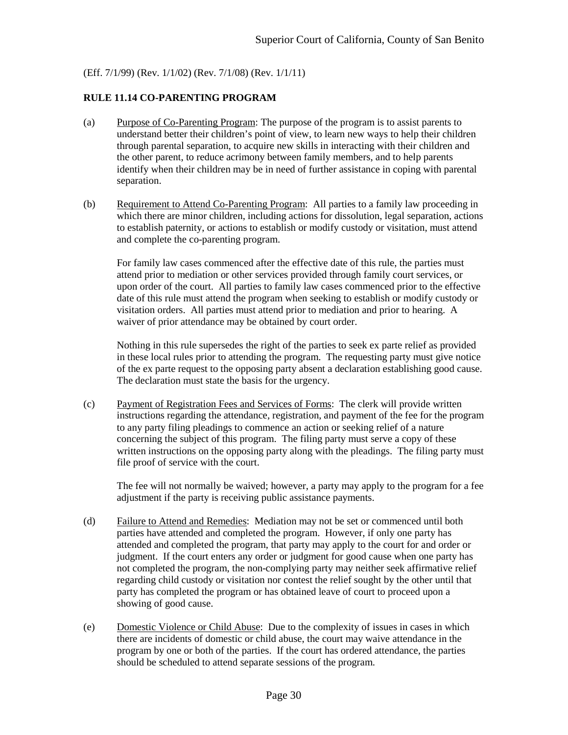(Eff. 7/1/99) (Rev. 1/1/02) (Rev. 7/1/08) (Rev. 1/1/11)

**RULE 11.14 CO-PARENTING PROGRAM**

(a) Purpose of Co-Parenting Program: The purpose of the program is to assist parents to understand better their children's point of view, to learn new ways to help their children through parental separation, to acquire new skills in interacting with their children and the other parent, to reduce acrimony between family members, and to help parents identify when their children may be in need of further assistance in coping with parental separation.

(b) Requirement to Attend Co-Parenting Program: All parties to a family law proceeding in which there are minor children, including actions for dissolution, legal separation, actions to establish paternity, or actions to establish or modify custody or visitation, must attend and complete the co-parenting program.

For family law cases commenced after the effective date of this rule, the parties must attend prior to mediation or other services provided through family court services, or upon order of the court. All parties to family law cases commenced prior to the effective date of this rule must attend the program when seeking to establish or modify custody or visitation orders. All parties must attend prior to mediation and prior to hearing. A waiver of prior attendance may be obtained by court order.

Nothing in this rule supersedes the right of the parties to seek ex parte relief as provided in these local rules prior to attending the program. The requesting party must give notice of the ex parte request to the opposing party absent a declaration establishing good cause. The declaration must state the basis for the urgency.

(c) Payment of Registration Fees and Services of Forms: The clerk will provide written instructions regarding the attendance, registration, and payment of the fee for the program to any party filing pleadings to commence an action or seeking relief of a nature concerning the subject of this program. The filing party must serve a copy of these written instructions on the opposing party along with the pleadings. The filing party must file proof of service with the court.

The fee will not normally be waived; however, a party may apply to the program for a fee adjustment if the party is receiving public assistance payments.

(d) Failure to Attend and Remedies: Mediation may not be set or commenced until both parties have attended and completed the program. However, if only one party has attended and completed the program, that party may apply to the court for and order or judgment. If the court enters any order or judgment for good cause when one party has not completed the program, the non-complying party may neither seek affirmative relief regarding child custody or visitation nor contest the relief sought by the other until that party has completed the program or has obtained leave of court to proceed upon a showing of good cause.

(e) Domestic Violence or Child Abuse: Due to the complexity of issues in cases in which there are incidents of domestic or child abuse, the court may waive attendance in the program by one or both of the parties. If the court has ordered attendance, the parties should be scheduled to attend separate sessions of the program.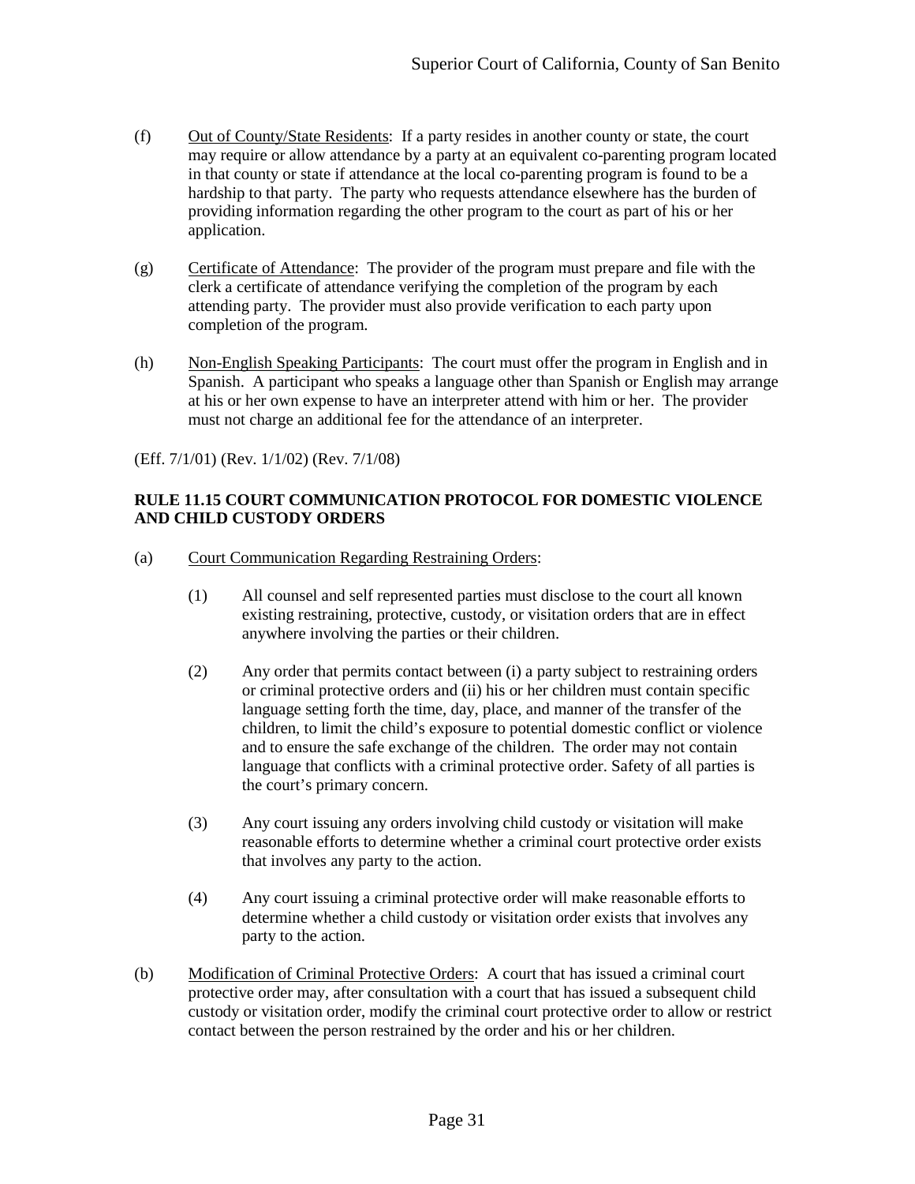(f) Out of County/State Residents: If a party resides in another county or state, the court may require or allow attendance by a party at an equivalent co-parenting program located in that county or state if attendance at the local co-parenting program is found to be a hardship to that party. The party who requests attendance elsewhere has the burden of providing information regarding the other program to the court as part of his or her application.

(g) Certificate of Attendance: The provider of the program must prepare and file with the clerk a certificate of attendance verifying the completion of the program by each attending party. The provider must also provide verification to each party upon completion of the program.

(h) Non-English Speaking Participants: The court must offer the program in English and in Spanish. A participant who speaks a language other than Spanish or English may arrange at his or her own expense to have an interpreter attend with him or her. The provider must not charge an additional fee for the attendance of an interpreter.

(Eff. 7/1/01) (Rev. 1/1/02) (Rev. 7/1/08)

**RULE 11.15 COURT COMMUNICATION PROTOCOL FOR DOMESTIC VIOLENCE AND CHILD CUSTODY ORDERS**

(a) Court Communication Regarding Restraining Orders:

(1) All counsel and self represented parties must disclose to the court all known existing restraining, protective, custody, or visitation orders that are in effect anywhere involving the parties or their children.

(2) Any order that permits contact between (i) a party subject to restraining orders or criminal protective orders and (ii) his or her children must contain specific language setting forth the time, day, place, and manner of the transfer of the children, to limit the child's exposure to potential domestic conflict or violence and to ensure the safe exchange of the children. The order may not contain language that conflicts with a criminal protective order. Safety of all parties is the court's primary concern.

(3) Any court issuing any orders involving child custody or visitation will make reasonable efforts to determine whether a criminal court protective order exists that involves any party to the action.

(4) Any court issuing a criminal protective order will make reasonable efforts to determine whether a child custody or visitation order exists that involves any party to the action.

(b) Modification of Criminal Protective Orders: A court that has issued a criminal court protective order may, after consultation with a court that has issued a subsequent child custody or visitation order, modify the criminal court protective order to allow or restrict contact between the person restrained by the order and his or her children.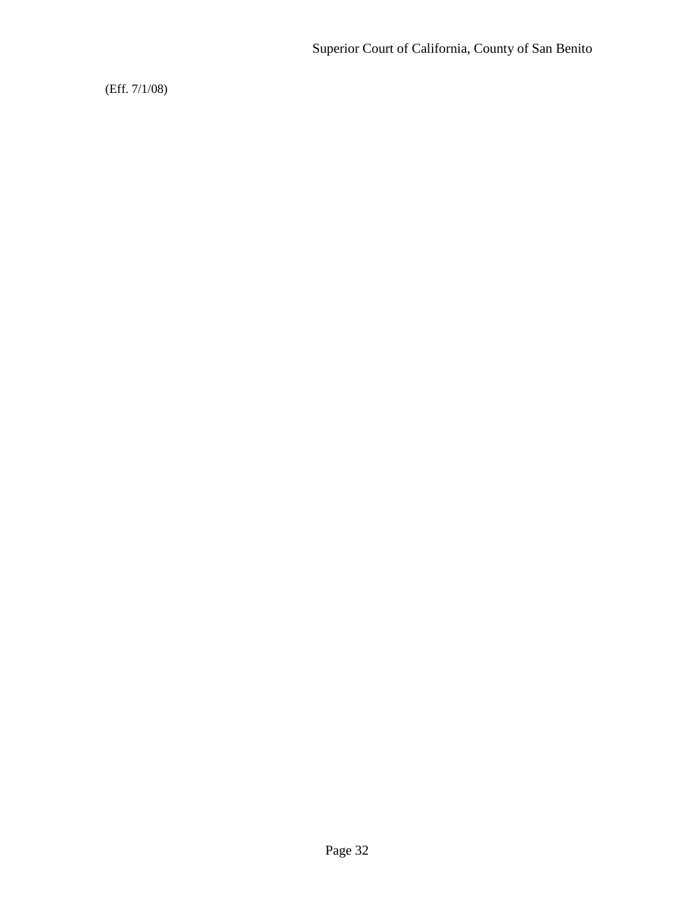(Eff. 7/1/08)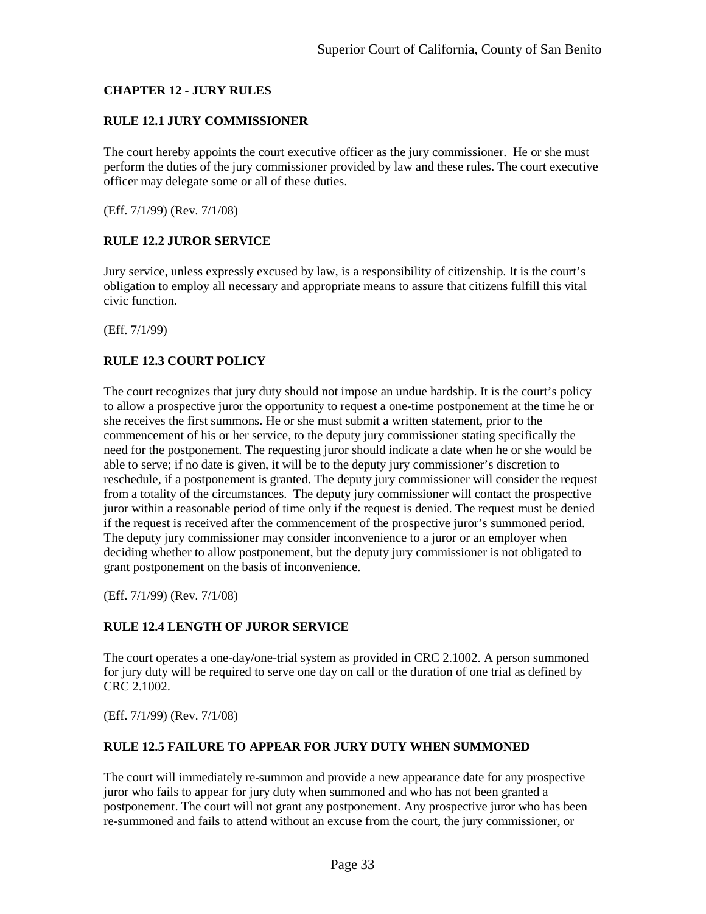## CHAPTER 12 - JURY RULES

### RULE 12.1 JURY COMMISSIONER

The court hereby appoints the court executive officer as the jury commissioner. He or she must perform the duties of the jury commissioner provided by law and these rules. The court executive officer may delegate some or all of these duties.

(Eff. 7/1/99) (Rev. 7/1/08)

### RULE 12.2 JUROR SERVICE

Jury service, unless expressly excused by law, is a responsibility of citizenship. It is the court's obligation to employ all necessary and appropriate means to assure that citizens fulfill this vital civic function.

(Eff. 7/1/99)

### RULE 12.3 COURT POLICY

The court recognizes that jury duty should not impose an undue hardship. It is the court's policy to allow a prospective juror the opportunity to request a one-time postponement at the time he or she receives the first summons. He or she must submit a written statement, prior to the commencement of his or her service, to the deputy jury commissioner stating specifically the need for the postponement. The requesting juror should indicate a date when he or she would be able to serve; if no date is given, it will be to the deputy jury commissioner's discretion to reschedule, if a postponement is granted. The deputy jury commissioner will consider the request from a totality of the circumstances. The deputy jury commissioner will contact the prospective juror within a reasonable period of time only if the request is denied. The request must be denied if the request is received after the commencement of the prospective juror's summoned period. The deputy jury commissioner may consider inconvenience to a juror or an employer when deciding whether to allow postponement, but the deputy jury commissioner is not obligated to grant postponement on the basis of inconvenience.

(Eff. 7/1/99) (Rev. 7/1/08)

### RULE 12.4 LENGTH OF JUROR SERVICE

The court operates a one-day/one-trial system as provided in CRC 2.1002. A person summoned for jury duty will be required to serve one day on call or the duration of one trial as defined by CRC 2.1002.

(Eff. 7/1/99) (Rev. 7/1/08)

### RULE 12.5 FAILURE TO APPEAR FOR JURY DUTY WHEN SUMMONED

The court will immediately re-summon and provide a new appearance date for any prospective juror who fails to appear for jury duty when summoned and who has not been granted a postponement. The court will not grant any postponement. Any prospective juror who has been re-summoned and fails to attend without an excuse from the court, the jury commissioner, or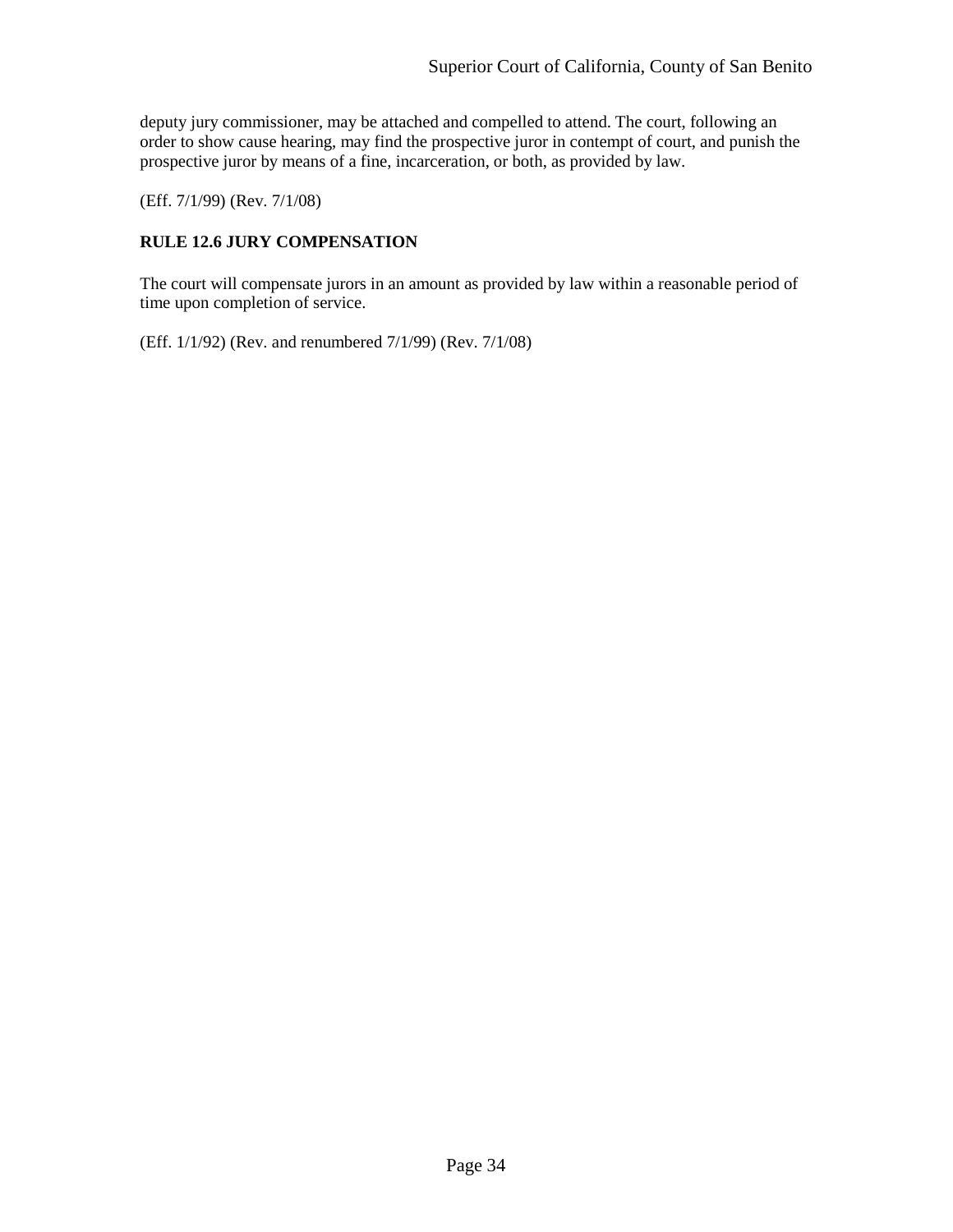deputy jury commissioner, may be attached and compelled to attend. The court, following an order to show cause hearing, may find the prospective juror in contempt of court, and punish the prospective juror by means of a fine, incarceration, or both, as provided by law.

(Eff. 7/1/99) (Rev. 7/1/08)

**RULE 12.6 JURY COMPENSATION**

The court will compensate jurors in an amount as provided by law within a reasonable period of time upon completion of service.

(Eff. 1/1/92) (Rev. and renumbered 7/1/99) (Rev. 7/1/08)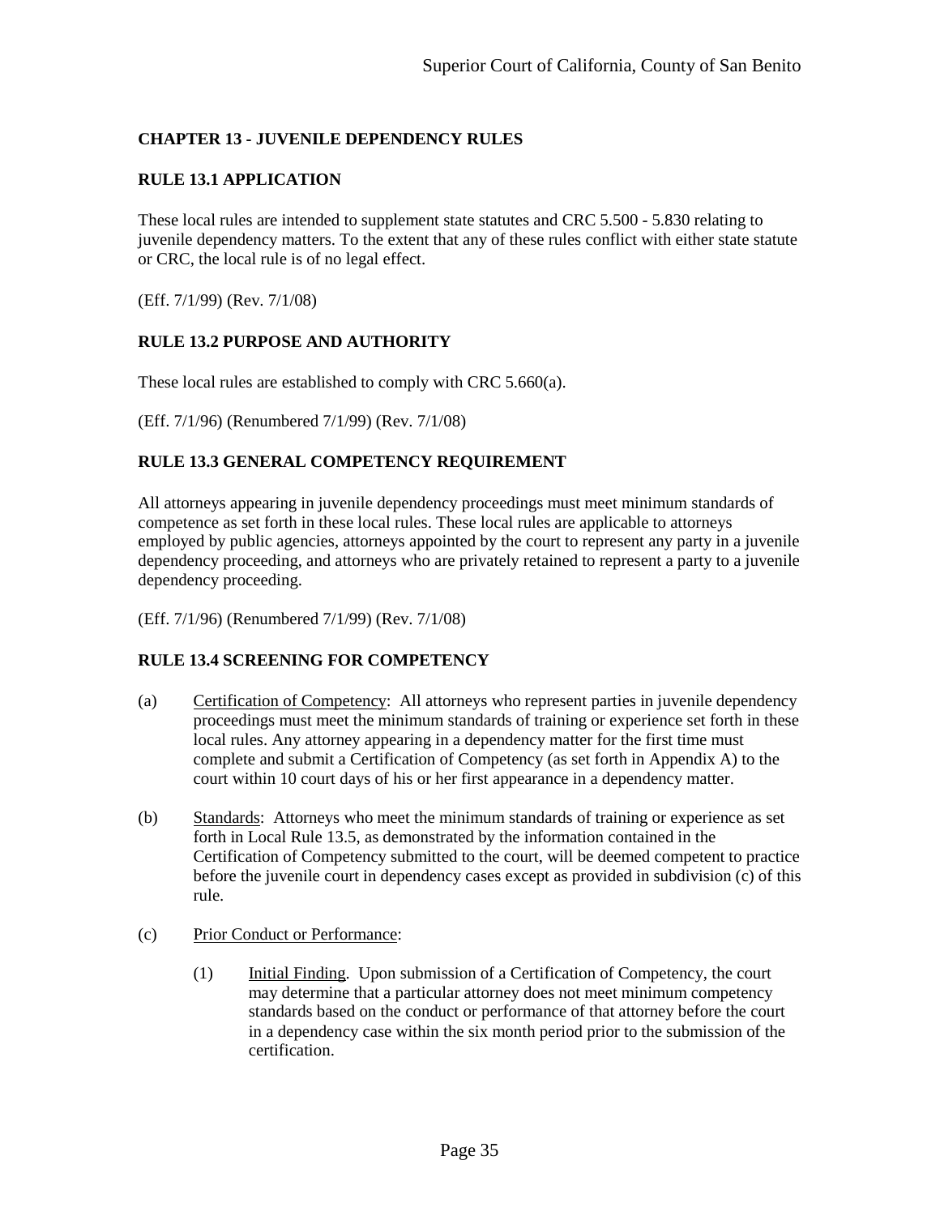## CHAPTER 13 - JUVENILE DEPENDENCY RULES

### RULE 13.1 APPLICATION

These local rules are intended to supplement state statutes and CRC 5.500 - 5.830 relating to juvenile dependency matters. To the extent that any of these rules conflict with either state statute or CRC, the local rule is of no legal effect.

(Eff. 7/1/99) (Rev. 7/1/08)

### RULE 13.2 PURPOSE AND AUTHORITY

These local rules are established to comply with CRC 5.660(a).

(Eff. 7/1/96) (Renumbered 7/1/99) (Rev. 7/1/08)

### RULE 13.3 GENERAL COMPETENCY REQUIREMENT

All attorneys appearing in juvenile dependency proceedings must meet minimum standards of competence as set forth in these local rules. These local rules are applicable to attorneys employed by public agencies, attorneys appointed by the court to represent any party in a juvenile dependency proceeding, and attorneys who are privately retained to represent a party to a juvenile dependency proceeding.

(Eff. 7/1/96) (Renumbered 7/1/99) (Rev. 7/1/08)

### RULE 13.4 SCREENING FOR COMPETENCY

(a) Certification of Competency: All attorneys who represent parties in juvenile dependency proceedings must meet the minimum standards of training or experience set forth in these local rules. Any attorney appearing in a dependency matter for the first time must complete and submit a Certification of Competency (as set forth in Appendix A) to the court within 10 court days of his or her first appearance in a dependency matter.

(b) Standards: Attorneys who meet the minimum standards of training or experience as set forth in Local Rule 13.5, as demonstrated by the information contained in the Certification of Competency submitted to the court, will be deemed competent to practice before the juvenile court in dependency cases except as provided in subdivision (c) of this rule.

(c) Prior Conduct or Performance:

  (1) Initial Finding. Upon submission of a Certification of Competency, the court may determine that a particular attorney does not meet minimum competency standards based on the conduct or performance of that attorney before the court in a dependency case within the six month period prior to the submission of the certification.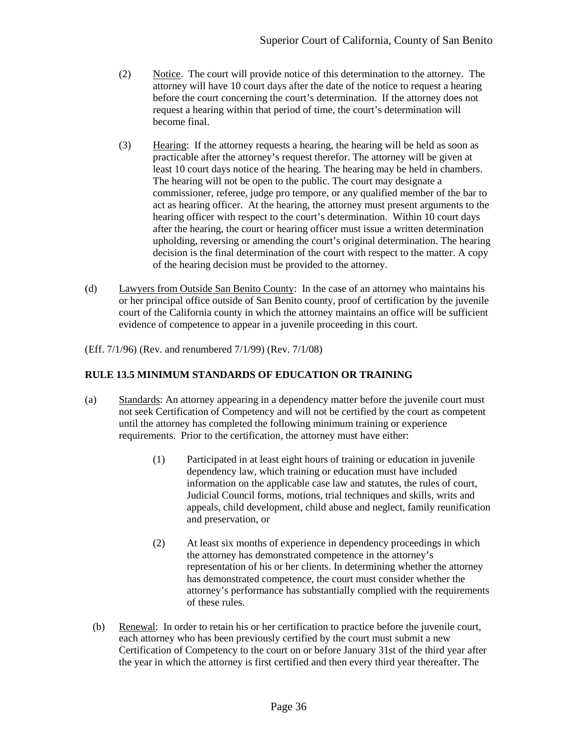(2) Notice. The court will provide notice of this determination to the attorney. The attorney will have 10 court days after the date of the notice to request a hearing before the court concerning the court's determination. If the attorney does not request a hearing within that period of time, the court's determination will become final.

(3) Hearing: If the attorney requests a hearing, the hearing will be held as soon as practicable after the attorney's request therefor. The attorney will be given at least 10 court days notice of the hearing. The hearing may be held in chambers. The hearing will not be open to the public. The court may designate a commissioner, referee, judge pro tempore, or any qualified member of the bar to act as hearing officer. At the hearing, the attorney must present arguments to the hearing officer with respect to the court's determination. Within 10 court days after the hearing, the court or hearing officer must issue a written determination upholding, reversing or amending the court's original determination. The hearing decision is the final determination of the court with respect to the matter. A copy of the hearing decision must be provided to the attorney.

(d) Lawyers from Outside San Benito County: In the case of an attorney who maintains his or her principal office outside of San Benito county, proof of certification by the juvenile court of the California county in which the attorney maintains an office will be sufficient evidence of competence to appear in a juvenile proceeding in this court.

(Eff. 7/1/96) (Rev. and renumbered 7/1/99) (Rev. 7/1/08)

**RULE 13.5 MINIMUM STANDARDS OF EDUCATION OR TRAINING**

(a) Standards: An attorney appearing in a dependency matter before the juvenile court must not seek Certification of Competency and will not be certified by the court as competent until the attorney has completed the following minimum training or experience requirements. Prior to the certification, the attorney must have either:

(1) Participated in at least eight hours of training or education in juvenile dependency law, which training or education must have included information on the applicable case law and statutes, the rules of court, Judicial Council forms, motions, trial techniques and skills, writs and appeals, child development, child abuse and neglect, family reunification and preservation, or

(2) At least six months of experience in dependency proceedings in which the attorney has demonstrated competence in the attorney's representation of his or her clients. In determining whether the attorney has demonstrated competence, the court must consider whether the attorney's performance has substantially complied with the requirements of these rules.

(b) Renewal: In order to retain his or her certification to practice before the juvenile court, each attorney who has been previously certified by the court must submit a new Certification of Competency to the court on or before January 31st of the third year after the year in which the attorney is first certified and then every third year thereafter. The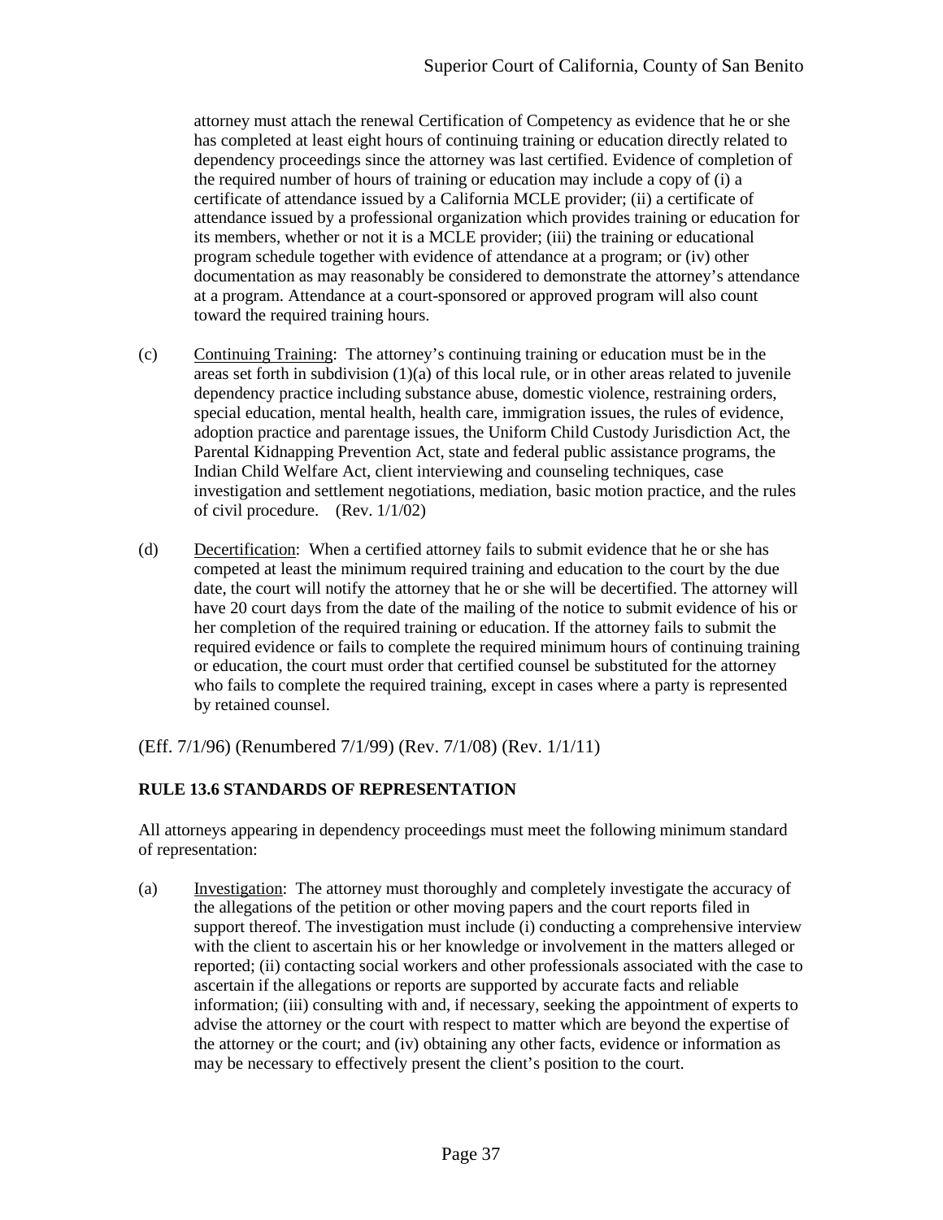attorney must attach the renewal Certification of Competency as evidence that he or she has completed at least eight hours of continuing training or education directly related to dependency proceedings since the attorney was last certified. Evidence of completion of the required number of hours of training or education may include a copy of (i) a certificate of attendance issued by a California MCLE provider; (ii) a certificate of attendance issued by a professional organization which provides training or education for its members, whether or not it is a MCLE provider; (iii) the training or educational program schedule together with evidence of attendance at a program; or (iv) other documentation as may reasonably be considered to demonstrate the attorney's attendance at a program. Attendance at a court-sponsored or approved program will also count toward the required training hours.

(c) Continuing Training: The attorney's continuing training or education must be in the areas set forth in subdivision (1)(a) of this local rule, or in other areas related to juvenile dependency practice including substance abuse, domestic violence, restraining orders, special education, mental health, health care, immigration issues, the rules of evidence, adoption practice and parentage issues, the Uniform Child Custody Jurisdiction Act, the Parental Kidnapping Prevention Act, state and federal public assistance programs, the Indian Child Welfare Act, client interviewing and counseling techniques, case investigation and settlement negotiations, mediation, basic motion practice, and the rules of civil procedure. (Rev. 1/1/02)

(d) Decertification: When a certified attorney fails to submit evidence that he or she has competed at least the minimum required training and education to the court by the due date, the court will notify the attorney that he or she will be decertified. The attorney will have 20 court days from the date of the mailing of the notice to submit evidence of his or her completion of the required training or education. If the attorney fails to submit the required evidence or fails to complete the required minimum hours of continuing training or education, the court must order that certified counsel be substituted for the attorney who fails to complete the required training, except in cases where a party is represented by retained counsel.

(Eff. 7/1/96) (Renumbered 7/1/99) (Rev. 7/1/08) (Rev. 1/1/11)

**RULE 13.6 STANDARDS OF REPRESENTATION**

All attorneys appearing in dependency proceedings must meet the following minimum standard of representation:

(a) Investigation: The attorney must thoroughly and completely investigate the accuracy of the allegations of the petition or other moving papers and the court reports filed in support thereof. The investigation must include (i) conducting a comprehensive interview with the client to ascertain his or her knowledge or involvement in the matters alleged or reported; (ii) contacting social workers and other professionals associated with the case to ascertain if the allegations or reports are supported by accurate facts and reliable information; (iii) consulting with and, if necessary, seeking the appointment of experts to advise the attorney or the court with respect to matter which are beyond the expertise of the attorney or the court; and (iv) obtaining any other facts, evidence or information as may be necessary to effectively present the client's position to the court.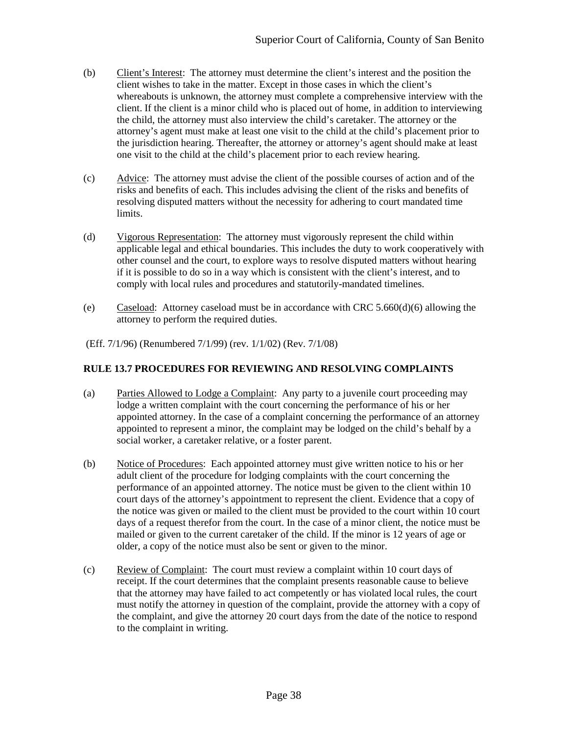(b) Client's Interest: The attorney must determine the client's interest and the position the client wishes to take in the matter. Except in those cases in which the client's whereabouts is unknown, the attorney must complete a comprehensive interview with the client. If the client is a minor child who is placed out of home, in addition to interviewing the child, the attorney must also interview the child's caretaker. The attorney or the attorney's agent must make at least one visit to the child at the child's placement prior to the jurisdiction hearing. Thereafter, the attorney or attorney's agent should make at least one visit to the child at the child's placement prior to each review hearing.

(c) Advice: The attorney must advise the client of the possible courses of action and of the risks and benefits of each. This includes advising the client of the risks and benefits of resolving disputed matters without the necessity for adhering to court mandated time limits.

(d) Vigorous Representation: The attorney must vigorously represent the child within applicable legal and ethical boundaries. This includes the duty to work cooperatively with other counsel and the court, to explore ways to resolve disputed matters without hearing if it is possible to do so in a way which is consistent with the client's interest, and to comply with local rules and procedures and statutorily-mandated timelines.

(e) Caseload: Attorney caseload must be in accordance with CRC 5.660(d)(6) allowing the attorney to perform the required duties.

(Eff. 7/1/96) (Renumbered 7/1/99) (rev. 1/1/02) (Rev. 7/1/08)

**RULE 13.7 PROCEDURES FOR REVIEWING AND RESOLVING COMPLAINTS**

(a) Parties Allowed to Lodge a Complaint: Any party to a juvenile court proceeding may lodge a written complaint with the court concerning the performance of his or her appointed attorney. In the case of a complaint concerning the performance of an attorney appointed to represent a minor, the complaint may be lodged on the child's behalf by a social worker, a caretaker relative, or a foster parent.

(b) Notice of Procedures: Each appointed attorney must give written notice to his or her adult client of the procedure for lodging complaints with the court concerning the performance of an appointed attorney. The notice must be given to the client within 10 court days of the attorney's appointment to represent the client. Evidence that a copy of the notice was given or mailed to the client must be provided to the court within 10 court days of a request therefor from the court. In the case of a minor client, the notice must be mailed or given to the current caretaker of the child. If the minor is 12 years of age or older, a copy of the notice must also be sent or given to the minor.

(c) Review of Complaint: The court must review a complaint within 10 court days of receipt. If the court determines that the complaint presents reasonable cause to believe that the attorney may have failed to act competently or has violated local rules, the court must notify the attorney in question of the complaint, provide the attorney with a copy of the complaint, and give the attorney 20 court days from the date of the notice to respond to the complaint in writing.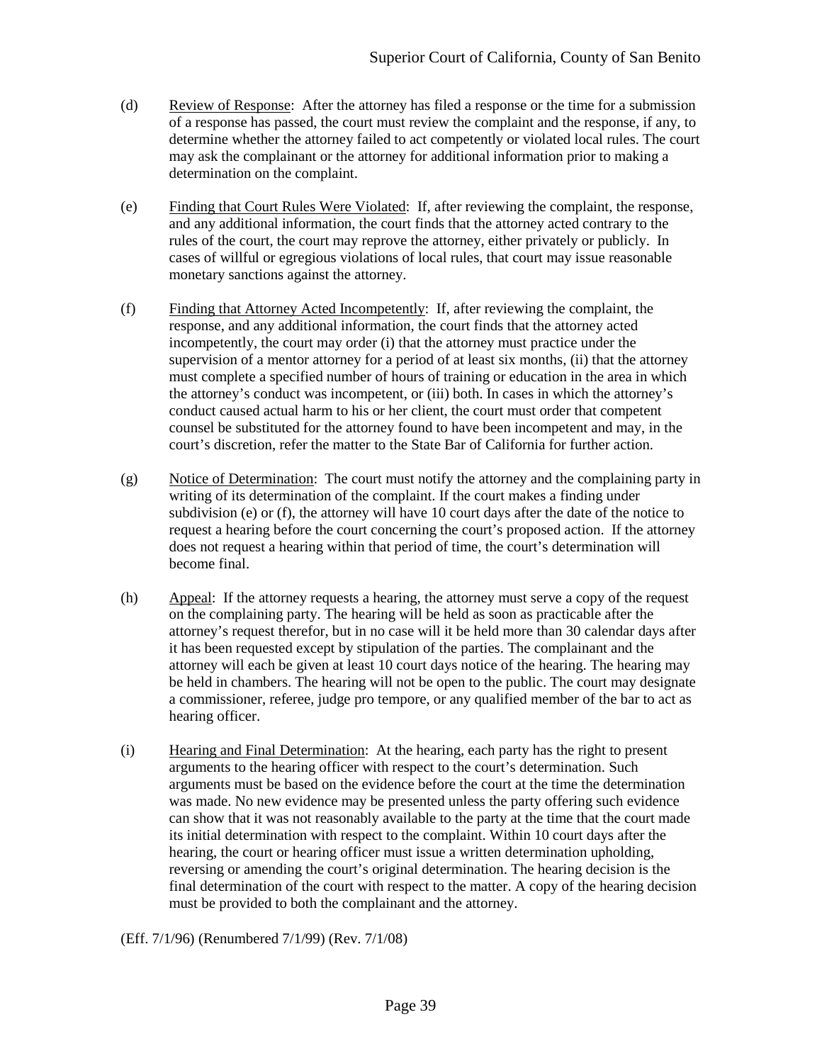(d) Review of Response: After the attorney has filed a response or the time for a submission of a response has passed, the court must review the complaint and the response, if any, to determine whether the attorney failed to act competently or violated local rules. The court may ask the complainant or the attorney for additional information prior to making a determination on the complaint.

(e) Finding that Court Rules Were Violated: If, after reviewing the complaint, the response, and any additional information, the court finds that the attorney acted contrary to the rules of the court, the court may reprove the attorney, either privately or publicly. In cases of willful or egregious violations of local rules, that court may issue reasonable monetary sanctions against the attorney.

(f) Finding that Attorney Acted Incompetently: If, after reviewing the complaint, the response, and any additional information, the court finds that the attorney acted incompetently, the court may order (i) that the attorney must practice under the supervision of a mentor attorney for a period of at least six months, (ii) that the attorney must complete a specified number of hours of training or education in the area in which the attorney's conduct was incompetent, or (iii) both. In cases in which the attorney's conduct caused actual harm to his or her client, the court must order that competent counsel be substituted for the attorney found to have been incompetent and may, in the court's discretion, refer the matter to the State Bar of California for further action.

(g) Notice of Determination: The court must notify the attorney and the complaining party in writing of its determination of the complaint. If the court makes a finding under subdivision (e) or (f), the attorney will have 10 court days after the date of the notice to request a hearing before the court concerning the court's proposed action. If the attorney does not request a hearing within that period of time, the court's determination will become final.

(h) Appeal: If the attorney requests a hearing, the attorney must serve a copy of the request on the complaining party. The hearing will be held as soon as practicable after the attorney's request therefor, but in no case will it be held more than 30 calendar days after it has been requested except by stipulation of the parties. The complainant and the attorney will each be given at least 10 court days notice of the hearing. The hearing may be held in chambers. The hearing will not be open to the public. The court may designate a commissioner, referee, judge pro tempore, or any qualified member of the bar to act as hearing officer.

(i) Hearing and Final Determination: At the hearing, each party has the right to present arguments to the hearing officer with respect to the court's determination. Such arguments must be based on the evidence before the court at the time the determination was made. No new evidence may be presented unless the party offering such evidence can show that it was not reasonably available to the party at the time that the court made its initial determination with respect to the complaint. Within 10 court days after the hearing, the court or hearing officer must issue a written determination upholding, reversing or amending the court's original determination. The hearing decision is the final determination of the court with respect to the matter. A copy of the hearing decision must be provided to both the complainant and the attorney.

(Eff. 7/1/96) (Renumbered 7/1/99) (Rev. 7/1/08)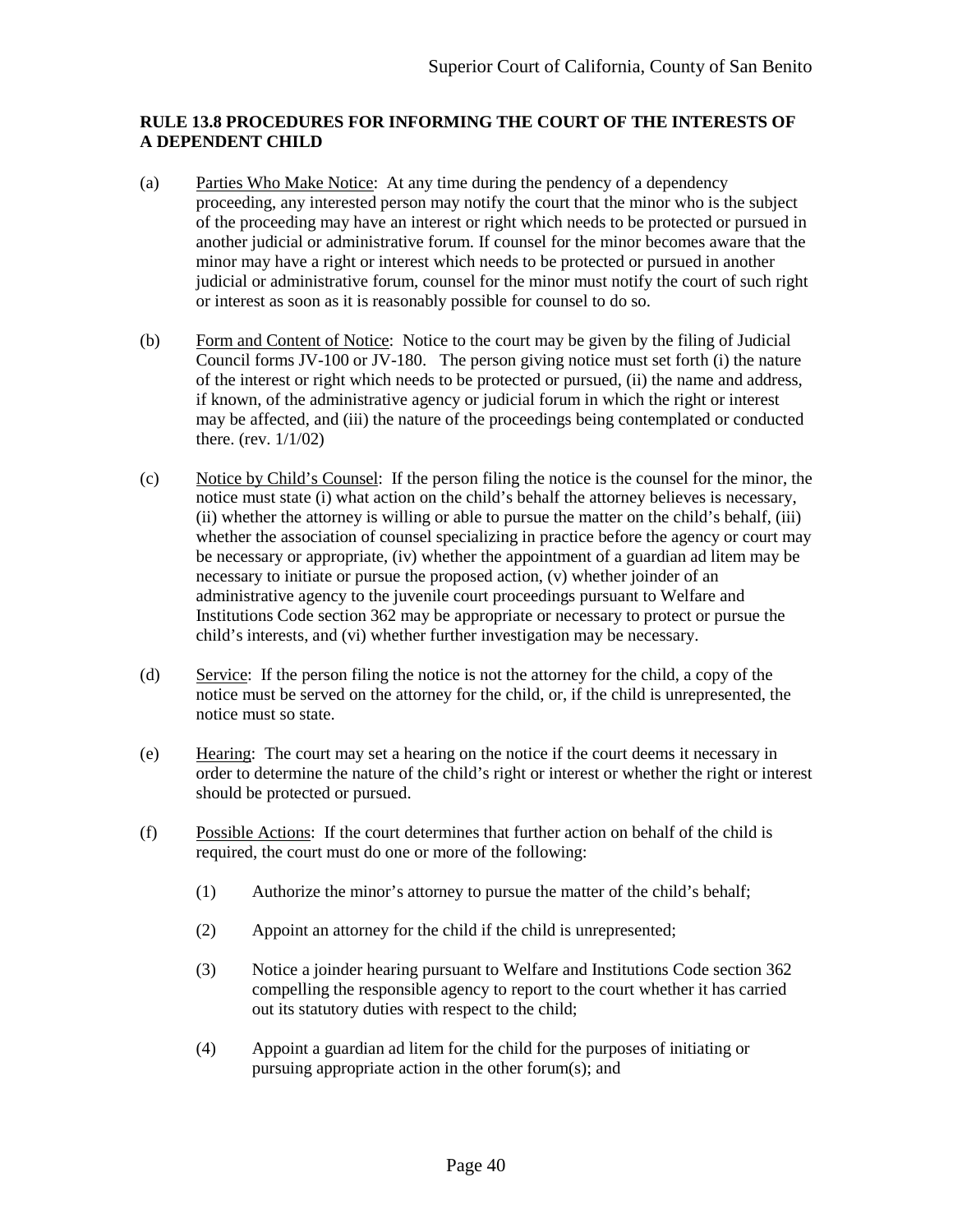**RULE 13.8 PROCEDURES FOR INFORMING THE COURT OF THE INTERESTS OF A DEPENDENT CHILD**

(a) Parties Who Make Notice: At any time during the pendency of a dependency proceeding, any interested person may notify the court that the minor who is the subject of the proceeding may have an interest or right which needs to be protected or pursued in another judicial or administrative forum. If counsel for the minor becomes aware that the minor may have a right or interest which needs to be protected or pursued in another judicial or administrative forum, counsel for the minor must notify the court of such right or interest as soon as it is reasonably possible for counsel to do so.

(b) Form and Content of Notice: Notice to the court may be given by the filing of Judicial Council forms JV-100 or JV-180. The person giving notice must set forth (i) the nature of the interest or right which needs to be protected or pursued, (ii) the name and address, if known, of the administrative agency or judicial forum in which the right or interest may be affected, and (iii) the nature of the proceedings being contemplated or conducted there. (rev. 1/1/02)

(c) Notice by Child's Counsel: If the person filing the notice is the counsel for the minor, the notice must state (i) what action on the child's behalf the attorney believes is necessary, (ii) whether the attorney is willing or able to pursue the matter on the child's behalf, (iii) whether the association of counsel specializing in practice before the agency or court may be necessary or appropriate, (iv) whether the appointment of a guardian ad litem may be necessary to initiate or pursue the proposed action, (v) whether joinder of an administrative agency to the juvenile court proceedings pursuant to Welfare and Institutions Code section 362 may be appropriate or necessary to protect or pursue the child's interests, and (vi) whether further investigation may be necessary.

(d) Service: If the person filing the notice is not the attorney for the child, a copy of the notice must be served on the attorney for the child, or, if the child is unrepresented, the notice must so state.

(e) Hearing: The court may set a hearing on the notice if the court deems it necessary in order to determine the nature of the child's right or interest or whether the right or interest should be protected or pursued.

(f) Possible Actions: If the court determines that further action on behalf of the child is required, the court must do one or more of the following:

   (1) Authorize the minor's attorney to pursue the matter of the child's behalf;

   (2) Appoint an attorney for the child if the child is unrepresented;

   (3) Notice a joinder hearing pursuant to Welfare and Institutions Code section 362 compelling the responsible agency to report to the court whether it has carried out its statutory duties with respect to the child;

   (4) Appoint a guardian ad litem for the child for the purposes of initiating or pursuing appropriate action in the other forum(s); and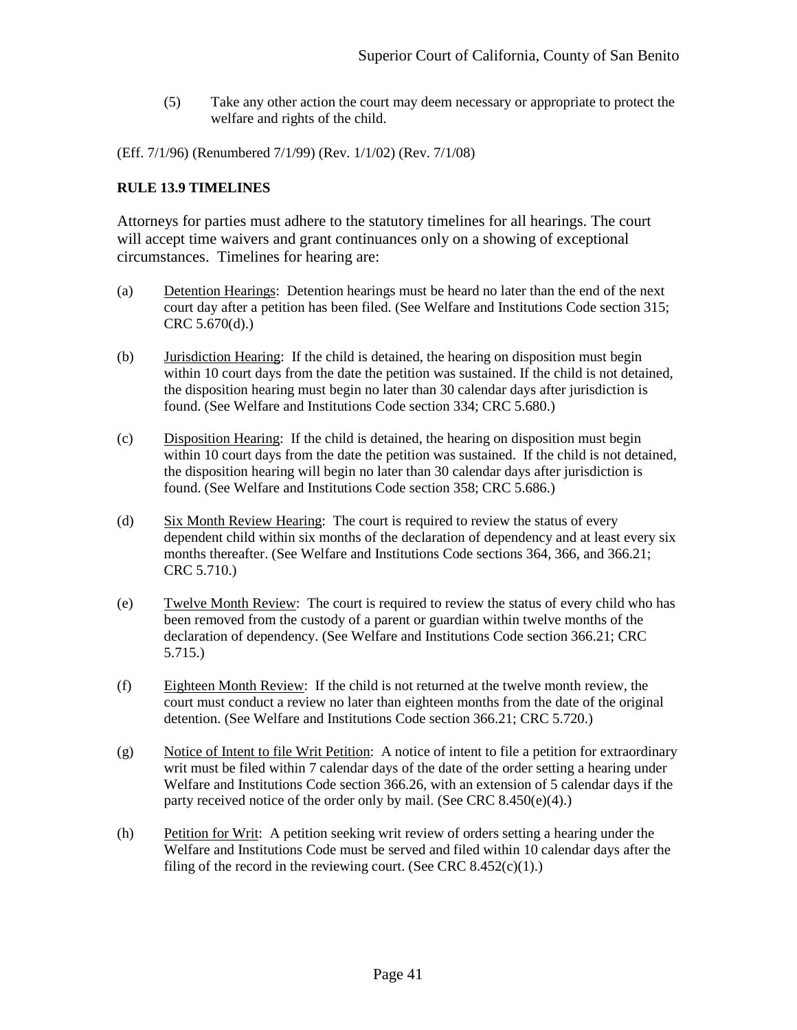(5) Take any other action the court may deem necessary or appropriate to protect the welfare and rights of the child.

(Eff. 7/1/96) (Renumbered 7/1/99) (Rev. 1/1/02) (Rev. 7/1/08)

**RULE 13.9 TIMELINES**

Attorneys for parties must adhere to the statutory timelines for all hearings. The court will accept time waivers and grant continuances only on a showing of exceptional circumstances. Timelines for hearing are:

(a) Detention Hearings: Detention hearings must be heard no later than the end of the next court day after a petition has been filed. (See Welfare and Institutions Code section 315; CRC 5.670(d).)

(b) Jurisdiction Hearing: If the child is detained, the hearing on disposition must begin within 10 court days from the date the petition was sustained. If the child is not detained, the disposition hearing must begin no later than 30 calendar days after jurisdiction is found. (See Welfare and Institutions Code section 334; CRC 5.680.)

(c) Disposition Hearing: If the child is detained, the hearing on disposition must begin within 10 court days from the date the petition was sustained. If the child is not detained, the disposition hearing will begin no later than 30 calendar days after jurisdiction is found. (See Welfare and Institutions Code section 358; CRC 5.686.)

(d) Six Month Review Hearing: The court is required to review the status of every dependent child within six months of the declaration of dependency and at least every six months thereafter. (See Welfare and Institutions Code sections 364, 366, and 366.21; CRC 5.710.)

(e) Twelve Month Review: The court is required to review the status of every child who has been removed from the custody of a parent or guardian within twelve months of the declaration of dependency. (See Welfare and Institutions Code section 366.21; CRC 5.715.)

(f) Eighteen Month Review: If the child is not returned at the twelve month review, the court must conduct a review no later than eighteen months from the date of the original detention. (See Welfare and Institutions Code section 366.21; CRC 5.720.)

(g) Notice of Intent to file Writ Petition: A notice of intent to file a petition for extraordinary writ must be filed within 7 calendar days of the date of the order setting a hearing under Welfare and Institutions Code section 366.26, with an extension of 5 calendar days if the party received notice of the order only by mail. (See CRC 8.450(e)(4).)

(h) Petition for Writ: A petition seeking writ review of orders setting a hearing under the Welfare and Institutions Code must be served and filed within 10 calendar days after the filing of the record in the reviewing court. (See CRC 8.452(c)(1).)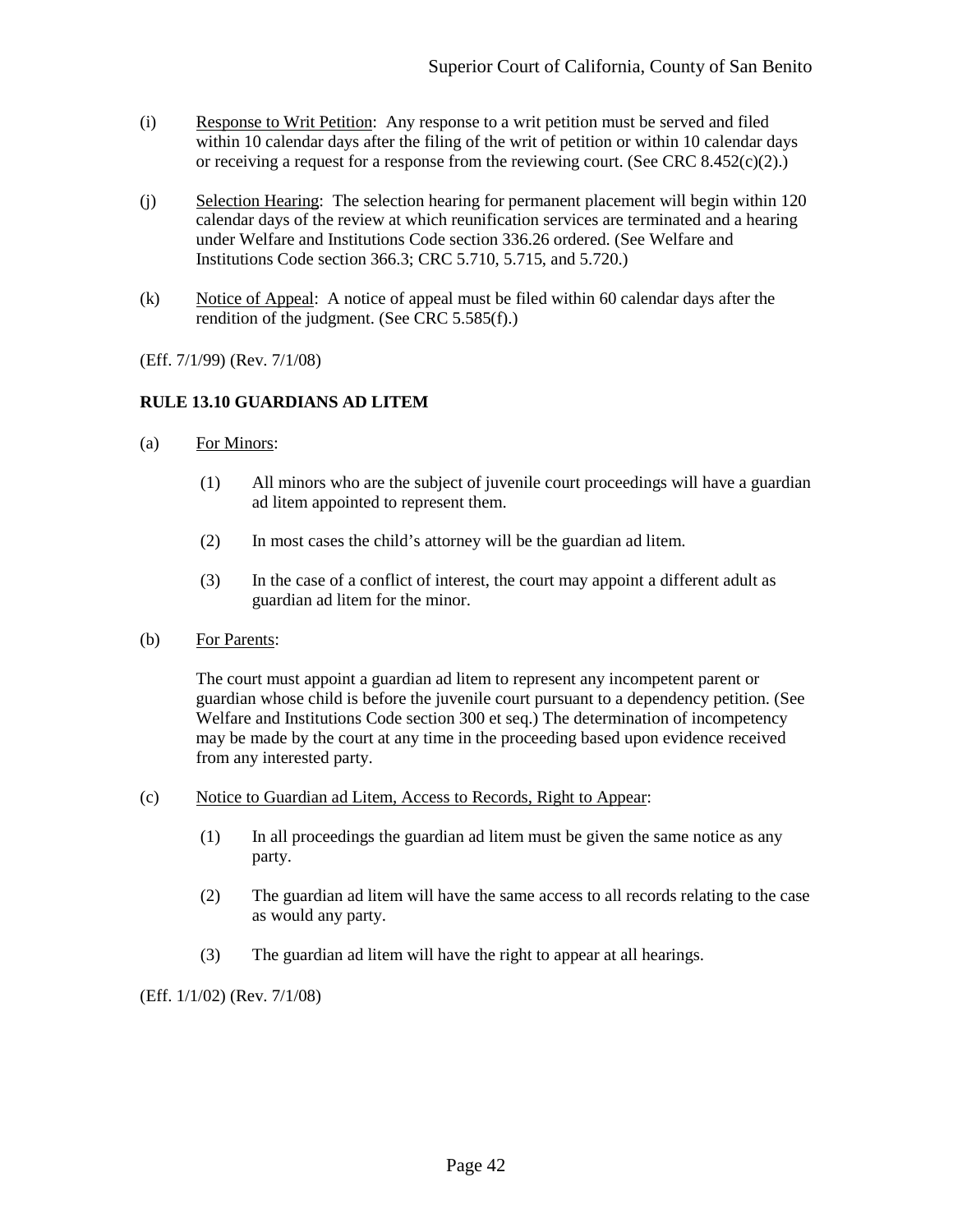(i) Response to Writ Petition: Any response to a writ petition must be served and filed within 10 calendar days after the filing of the writ of petition or within 10 calendar days or receiving a request for a response from the reviewing court. (See CRC 8.452(c)(2).)

(j) Selection Hearing: The selection hearing for permanent placement will begin within 120 calendar days of the review at which reunification services are terminated and a hearing under Welfare and Institutions Code section 336.26 ordered. (See Welfare and Institutions Code section 366.3; CRC 5.710, 5.715, and 5.720.)

(k) Notice of Appeal: A notice of appeal must be filed within 60 calendar days after the rendition of the judgment. (See CRC 5.585(f).)

(Eff. 7/1/99) (Rev. 7/1/08)

**RULE 13.10 GUARDIANS AD LITEM**

(a) For Minors:

(1) All minors who are the subject of juvenile court proceedings will have a guardian ad litem appointed to represent them.

(2) In most cases the child's attorney will be the guardian ad litem.

(3) In the case of a conflict of interest, the court may appoint a different adult as guardian ad litem for the minor.

(b) For Parents:

The court must appoint a guardian ad litem to represent any incompetent parent or guardian whose child is before the juvenile court pursuant to a dependency petition. (See Welfare and Institutions Code section 300 et seq.) The determination of incompetency may be made by the court at any time in the proceeding based upon evidence received from any interested party.

(c) Notice to Guardian ad Litem, Access to Records, Right to Appear:

(1) In all proceedings the guardian ad litem must be given the same notice as any party.

(2) The guardian ad litem will have the same access to all records relating to the case as would any party.

(3) The guardian ad litem will have the right to appear at all hearings.

(Eff. 1/1/02) (Rev. 7/1/08)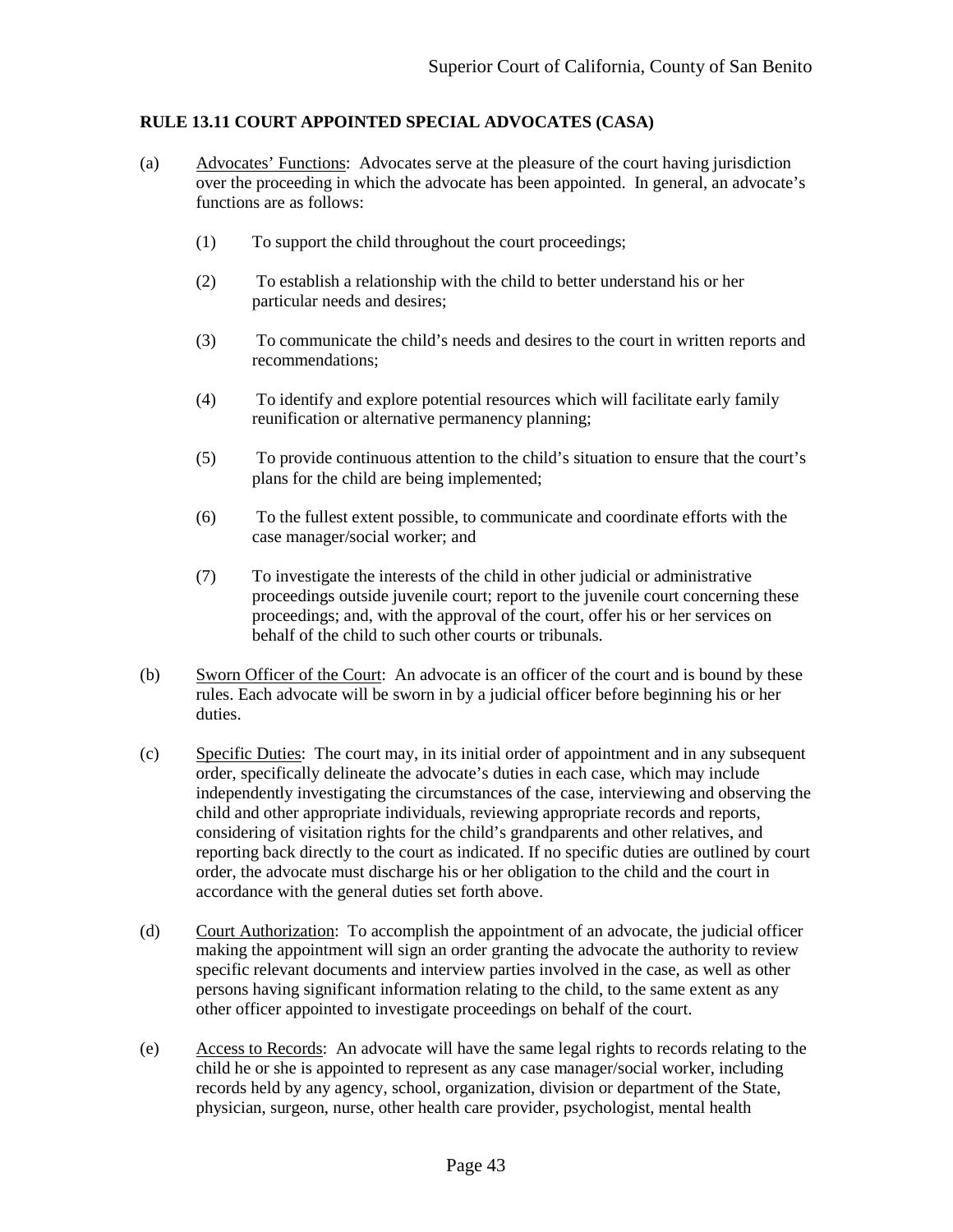**RULE 13.11 COURT APPOINTED SPECIAL ADVOCATES (CASA)**

(a) Advocates' Functions: Advocates serve at the pleasure of the court having jurisdiction over the proceeding in which the advocate has been appointed. In general, an advocate's functions are as follows:

(1) To support the child throughout the court proceedings;

(2) To establish a relationship with the child to better understand his or her particular needs and desires;

(3) To communicate the child's needs and desires to the court in written reports and recommendations;

(4) To identify and explore potential resources which will facilitate early family reunification or alternative permanency planning;

(5) To provide continuous attention to the child's situation to ensure that the court's plans for the child are being implemented;

(6) To the fullest extent possible, to communicate and coordinate efforts with the case manager/social worker; and

(7) To investigate the interests of the child in other judicial or administrative proceedings outside juvenile court; report to the juvenile court concerning these proceedings; and, with the approval of the court, offer his or her services on behalf of the child to such other courts or tribunals.

(b) Sworn Officer of the Court: An advocate is an officer of the court and is bound by these rules. Each advocate will be sworn in by a judicial officer before beginning his or her duties.

(c) Specific Duties: The court may, in its initial order of appointment and in any subsequent order, specifically delineate the advocate's duties in each case, which may include independently investigating the circumstances of the case, interviewing and observing the child and other appropriate individuals, reviewing appropriate records and reports, considering of visitation rights for the child's grandparents and other relatives, and reporting back directly to the court as indicated. If no specific duties are outlined by court order, the advocate must discharge his or her obligation to the child and the court in accordance with the general duties set forth above.

(d) Court Authorization: To accomplish the appointment of an advocate, the judicial officer making the appointment will sign an order granting the advocate the authority to review specific relevant documents and interview parties involved in the case, as well as other persons having significant information relating to the child, to the same extent as any other officer appointed to investigate proceedings on behalf of the court.

(e) Access to Records: An advocate will have the same legal rights to records relating to the child he or she is appointed to represent as any case manager/social worker, including records held by any agency, school, organization, division or department of the State, physician, surgeon, nurse, other health care provider, psychologist, mental health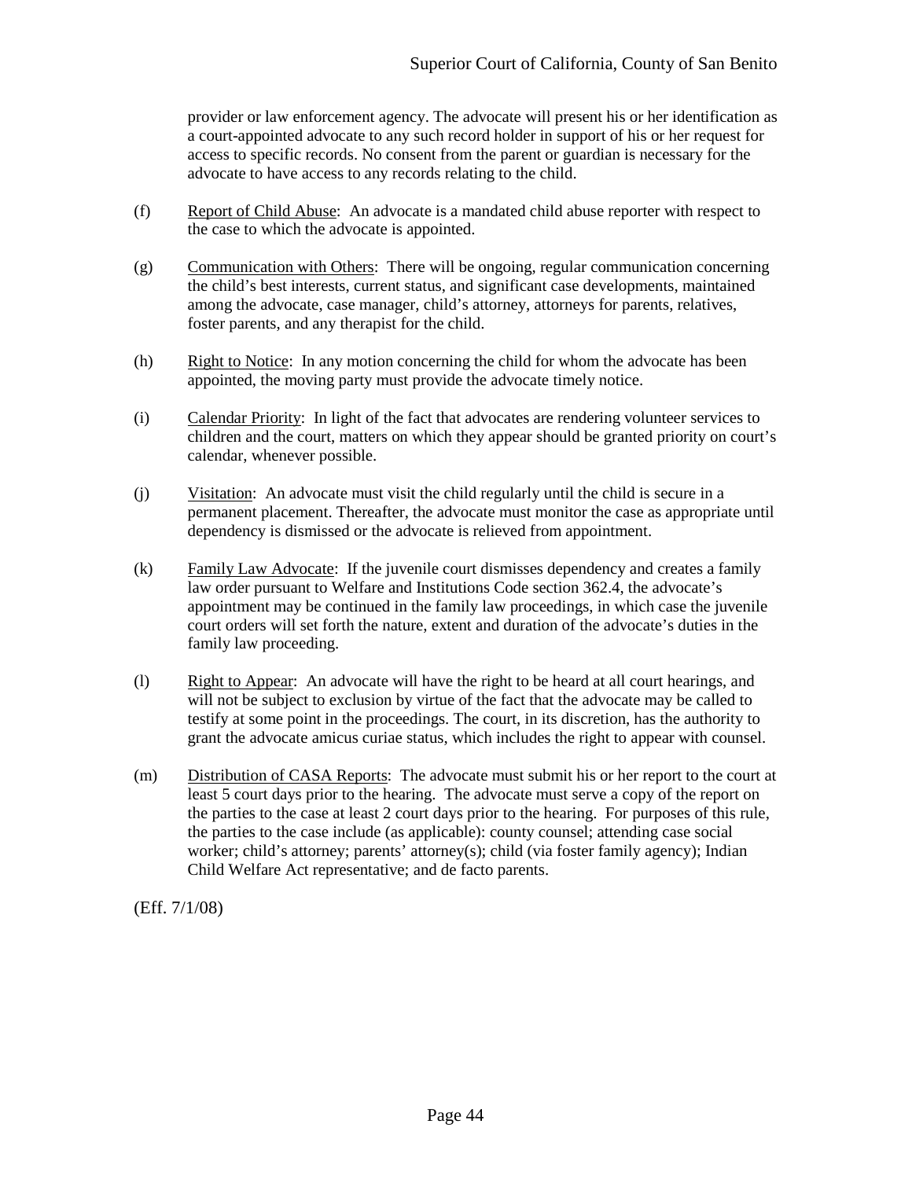provider or law enforcement agency. The advocate will present his or her identification as a court-appointed advocate to any such record holder in support of his or her request for access to specific records. No consent from the parent or guardian is necessary for the advocate to have access to any records relating to the child.

(f) Report of Child Abuse: An advocate is a mandated child abuse reporter with respect to the case to which the advocate is appointed.

(g) Communication with Others: There will be ongoing, regular communication concerning the child's best interests, current status, and significant case developments, maintained among the advocate, case manager, child's attorney, attorneys for parents, relatives, foster parents, and any therapist for the child.

(h) Right to Notice: In any motion concerning the child for whom the advocate has been appointed, the moving party must provide the advocate timely notice.

(i) Calendar Priority: In light of the fact that advocates are rendering volunteer services to children and the court, matters on which they appear should be granted priority on court's calendar, whenever possible.

(j) Visitation: An advocate must visit the child regularly until the child is secure in a permanent placement. Thereafter, the advocate must monitor the case as appropriate until dependency is dismissed or the advocate is relieved from appointment.

(k) Family Law Advocate: If the juvenile court dismisses dependency and creates a family law order pursuant to Welfare and Institutions Code section 362.4, the advocate's appointment may be continued in the family law proceedings, in which case the juvenile court orders will set forth the nature, extent and duration of the advocate's duties in the family law proceeding.

(l) Right to Appear: An advocate will have the right to be heard at all court hearings, and will not be subject to exclusion by virtue of the fact that the advocate may be called to testify at some point in the proceedings. The court, in its discretion, has the authority to grant the advocate amicus curiae status, which includes the right to appear with counsel.

(m) Distribution of CASA Reports: The advocate must submit his or her report to the court at least 5 court days prior to the hearing. The advocate must serve a copy of the report on the parties to the case at least 2 court days prior to the hearing. For purposes of this rule, the parties to the case include (as applicable): county counsel; attending case social worker; child's attorney; parents' attorney(s); child (via foster family agency); Indian Child Welfare Act representative; and de facto parents.

(Eff. 7/1/08)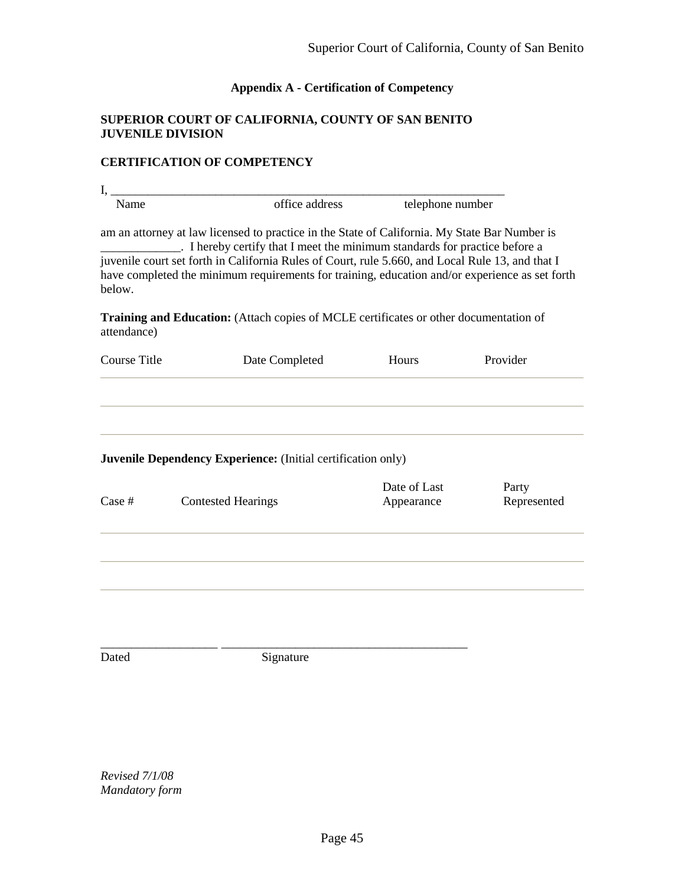**Appendix A - Certification of Competency**

**SUPERIOR COURT OF CALIFORNIA, COUNTY OF SAN BENITO**
**JUVENILE DIVISION**

**CERTIFICATION OF COMPETENCY**

I, _________________________________________________________________

Name                              office address                    telephone number

am an attorney at law licensed to practice in the State of California. My State Bar Number is _____________. I hereby certify that I meet the minimum standards for practice before a juvenile court set forth in California Rules of Court, rule 5.660, and Local Rule 13, and that I have completed the minimum requirements for training, education and/or experience as set forth below.

**Training and Education:** (Attach copies of MCLE certificates or other documentation of attendance)

| Course Title | Date Completed | Hours | Provider |
|---|---|---|---|
| | | | |
| | | | |
| | | | |

**Juvenile Dependency Experience:** (Initial certification only)

| Case # | Contested Hearings | Date of Last Appearance | Party Represented |
|---|---|---|---|
| | | | |
| | | | |
| | | | |

___________________ _______________________________________

Dated                              Signature

*Revised 7/1/08*
*Mandatory form*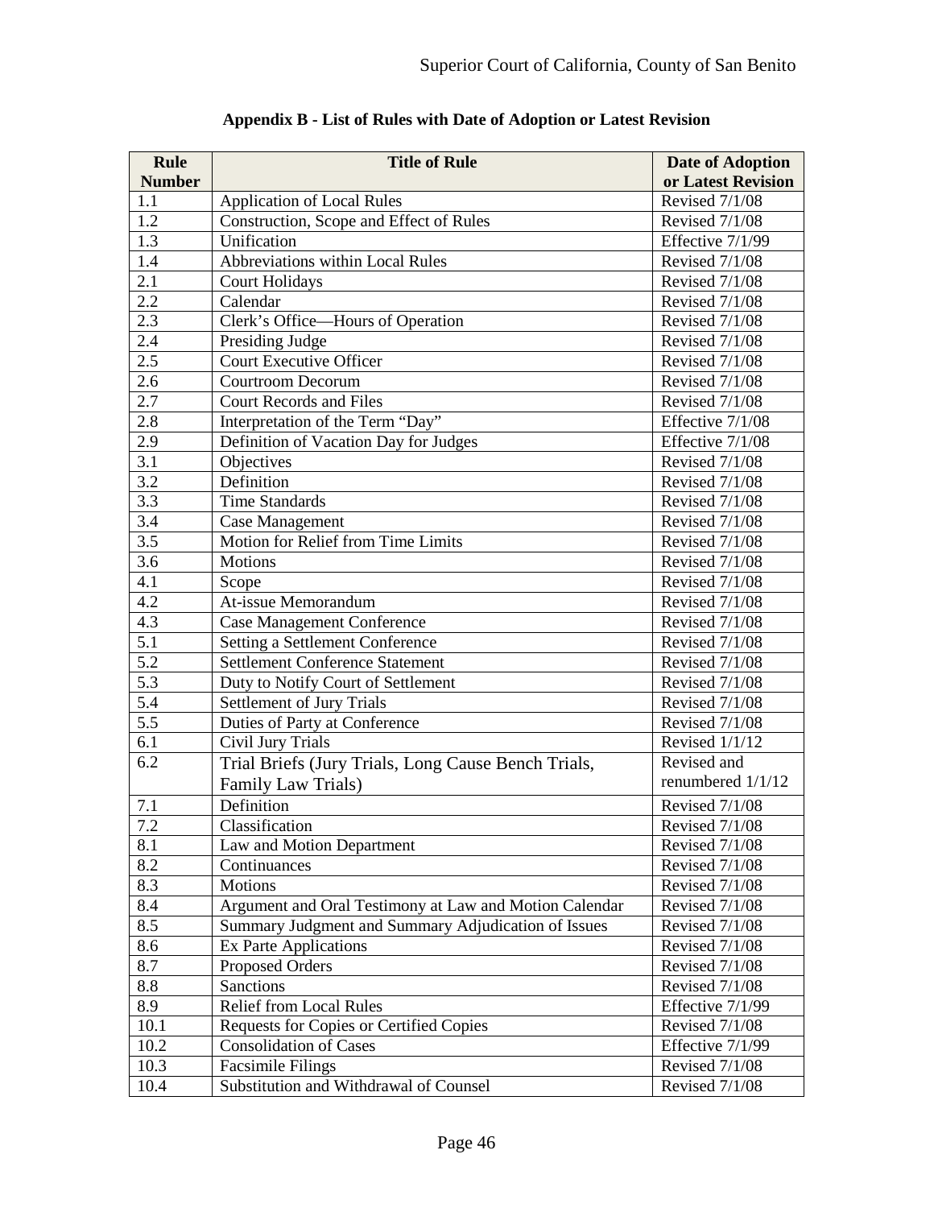**Appendix B - List of Rules with Date of Adoption or Latest Revision**

| Rule Number | Title of Rule | Date of Adoption or Latest Revision |
|---|---|---|
| 1.1 | Application of Local Rules | Revised 7/1/08 |
| 1.2 | Construction, Scope and Effect of Rules | Revised 7/1/08 |
| 1.3 | Unification | Effective 7/1/99 |
| 1.4 | Abbreviations within Local Rules | Revised 7/1/08 |
| 2.1 | Court Holidays | Revised 7/1/08 |
| 2.2 | Calendar | Revised 7/1/08 |
| 2.3 | Clerk's Office—Hours of Operation | Revised 7/1/08 |
| 2.4 | Presiding Judge | Revised 7/1/08 |
| 2.5 | Court Executive Officer | Revised 7/1/08 |
| 2.6 | Courtroom Decorum | Revised 7/1/08 |
| 2.7 | Court Records and Files | Revised 7/1/08 |
| 2.8 | Interpretation of the Term "Day" | Effective 7/1/08 |
| 2.9 | Definition of Vacation Day for Judges | Effective 7/1/08 |
| 3.1 | Objectives | Revised 7/1/08 |
| 3.2 | Definition | Revised 7/1/08 |
| 3.3 | Time Standards | Revised 7/1/08 |
| 3.4 | Case Management | Revised 7/1/08 |
| 3.5 | Motion for Relief from Time Limits | Revised 7/1/08 |
| 3.6 | Motions | Revised 7/1/08 |
| 4.1 | Scope | Revised 7/1/08 |
| 4.2 | At-issue Memorandum | Revised 7/1/08 |
| 4.3 | Case Management Conference | Revised 7/1/08 |
| 5.1 | Setting a Settlement Conference | Revised 7/1/08 |
| 5.2 | Settlement Conference Statement | Revised 7/1/08 |
| 5.3 | Duty to Notify Court of Settlement | Revised 7/1/08 |
| 5.4 | Settlement of Jury Trials | Revised 7/1/08 |
| 5.5 | Duties of Party at Conference | Revised 7/1/08 |
| 6.1 | Civil Jury Trials | Revised 1/1/12 |
| 6.2 | Trial Briefs (Jury Trials, Long Cause Bench Trials, Family Law Trials) | Revised and renumbered 1/1/12 |
| 7.1 | Definition | Revised 7/1/08 |
| 7.2 | Classification | Revised 7/1/08 |
| 8.1 | Law and Motion Department | Revised 7/1/08 |
| 8.2 | Continuances | Revised 7/1/08 |
| 8.3 | Motions | Revised 7/1/08 |
| 8.4 | Argument and Oral Testimony at Law and Motion Calendar | Revised 7/1/08 |
| 8.5 | Summary Judgment and Summary Adjudication of Issues | Revised 7/1/08 |
| 8.6 | Ex Parte Applications | Revised 7/1/08 |
| 8.7 | Proposed Orders | Revised 7/1/08 |
| 8.8 | Sanctions | Revised 7/1/08 |
| 8.9 | Relief from Local Rules | Effective 7/1/99 |
| 10.1 | Requests for Copies or Certified Copies | Revised 7/1/08 |
| 10.2 | Consolidation of Cases | Effective 7/1/99 |
| 10.3 | Facsimile Filings | Revised 7/1/08 |
| 10.4 | Substitution and Withdrawal of Counsel | Revised 7/1/08 |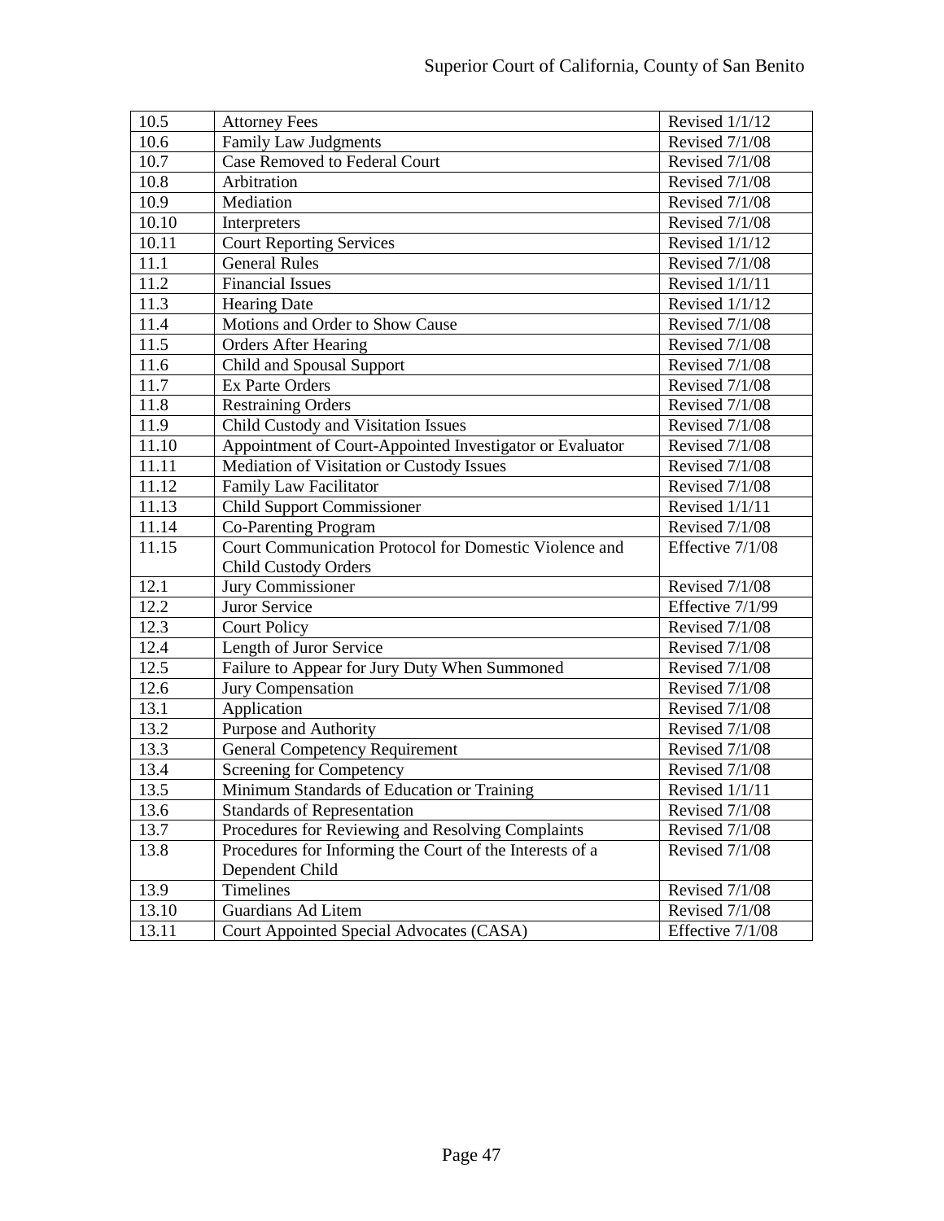| 10.5 | Attorney Fees | Revised 1/1/12 |
|---|---|---|
| 10.6 | Family Law Judgments | Revised 7/1/08 |
| 10.7 | Case Removed to Federal Court | Revised 7/1/08 |
| 10.8 | Arbitration | Revised 7/1/08 |
| 10.9 | Mediation | Revised 7/1/08 |
| 10.10 | Interpreters | Revised 7/1/08 |
| 10.11 | Court Reporting Services | Revised 1/1/12 |
| 11.1 | General Rules | Revised 7/1/08 |
| 11.2 | Financial Issues | Revised 1/1/11 |
| 11.3 | Hearing Date | Revised 1/1/12 |
| 11.4 | Motions and Order to Show Cause | Revised 7/1/08 |
| 11.5 | Orders After Hearing | Revised 7/1/08 |
| 11.6 | Child and Spousal Support | Revised 7/1/08 |
| 11.7 | Ex Parte Orders | Revised 7/1/08 |
| 11.8 | Restraining Orders | Revised 7/1/08 |
| 11.9 | Child Custody and Visitation Issues | Revised 7/1/08 |
| 11.10 | Appointment of Court-Appointed Investigator or Evaluator | Revised 7/1/08 |
| 11.11 | Mediation of Visitation or Custody Issues | Revised 7/1/08 |
| 11.12 | Family Law Facilitator | Revised 7/1/08 |
| 11.13 | Child Support Commissioner | Revised 1/1/11 |
| 11.14 | Co-Parenting Program | Revised 7/1/08 |
| 11.15 | Court Communication Protocol for Domestic Violence and Child Custody Orders | Effective 7/1/08 |
| 12.1 | Jury Commissioner | Revised 7/1/08 |
| 12.2 | Juror Service | Effective 7/1/99 |
| 12.3 | Court Policy | Revised 7/1/08 |
| 12.4 | Length of Juror Service | Revised 7/1/08 |
| 12.5 | Failure to Appear for Jury Duty When Summoned | Revised 7/1/08 |
| 12.6 | Jury Compensation | Revised 7/1/08 |
| 13.1 | Application | Revised 7/1/08 |
| 13.2 | Purpose and Authority | Revised 7/1/08 |
| 13.3 | General Competency Requirement | Revised 7/1/08 |
| 13.4 | Screening for Competency | Revised 7/1/08 |
| 13.5 | Minimum Standards of Education or Training | Revised 1/1/11 |
| 13.6 | Standards of Representation | Revised 7/1/08 |
| 13.7 | Procedures for Reviewing and Resolving Complaints | Revised 7/1/08 |
| 13.8 | Procedures for Informing the Court of the Interests of a Dependent Child | Revised 7/1/08 |
| 13.9 | Timelines | Revised 7/1/08 |
| 13.10 | Guardians Ad Litem | Revised 7/1/08 |
| 13.11 | Court Appointed Special Advocates (CASA) | Effective 7/1/08 |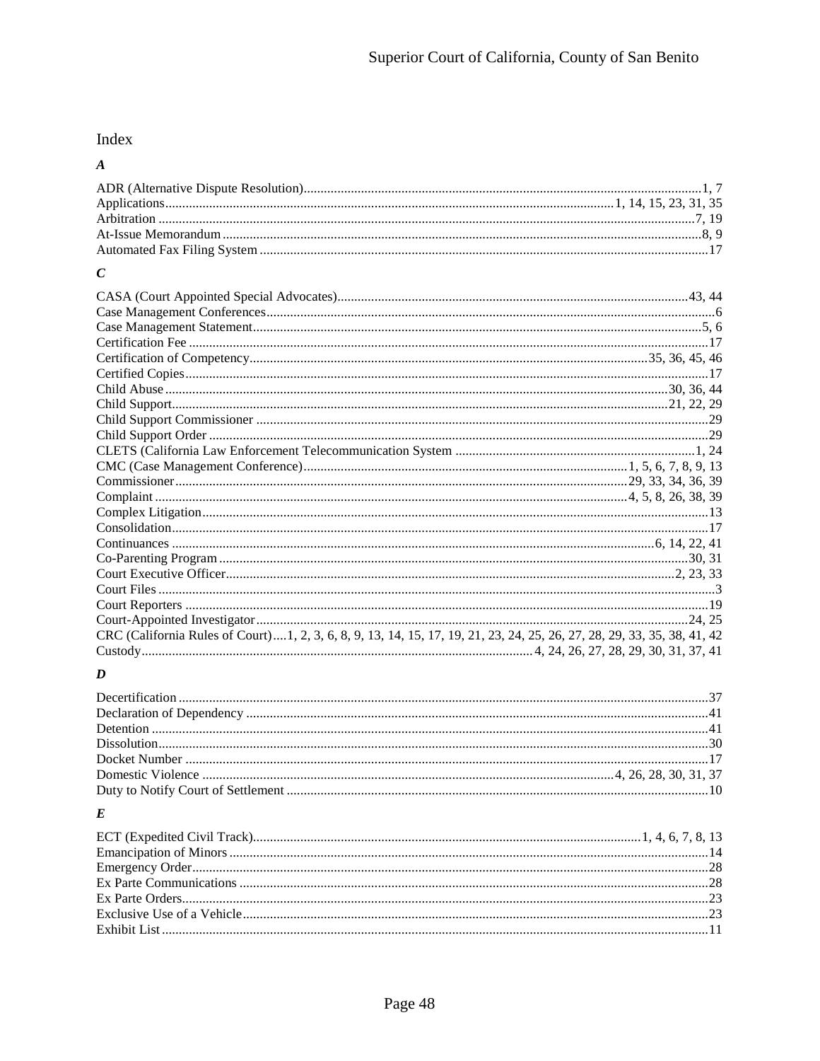# Index

### *A*

ADR (Alternative Dispute Resolution)....1, 7
Applications....1, 14, 15, 23, 31, 35
Arbitration....7, 19
At-Issue Memorandum....8, 9
Automated Fax Filing System....17

### *C*

CASA (Court Appointed Special Advocates)....43, 44
Case Management Conferences....6
Case Management Statement....5, 6
Certification Fee....17
Certification of Competency....35, 36, 45, 46
Certified Copies....17
Child Abuse....30, 36, 44
Child Support....21, 22, 29
Child Support Commissioner....29
Child Support Order....29
CLETS (California Law Enforcement Telecommunication System....1, 24
CMC (Case Management Conference)....1, 5, 6, 7, 8, 9, 13
Commissioner....29, 33, 34, 36, 39
Complaint....4, 5, 8, 26, 38, 39
Complex Litigation....13
Consolidation....17
Continuances....6, 14, 22, 41
Co-Parenting Program....30, 31
Court Executive Officer....2, 23, 33
Court Files....3
Court Reporters....19
Court-Appointed Investigator....24, 25
CRC (California Rules of Court)....1, 2, 3, 6, 8, 9, 13, 14, 15, 17, 19, 21, 23, 24, 25, 26, 27, 28, 29, 33, 35, 38, 41, 42
Custody....4, 24, 26, 27, 28, 29, 30, 31, 37, 41

### *D*

Decertification....37
Declaration of Dependency....41
Detention....41
Dissolution....30
Docket Number....17
Domestic Violence....4, 26, 28, 30, 31, 37
Duty to Notify Court of Settlement....10

### *E*

ECT (Expedited Civil Track)....1, 4, 6, 7, 8, 13
Emancipation of Minors....14
Emergency Order....28
Ex Parte Communications....28
Ex Parte Orders....23
Exclusive Use of a Vehicle....23
Exhibit List....11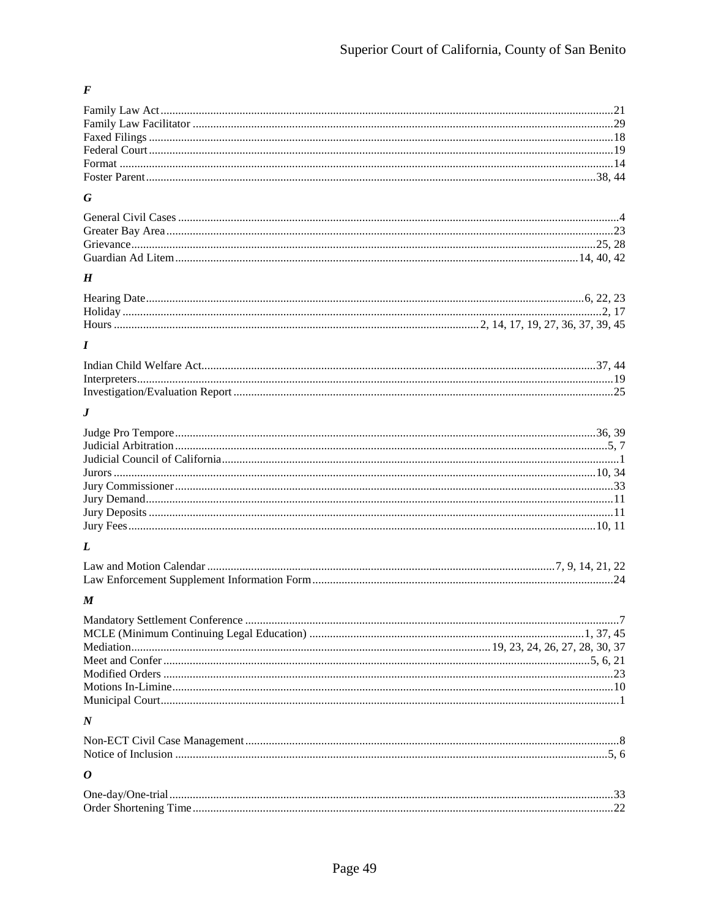### *F*

Family Law Act ... 21
Family Law Facilitator ... 29
Faxed Filings ... 18
Federal Court ... 19
Format ... 14
Foster Parent ... 38, 44

### *G*

General Civil Cases ... 4
Greater Bay Area ... 23
Grievance ... 25, 28
Guardian Ad Litem ... 14, 40, 42

### *H*

Hearing Date ... 6, 22, 23
Holiday ... 2, 17
Hours ... 2, 14, 17, 19, 27, 36, 37, 39, 45

### *I*

Indian Child Welfare Act ... 37, 44
Interpreters ... 19
Investigation/Evaluation Report ... 25

### *J*

Judge Pro Tempore ... 36, 39
Judicial Arbitration ... 5, 7
Judicial Council of California ... 1
Jurors ... 10, 34
Jury Commissioner ... 33
Jury Demand ... 11
Jury Deposits ... 11
Jury Fees ... 10, 11

### *L*

Law and Motion Calendar ... 7, 9, 14, 21, 22
Law Enforcement Supplement Information Form ... 24

### *M*

Mandatory Settlement Conference ... 7
MCLE (Minimum Continuing Legal Education) ... 1, 37, 45
Mediation ... 19, 23, 24, 26, 27, 28, 30, 37
Meet and Confer ... 5, 6, 21
Modified Orders ... 23
Motions In-Limine ... 10
Municipal Court ... 1

### *N*

Non-ECT Civil Case Management ... 8
Notice of Inclusion ... 5, 6

### *O*

One-day/One-trial ... 33
Order Shortening Time ... 22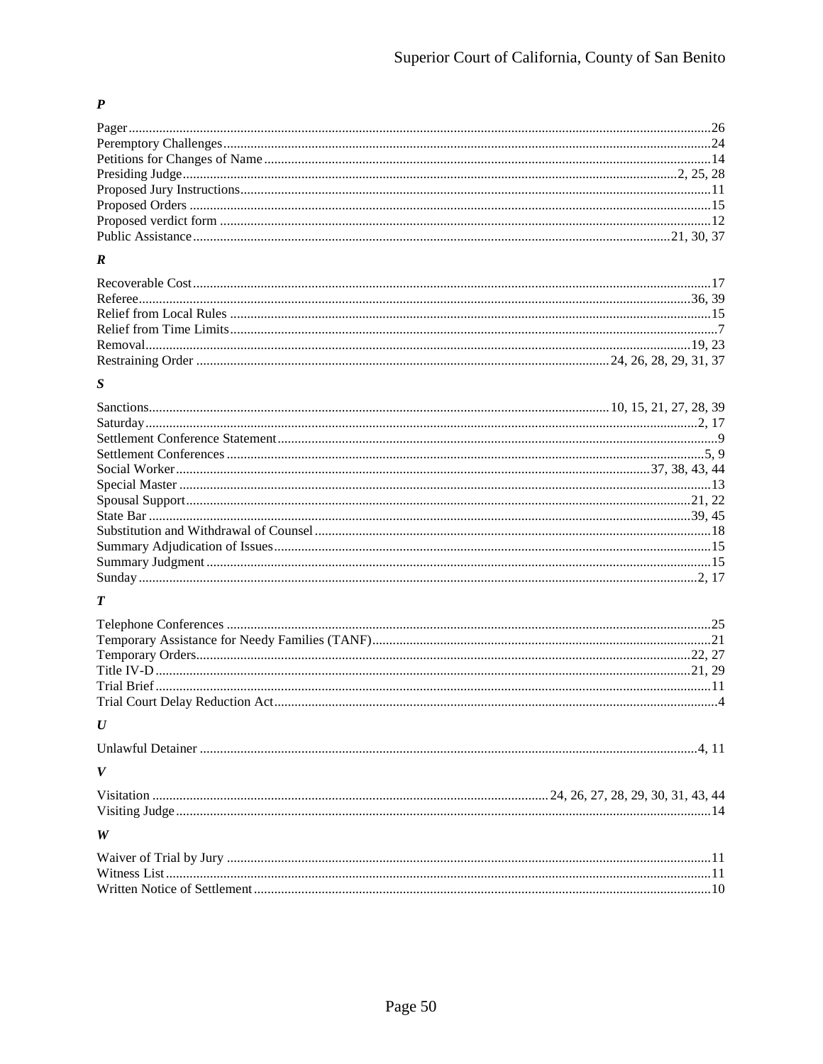### *P*

Pager ..........26
Peremptory Challenges ..........24
Petitions for Changes of Name ..........14
Presiding Judge ..........2, 25, 28
Proposed Jury Instructions ..........11
Proposed Orders ..........15
Proposed verdict form ..........12
Public Assistance ..........21, 30, 37

### *R*

Recoverable Cost ..........17
Referee ..........36, 39
Relief from Local Rules ..........15
Relief from Time Limits ..........7
Removal ..........19, 23
Restraining Order ..........24, 26, 28, 29, 31, 37

### *S*

Sanctions ..........10, 15, 21, 27, 28, 39
Saturday ..........2, 17
Settlement Conference Statement ..........9
Settlement Conferences ..........5, 9
Social Worker ..........37, 38, 43, 44
Special Master ..........13
Spousal Support ..........21, 22
State Bar ..........39, 45
Substitution and Withdrawal of Counsel ..........18
Summary Adjudication of Issues ..........15
Summary Judgment ..........15
Sunday ..........2, 17

### *T*

Telephone Conferences ..........25
Temporary Assistance for Needy Families (TANF) ..........21
Temporary Orders ..........22, 27
Title IV-D ..........21, 29
Trial Brief ..........11
Trial Court Delay Reduction Act ..........4

### *U*

Unlawful Detainer ..........4, 11

### *V*

Visitation ..........24, 26, 27, 28, 29, 30, 31, 43, 44
Visiting Judge ..........14

### *W*

Waiver of Trial by Jury ..........11
Witness List ..........11
Written Notice of Settlement ..........10